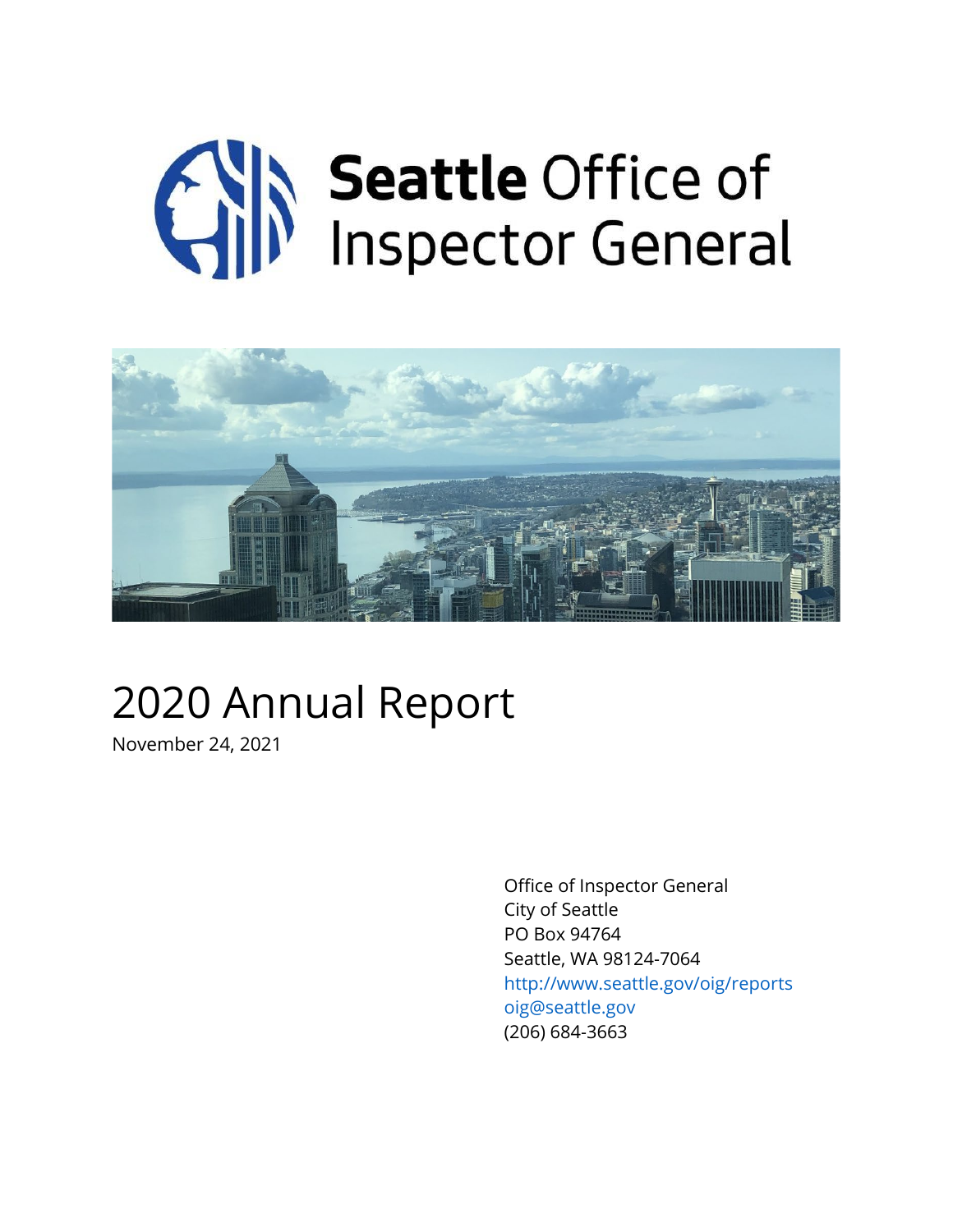# Seattle Office of Inspector General

# 2020 Annual Report

November 24, 2021

Office of Inspector General
City of Seattle
PO Box 94764
Seattle, WA 98124-7064
http://www.seattle.gov/oig/reports
oig@seattle.gov
(206) 684-3663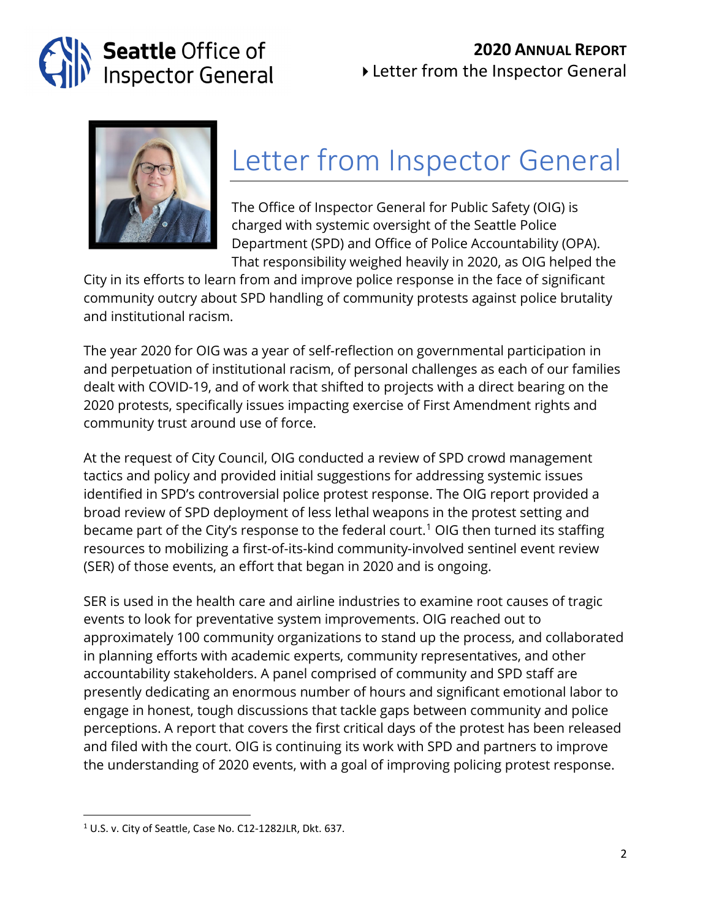# Letter from Inspector General

The Office of Inspector General for Public Safety (OIG) is charged with systemic oversight of the Seattle Police Department (SPD) and Office of Police Accountability (OPA). That responsibility weighed heavily in 2020, as OIG helped the City in its efforts to learn from and improve police response in the face of significant community outcry about SPD handling of community protests against police brutality and institutional racism.

The year 2020 for OIG was a year of self-reflection on governmental participation in and perpetuation of institutional racism, of personal challenges as each of our families dealt with COVID-19, and of work that shifted to projects with a direct bearing on the 2020 protests, specifically issues impacting exercise of First Amendment rights and community trust around use of force.

At the request of City Council, OIG conducted a review of SPD crowd management tactics and policy and provided initial suggestions for addressing systemic issues identified in SPD's controversial police protest response. The OIG report provided a broad review of SPD deployment of less lethal weapons in the protest setting and became part of the City's response to the federal court.[1] OIG then turned its staffing resources to mobilizing a first-of-its-kind community-involved sentinel event review (SER) of those events, an effort that began in 2020 and is ongoing.

SER is used in the health care and airline industries to examine root causes of tragic events to look for preventative system improvements. OIG reached out to approximately 100 community organizations to stand up the process, and collaborated in planning efforts with academic experts, community representatives, and other accountability stakeholders. A panel comprised of community and SPD staff are presently dedicating an enormous number of hours and significant emotional labor to engage in honest, tough discussions that tackle gaps between community and police perceptions. A report that covers the first critical days of the protest has been released and filed with the court. OIG is continuing its work with SPD and partners to improve the understanding of 2020 events, with a goal of improving policing protest response.

---

[1] U.S. v. City of Seattle, Case No. C12-1282JLR, Dkt. 637.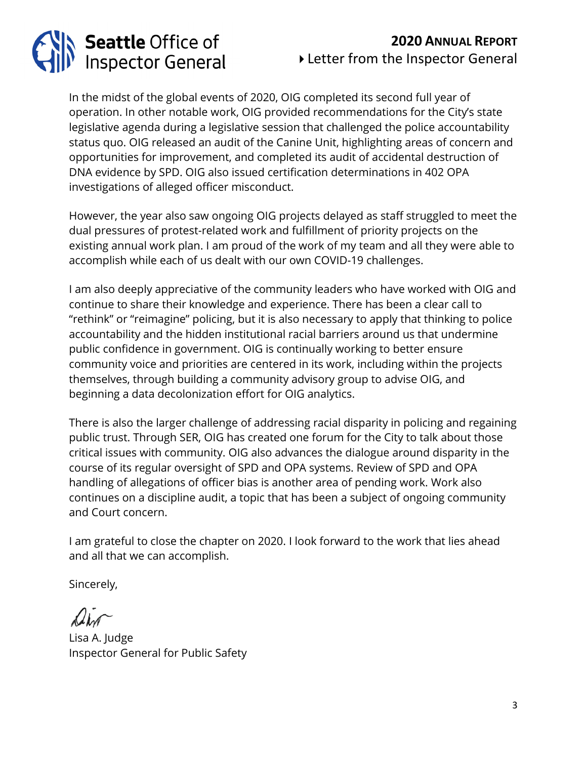## Letter from the Inspector General

In the midst of the global events of 2020, OIG completed its second full year of operation. In other notable work, OIG provided recommendations for the City's state legislative agenda during a legislative session that challenged the police accountability status quo. OIG released an audit of the Canine Unit, highlighting areas of concern and opportunities for improvement, and completed its audit of accidental destruction of DNA evidence by SPD. OIG also issued certification determinations in 402 OPA investigations of alleged officer misconduct.

However, the year also saw ongoing OIG projects delayed as staff struggled to meet the dual pressures of protest-related work and fulfillment of priority projects on the existing annual work plan. I am proud of the work of my team and all they were able to accomplish while each of us dealt with our own COVID-19 challenges.

I am also deeply appreciative of the community leaders who have worked with OIG and continue to share their knowledge and experience. There has been a clear call to "rethink" or "reimagine" policing, but it is also necessary to apply that thinking to police accountability and the hidden institutional racial barriers around us that undermine public confidence in government. OIG is continually working to better ensure community voice and priorities are centered in its work, including within the projects themselves, through building a community advisory group to advise OIG, and beginning a data decolonization effort for OIG analytics.

There is also the larger challenge of addressing racial disparity in policing and regaining public trust. Through SER, OIG has created one forum for the City to talk about those critical issues with community. OIG also advances the dialogue around disparity in the course of its regular oversight of SPD and OPA systems. Review of SPD and OPA handling of allegations of officer bias is another area of pending work. Work also continues on a discipline audit, a topic that has been a subject of ongoing community and Court concern.

I am grateful to close the chapter on 2020. I look forward to the work that lies ahead and all that we can accomplish.

Sincerely,

Lisa A. Judge
Inspector General for Public Safety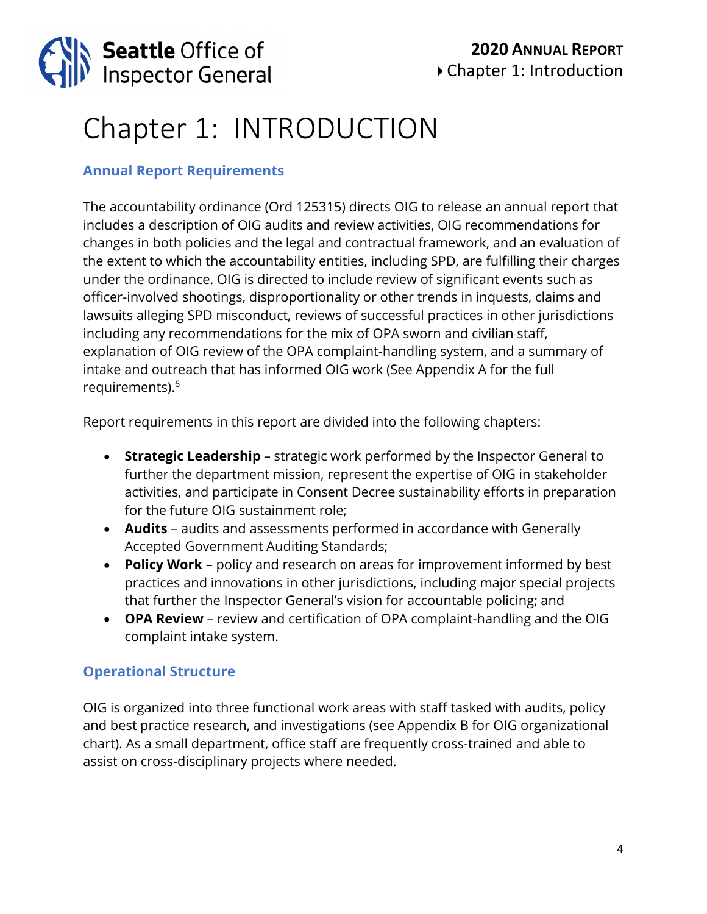# Chapter 1: INTRODUCTION

## Annual Report Requirements

The accountability ordinance (Ord 125315) directs OIG to release an annual report that includes a description of OIG audits and review activities, OIG recommendations for changes in both policies and the legal and contractual framework, and an evaluation of the extent to which the accountability entities, including SPD, are fulfilling their charges under the ordinance. OIG is directed to include review of significant events such as officer-involved shootings, disproportionality or other trends in inquests, claims and lawsuits alleging SPD misconduct, reviews of successful practices in other jurisdictions including any recommendations for the mix of OPA sworn and civilian staff, explanation of OIG review of the OPA complaint-handling system, and a summary of intake and outreach that has informed OIG work (See Appendix A for the full requirements).[6]

Report requirements in this report are divided into the following chapters:

- **Strategic Leadership** – strategic work performed by the Inspector General to further the department mission, represent the expertise of OIG in stakeholder activities, and participate in Consent Decree sustainability efforts in preparation for the future OIG sustainment role;
- **Audits** – audits and assessments performed in accordance with Generally Accepted Government Auditing Standards;
- **Policy Work** – policy and research on areas for improvement informed by best practices and innovations in other jurisdictions, including major special projects that further the Inspector General's vision for accountable policing; and
- **OPA Review** – review and certification of OPA complaint-handling and the OIG complaint intake system.

## Operational Structure

OIG is organized into three functional work areas with staff tasked with audits, policy and best practice research, and investigations (see Appendix B for OIG organizational chart). As a small department, office staff are frequently cross-trained and able to assist on cross-disciplinary projects where needed.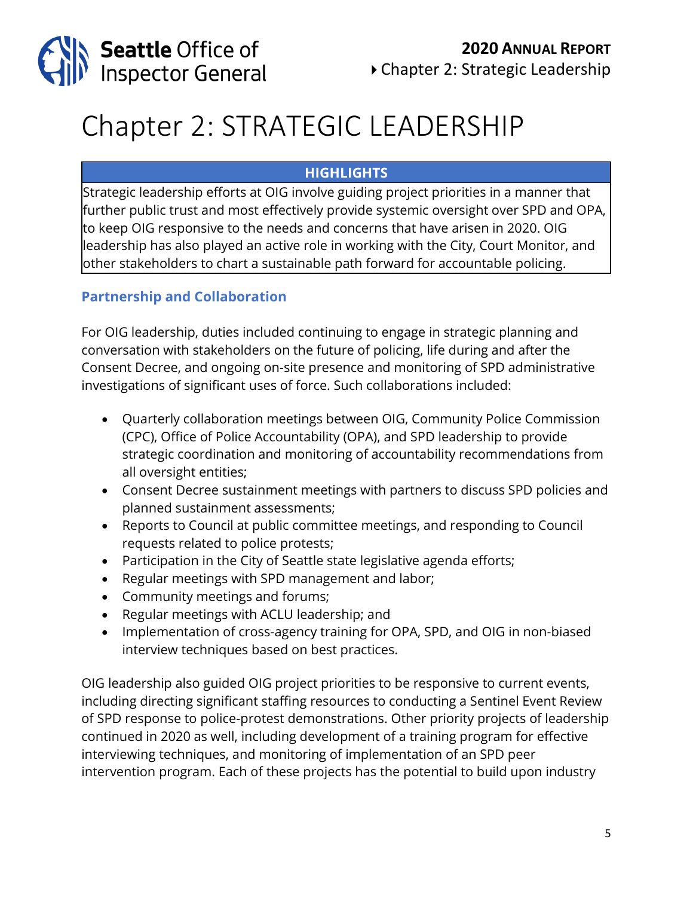# Chapter 2: STRATEGIC LEADERSHIP

| HIGHLIGHTS |
| --- |
| Strategic leadership efforts at OIG involve guiding project priorities in a manner that further public trust and most effectively provide systemic oversight over SPD and OPA, to keep OIG responsive to the needs and concerns that have arisen in 2020. OIG leadership has also played an active role in working with the City, Court Monitor, and other stakeholders to chart a sustainable path forward for accountable policing. |

## Partnership and Collaboration

For OIG leadership, duties included continuing to engage in strategic planning and conversation with stakeholders on the future of policing, life during and after the Consent Decree, and ongoing on-site presence and monitoring of SPD administrative investigations of significant uses of force. Such collaborations included:

- Quarterly collaboration meetings between OIG, Community Police Commission (CPC), Office of Police Accountability (OPA), and SPD leadership to provide strategic coordination and monitoring of accountability recommendations from all oversight entities;
- Consent Decree sustainment meetings with partners to discuss SPD policies and planned sustainment assessments;
- Reports to Council at public committee meetings, and responding to Council requests related to police protests;
- Participation in the City of Seattle state legislative agenda efforts;
- Regular meetings with SPD management and labor;
- Community meetings and forums;
- Regular meetings with ACLU leadership; and
- Implementation of cross-agency training for OPA, SPD, and OIG in non-biased interview techniques based on best practices.

OIG leadership also guided OIG project priorities to be responsive to current events, including directing significant staffing resources to conducting a Sentinel Event Review of SPD response to police-protest demonstrations. Other priority projects of leadership continued in 2020 as well, including development of a training program for effective interviewing techniques, and monitoring of implementation of an SPD peer intervention program. Each of these projects has the potential to build upon industry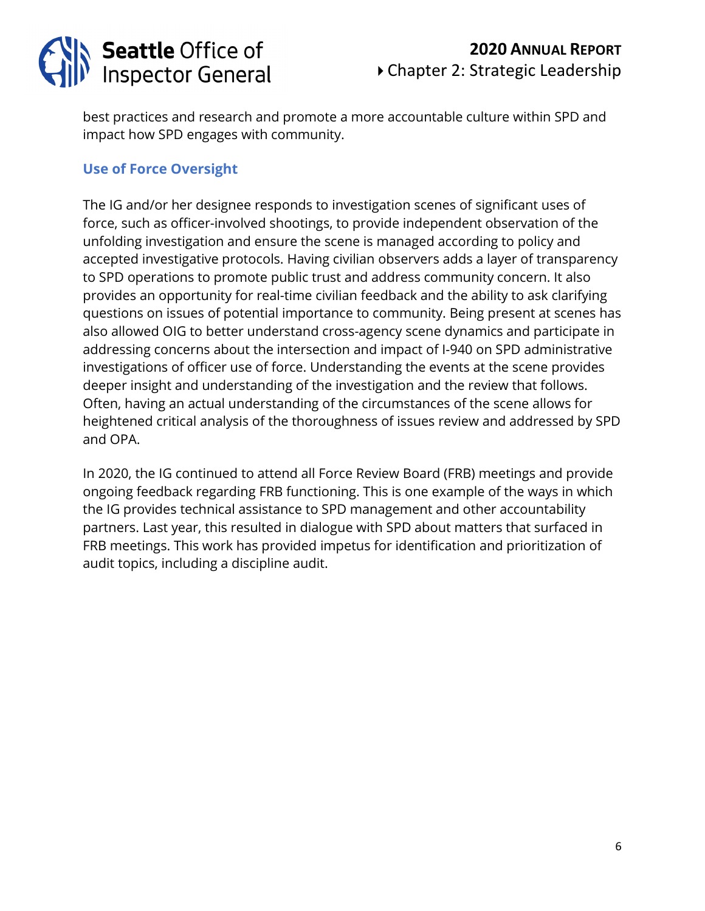best practices and research and promote a more accountable culture within SPD and impact how SPD engages with community.

### Use of Force Oversight

The IG and/or her designee responds to investigation scenes of significant uses of force, such as officer-involved shootings, to provide independent observation of the unfolding investigation and ensure the scene is managed according to policy and accepted investigative protocols. Having civilian observers adds a layer of transparency to SPD operations to promote public trust and address community concern. It also provides an opportunity for real-time civilian feedback and the ability to ask clarifying questions on issues of potential importance to community. Being present at scenes has also allowed OIG to better understand cross-agency scene dynamics and participate in addressing concerns about the intersection and impact of I-940 on SPD administrative investigations of officer use of force. Understanding the events at the scene provides deeper insight and understanding of the investigation and the review that follows. Often, having an actual understanding of the circumstances of the scene allows for heightened critical analysis of the thoroughness of issues review and addressed by SPD and OPA.

In 2020, the IG continued to attend all Force Review Board (FRB) meetings and provide ongoing feedback regarding FRB functioning. This is one example of the ways in which the IG provides technical assistance to SPD management and other accountability partners. Last year, this resulted in dialogue with SPD about matters that surfaced in FRB meetings. This work has provided impetus for identification and prioritization of audit topics, including a discipline audit.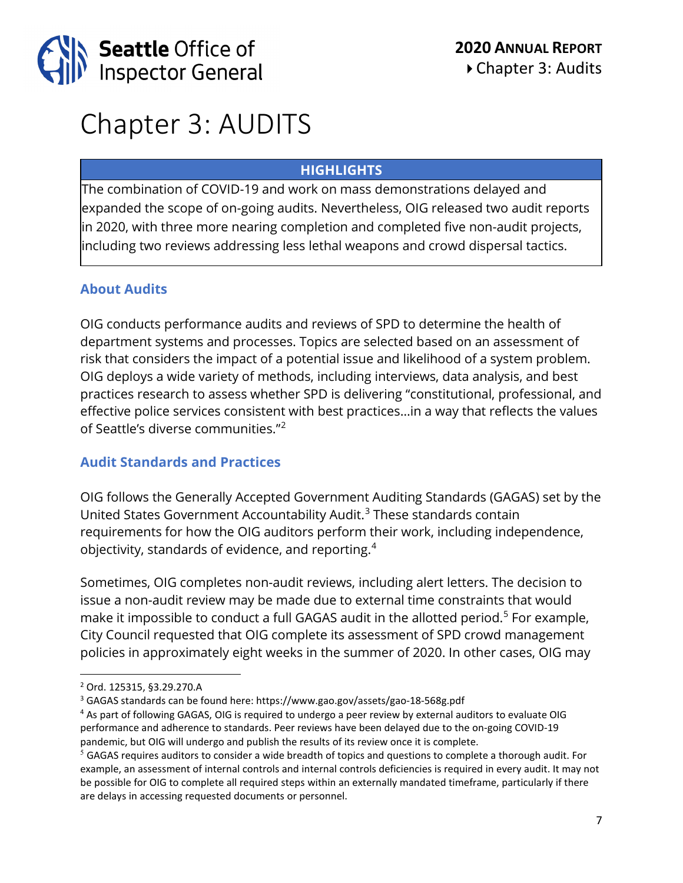# Chapter 3: AUDITS

| HIGHLIGHTS |
| --- |
| The combination of COVID-19 and work on mass demonstrations delayed and expanded the scope of on-going audits. Nevertheless, OIG released two audit reports in 2020, with three more nearing completion and completed five non-audit projects, including two reviews addressing less lethal weapons and crowd dispersal tactics. |

## About Audits

OIG conducts performance audits and reviews of SPD to determine the health of department systems and processes. Topics are selected based on an assessment of risk that considers the impact of a potential issue and likelihood of a system problem. OIG deploys a wide variety of methods, including interviews, data analysis, and best practices research to assess whether SPD is delivering "constitutional, professional, and effective police services consistent with best practices…in a way that reflects the values of Seattle's diverse communities."[2]

## Audit Standards and Practices

OIG follows the Generally Accepted Government Auditing Standards (GAGAS) set by the United States Government Accountability Audit.[3] These standards contain requirements for how the OIG auditors perform their work, including independence, objectivity, standards of evidence, and reporting.[4]

Sometimes, OIG completes non-audit reviews, including alert letters. The decision to issue a non-audit review may be made due to external time constraints that would make it impossible to conduct a full GAGAS audit in the allotted period.[5] For example, City Council requested that OIG complete its assessment of SPD crowd management policies in approximately eight weeks in the summer of 2020. In other cases, OIG may

---

[2] Ord. 125315, §3.29.270.A

[3] GAGAS standards can be found here: https://www.gao.gov/assets/gao-18-568g.pdf

[4] As part of following GAGAS, OIG is required to undergo a peer review by external auditors to evaluate OIG performance and adherence to standards. Peer reviews have been delayed due to the on-going COVID-19 pandemic, but OIG will undergo and publish the results of its review once it is complete.

[5] GAGAS requires auditors to consider a wide breadth of topics and questions to complete a thorough audit. For example, an assessment of internal controls and internal controls deficiencies is required in every audit. It may not be possible for OIG to complete all required steps within an externally mandated timeframe, particularly if there are delays in accessing requested documents or personnel.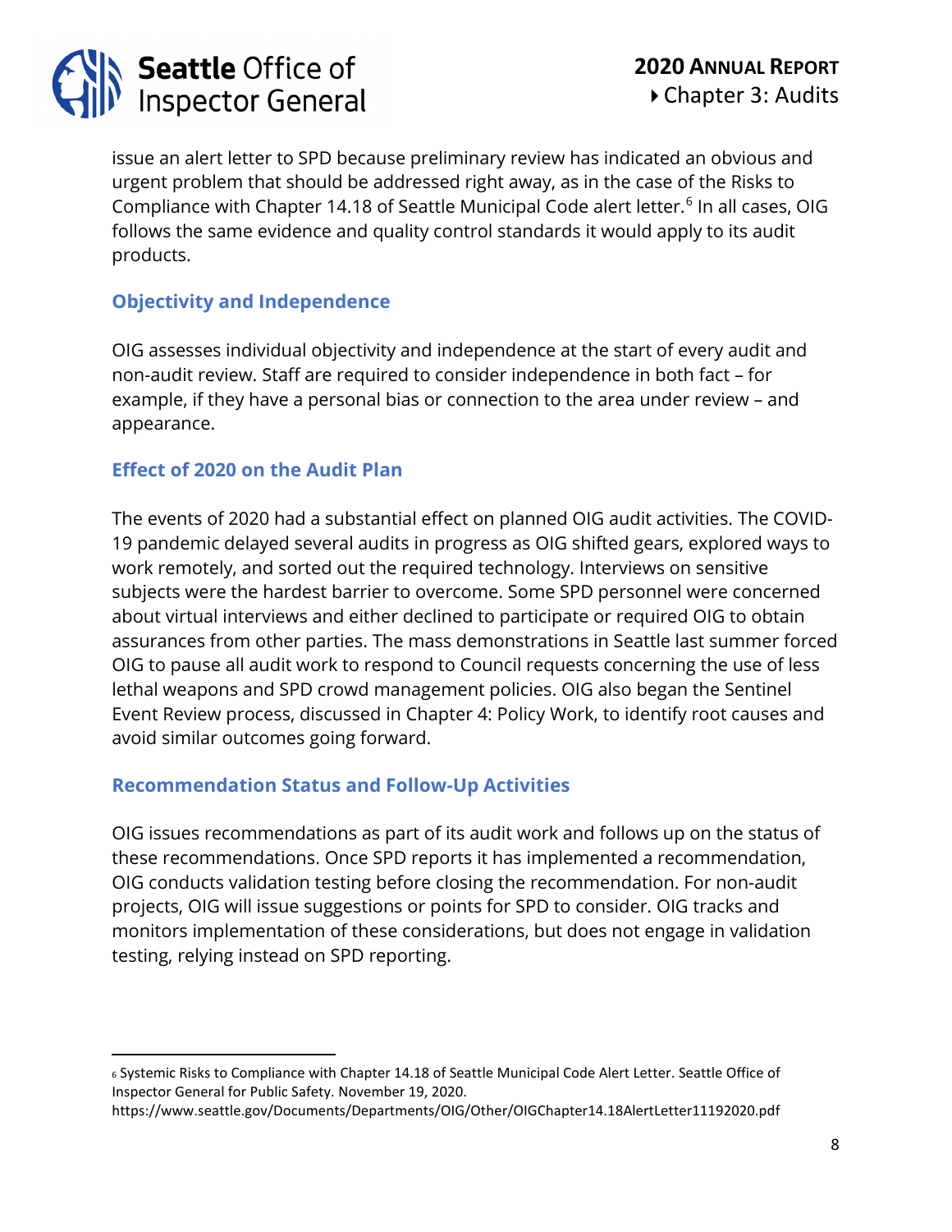issue an alert letter to SPD because preliminary review has indicated an obvious and urgent problem that should be addressed right away, as in the case of the Risks to Compliance with Chapter 14.18 of Seattle Municipal Code alert letter.[6] In all cases, OIG follows the same evidence and quality control standards it would apply to its audit products.

### Objectivity and Independence

OIG assesses individual objectivity and independence at the start of every audit and non-audit review. Staff are required to consider independence in both fact – for example, if they have a personal bias or connection to the area under review – and appearance.

### Effect of 2020 on the Audit Plan

The events of 2020 had a substantial effect on planned OIG audit activities. The COVID-19 pandemic delayed several audits in progress as OIG shifted gears, explored ways to work remotely, and sorted out the required technology. Interviews on sensitive subjects were the hardest barrier to overcome. Some SPD personnel were concerned about virtual interviews and either declined to participate or required OIG to obtain assurances from other parties. The mass demonstrations in Seattle last summer forced OIG to pause all audit work to respond to Council requests concerning the use of less lethal weapons and SPD crowd management policies. OIG also began the Sentinel Event Review process, discussed in Chapter 4: Policy Work, to identify root causes and avoid similar outcomes going forward.

### Recommendation Status and Follow-Up Activities

OIG issues recommendations as part of its audit work and follows up on the status of these recommendations. Once SPD reports it has implemented a recommendation, OIG conducts validation testing before closing the recommendation. For non-audit projects, OIG will issue suggestions or points for SPD to consider. OIG tracks and monitors implementation of these considerations, but does not engage in validation testing, relying instead on SPD reporting.

---

[6] Systemic Risks to Compliance with Chapter 14.18 of Seattle Municipal Code Alert Letter. Seattle Office of Inspector General for Public Safety. November 19, 2020. https://www.seattle.gov/Documents/Departments/OIG/Other/OIGChapter14.18AlertLetter11192020.pdf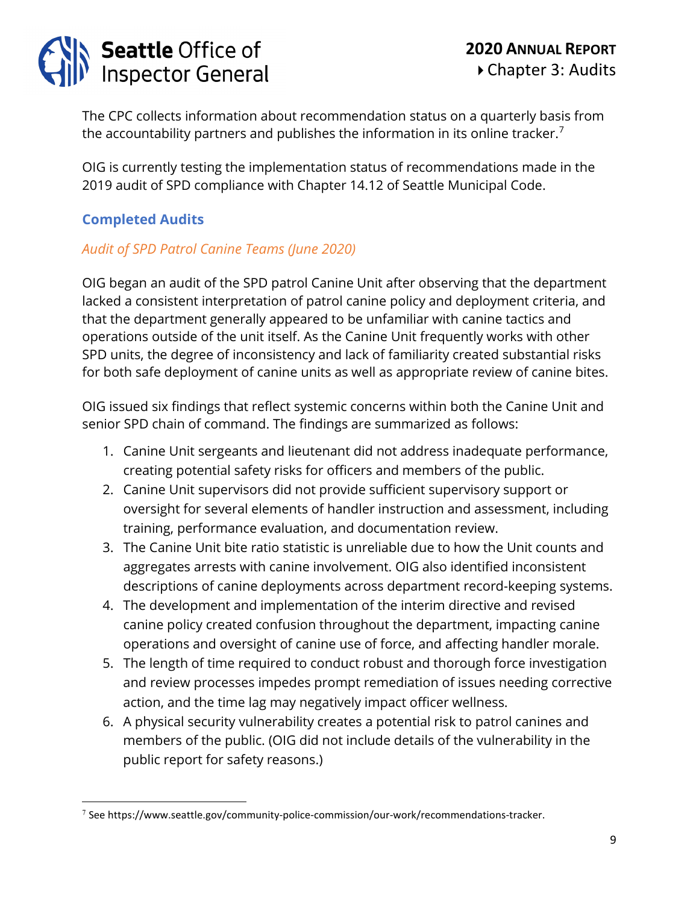The CPC collects information about recommendation status on a quarterly basis from the accountability partners and publishes the information in its online tracker.[7]

OIG is currently testing the implementation status of recommendations made in the 2019 audit of SPD compliance with Chapter 14.12 of Seattle Municipal Code.

## Completed Audits

### *Audit of SPD Patrol Canine Teams (June 2020)*

OIG began an audit of the SPD patrol Canine Unit after observing that the department lacked a consistent interpretation of patrol canine policy and deployment criteria, and that the department generally appeared to be unfamiliar with canine tactics and operations outside of the unit itself. As the Canine Unit frequently works with other SPD units, the degree of inconsistency and lack of familiarity created substantial risks for both safe deployment of canine units as well as appropriate review of canine bites.

OIG issued six findings that reflect systemic concerns within both the Canine Unit and senior SPD chain of command. The findings are summarized as follows:

1. Canine Unit sergeants and lieutenant did not address inadequate performance, creating potential safety risks for officers and members of the public.
2. Canine Unit supervisors did not provide sufficient supervisory support or oversight for several elements of handler instruction and assessment, including training, performance evaluation, and documentation review.
3. The Canine Unit bite ratio statistic is unreliable due to how the Unit counts and aggregates arrests with canine involvement. OIG also identified inconsistent descriptions of canine deployments across department record-keeping systems.
4. The development and implementation of the interim directive and revised canine policy created confusion throughout the department, impacting canine operations and oversight of canine use of force, and affecting handler morale.
5. The length of time required to conduct robust and thorough force investigation and review processes impedes prompt remediation of issues needing corrective action, and the time lag may negatively impact officer wellness.
6. A physical security vulnerability creates a potential risk to patrol canines and members of the public. (OIG did not include details of the vulnerability in the public report for safety reasons.)

[7] See https://www.seattle.gov/community-police-commission/our-work/recommendations-tracker.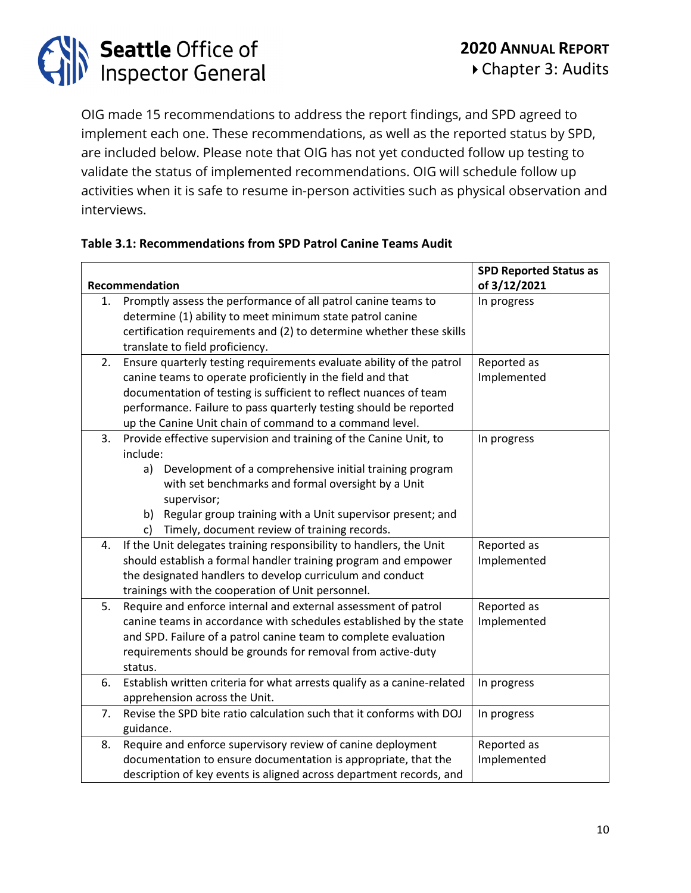OIG made 15 recommendations to address the report findings, and SPD agreed to implement each one. These recommendations, as well as the reported status by SPD, are included below. Please note that OIG has not yet conducted follow up testing to validate the status of implemented recommendations. OIG will schedule follow up activities when it is safe to resume in-person activities such as physical observation and interviews.

**Table 3.1: Recommendations from SPD Patrol Canine Teams Audit**

| Recommendation | SPD Reported Status as of 3/12/2021 |
|---|---|
| 1. Promptly assess the performance of all patrol canine teams to determine (1) ability to meet minimum state patrol canine certification requirements and (2) to determine whether these skills translate to field proficiency. | In progress |
| 2. Ensure quarterly testing requirements evaluate ability of the patrol canine teams to operate proficiently in the field and that documentation of testing is sufficient to reflect nuances of team performance. Failure to pass quarterly testing should be reported up the Canine Unit chain of command to a command level. | Reported as Implemented |
| 3. Provide effective supervision and training of the Canine Unit, to include: <br> a) Development of a comprehensive initial training program with set benchmarks and formal oversight by a Unit supervisor; <br> b) Regular group training with a Unit supervisor present; and <br> c) Timely, document review of training records. | In progress |
| 4. If the Unit delegates training responsibility to handlers, the Unit should establish a formal handler training program and empower the designated handlers to develop curriculum and conduct trainings with the cooperation of Unit personnel. | Reported as Implemented |
| 5. Require and enforce internal and external assessment of patrol canine teams in accordance with schedules established by the state and SPD. Failure of a patrol canine team to complete evaluation requirements should be grounds for removal from active-duty status. | Reported as Implemented |
| 6. Establish written criteria for what arrests qualify as a canine-related apprehension across the Unit. | In progress |
| 7. Revise the SPD bite ratio calculation such that it conforms with DOJ guidance. | In progress |
| 8. Require and enforce supervisory review of canine deployment documentation to ensure documentation is appropriate, that the description of key events is aligned across department records, and | Reported as Implemented |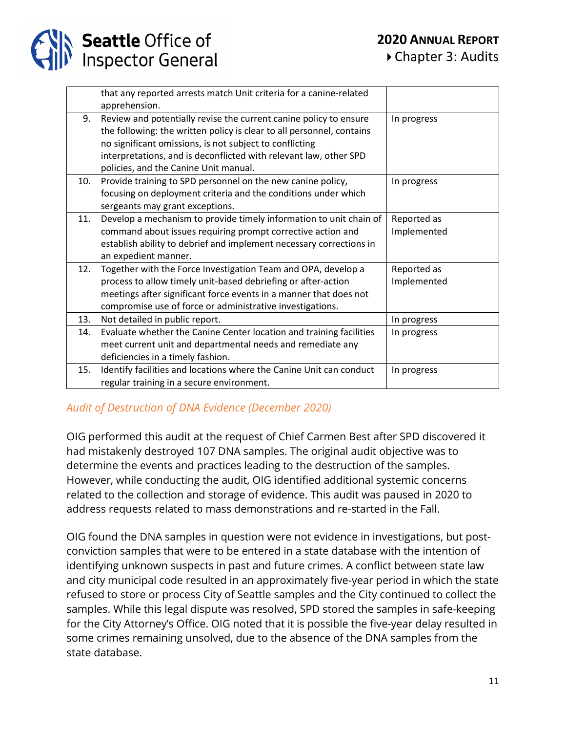| | | |
|---|---|---|
| | that any reported arrests match Unit criteria for a canine-related apprehension. | |
| 9. | Review and potentially revise the current canine policy to ensure the following: the written policy is clear to all personnel, contains no significant omissions, is not subject to conflicting interpretations, and is deconflicted with relevant law, other SPD policies, and the Canine Unit manual. | In progress |
| 10. | Provide training to SPD personnel on the new canine policy, focusing on deployment criteria and the conditions under which sergeants may grant exceptions. | In progress |
| 11. | Develop a mechanism to provide timely information to unit chain of command about issues requiring prompt corrective action and establish ability to debrief and implement necessary corrections in an expedient manner. | Reported as Implemented |
| 12. | Together with the Force Investigation Team and OPA, develop a process to allow timely unit-based debriefing or after-action meetings after significant force events in a manner that does not compromise use of force or administrative investigations. | Reported as Implemented |
| 13. | Not detailed in public report. | In progress |
| 14. | Evaluate whether the Canine Center location and training facilities meet current unit and departmental needs and remediate any deficiencies in a timely fashion. | In progress |
| 15. | Identify facilities and locations where the Canine Unit can conduct regular training in a secure environment. | In progress |

### *Audit of Destruction of DNA Evidence (December 2020)*

OIG performed this audit at the request of Chief Carmen Best after SPD discovered it had mistakenly destroyed 107 DNA samples. The original audit objective was to determine the events and practices leading to the destruction of the samples. However, while conducting the audit, OIG identified additional systemic concerns related to the collection and storage of evidence. This audit was paused in 2020 to address requests related to mass demonstrations and re-started in the Fall.

OIG found the DNA samples in question were not evidence in investigations, but post-conviction samples that were to be entered in a state database with the intention of identifying unknown suspects in past and future crimes. A conflict between state law and city municipal code resulted in an approximately five-year period in which the state refused to store or process City of Seattle samples and the City continued to collect the samples. While this legal dispute was resolved, SPD stored the samples in safe-keeping for the City Attorney's Office. OIG noted that it is possible the five-year delay resulted in some crimes remaining unsolved, due to the absence of the DNA samples from the state database.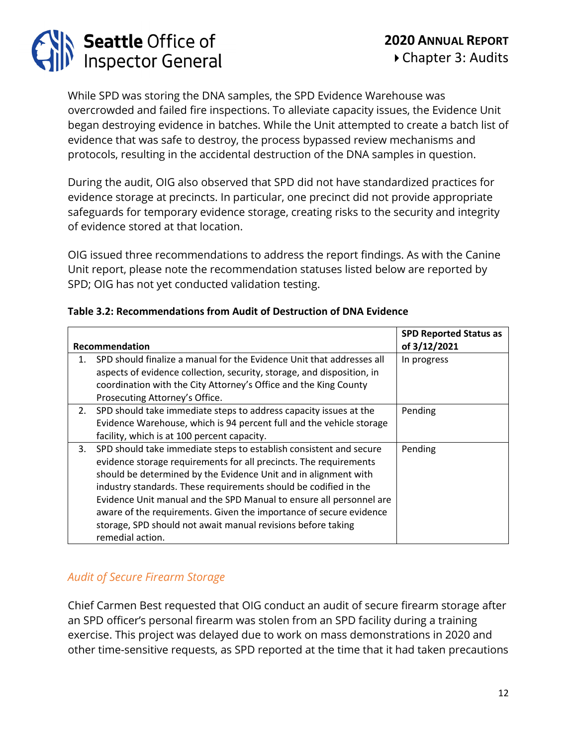While SPD was storing the DNA samples, the SPD Evidence Warehouse was overcrowded and failed fire inspections. To alleviate capacity issues, the Evidence Unit began destroying evidence in batches. While the Unit attempted to create a batch list of evidence that was safe to destroy, the process bypassed review mechanisms and protocols, resulting in the accidental destruction of the DNA samples in question.

During the audit, OIG also observed that SPD did not have standardized practices for evidence storage at precincts. In particular, one precinct did not provide appropriate safeguards for temporary evidence storage, creating risks to the security and integrity of evidence stored at that location.

OIG issued three recommendations to address the report findings. As with the Canine Unit report, please note the recommendation statuses listed below are reported by SPD; OIG has not yet conducted validation testing.

**Table 3.2: Recommendations from Audit of Destruction of DNA Evidence**

| Recommendation | SPD Reported Status as of 3/12/2021 |
|---|---|
| 1. SPD should finalize a manual for the Evidence Unit that addresses all aspects of evidence collection, security, storage, and disposition, in coordination with the City Attorney's Office and the King County Prosecuting Attorney's Office. | In progress |
| 2. SPD should take immediate steps to address capacity issues at the Evidence Warehouse, which is 94 percent full and the vehicle storage facility, which is at 100 percent capacity. | Pending |
| 3. SPD should take immediate steps to establish consistent and secure evidence storage requirements for all precincts. The requirements should be determined by the Evidence Unit and in alignment with industry standards. These requirements should be codified in the Evidence Unit manual and the SPD Manual to ensure all personnel are aware of the requirements. Given the importance of secure evidence storage, SPD should not await manual revisions before taking remedial action. | Pending |

### *Audit of Secure Firearm Storage*

Chief Carmen Best requested that OIG conduct an audit of secure firearm storage after an SPD officer's personal firearm was stolen from an SPD facility during a training exercise. This project was delayed due to work on mass demonstrations in 2020 and other time-sensitive requests, as SPD reported at the time that it had taken precautions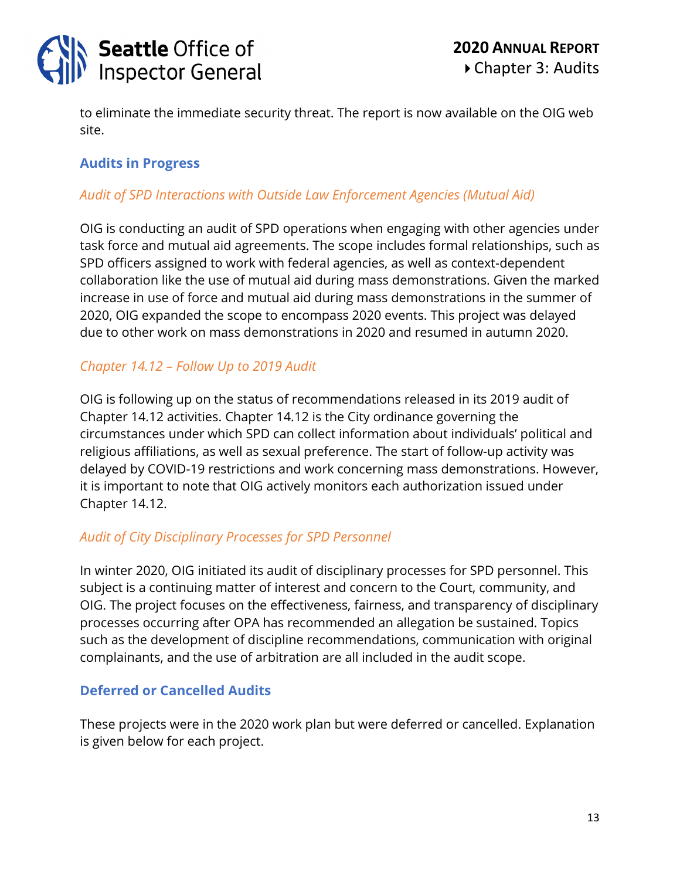to eliminate the immediate security threat. The report is now available on the OIG web site.

## Audits in Progress

### *Audit of SPD Interactions with Outside Law Enforcement Agencies (Mutual Aid)*

OIG is conducting an audit of SPD operations when engaging with other agencies under task force and mutual aid agreements. The scope includes formal relationships, such as SPD officers assigned to work with federal agencies, as well as context-dependent collaboration like the use of mutual aid during mass demonstrations. Given the marked increase in use of force and mutual aid during mass demonstrations in the summer of 2020, OIG expanded the scope to encompass 2020 events. This project was delayed due to other work on mass demonstrations in 2020 and resumed in autumn 2020.

### *Chapter 14.12 – Follow Up to 2019 Audit*

OIG is following up on the status of recommendations released in its 2019 audit of Chapter 14.12 activities. Chapter 14.12 is the City ordinance governing the circumstances under which SPD can collect information about individuals' political and religious affiliations, as well as sexual preference. The start of follow-up activity was delayed by COVID-19 restrictions and work concerning mass demonstrations. However, it is important to note that OIG actively monitors each authorization issued under Chapter 14.12.

### *Audit of City Disciplinary Processes for SPD Personnel*

In winter 2020, OIG initiated its audit of disciplinary processes for SPD personnel. This subject is a continuing matter of interest and concern to the Court, community, and OIG. The project focuses on the effectiveness, fairness, and transparency of disciplinary processes occurring after OPA has recommended an allegation be sustained. Topics such as the development of discipline recommendations, communication with original complainants, and the use of arbitration are all included in the audit scope.

## Deferred or Cancelled Audits

These projects were in the 2020 work plan but were deferred or cancelled. Explanation is given below for each project.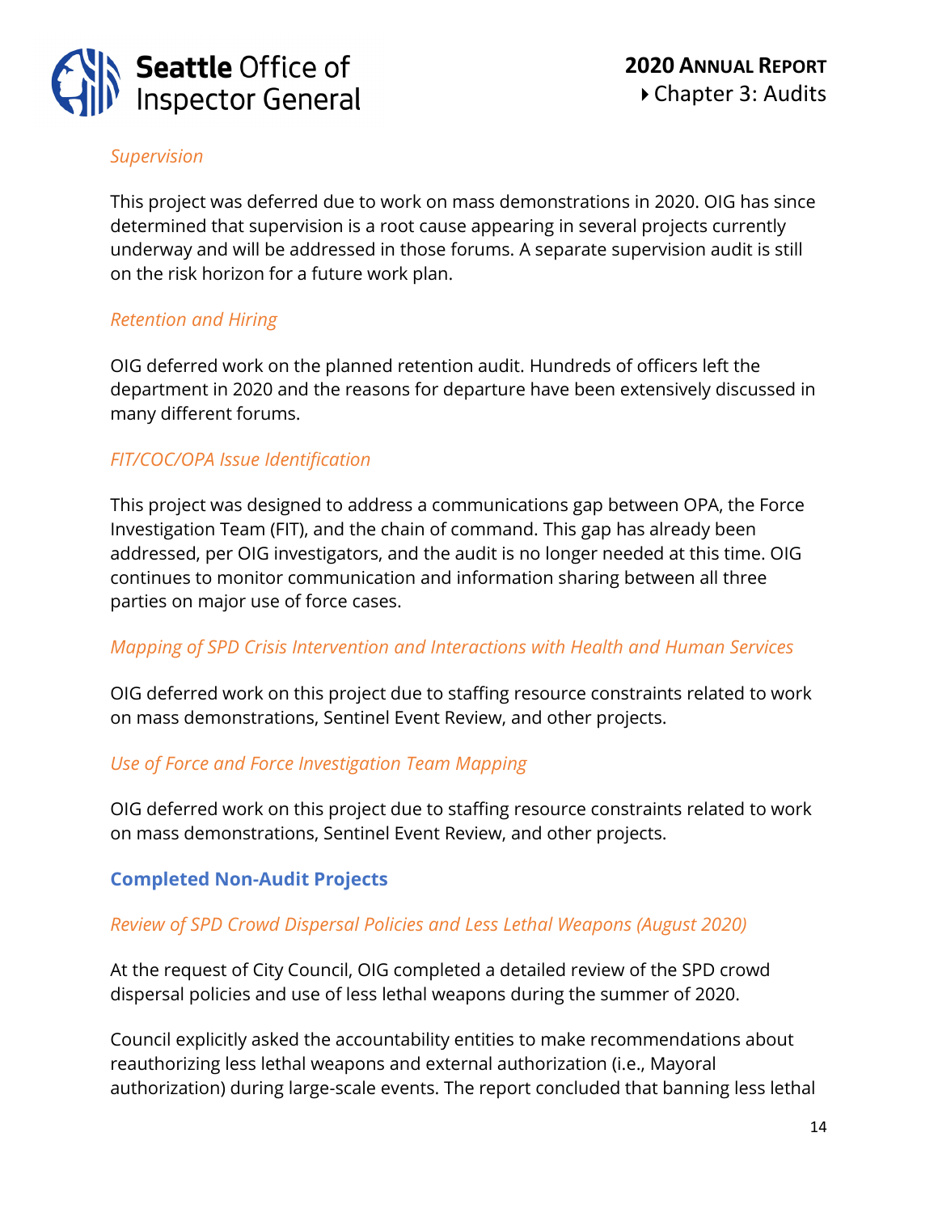*Supervision*

This project was deferred due to work on mass demonstrations in 2020. OIG has since determined that supervision is a root cause appearing in several projects currently underway and will be addressed in those forums. A separate supervision audit is still on the risk horizon for a future work plan.

*Retention and Hiring*

OIG deferred work on the planned retention audit. Hundreds of officers left the department in 2020 and the reasons for departure have been extensively discussed in many different forums.

*FIT/COC/OPA Issue Identification*

This project was designed to address a communications gap between OPA, the Force Investigation Team (FIT), and the chain of command. This gap has already been addressed, per OIG investigators, and the audit is no longer needed at this time. OIG continues to monitor communication and information sharing between all three parties on major use of force cases.

*Mapping of SPD Crisis Intervention and Interactions with Health and Human Services*

OIG deferred work on this project due to staffing resource constraints related to work on mass demonstrations, Sentinel Event Review, and other projects.

*Use of Force and Force Investigation Team Mapping*

OIG deferred work on this project due to staffing resource constraints related to work on mass demonstrations, Sentinel Event Review, and other projects.

### Completed Non-Audit Projects

*Review of SPD Crowd Dispersal Policies and Less Lethal Weapons (August 2020)*

At the request of City Council, OIG completed a detailed review of the SPD crowd dispersal policies and use of less lethal weapons during the summer of 2020.

Council explicitly asked the accountability entities to make recommendations about reauthorizing less lethal weapons and external authorization (i.e., Mayoral authorization) during large-scale events. The report concluded that banning less lethal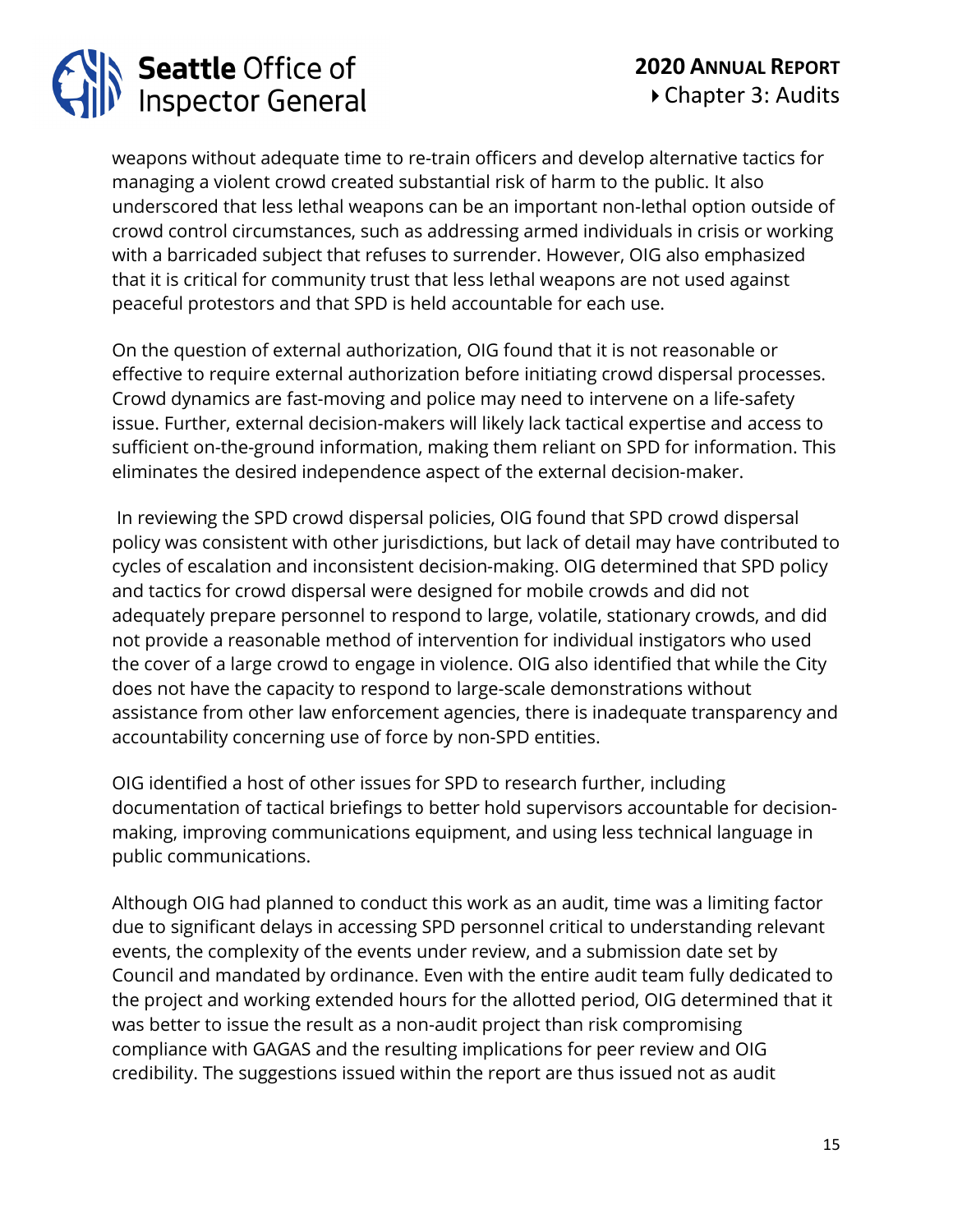weapons without adequate time to re-train officers and develop alternative tactics for managing a violent crowd created substantial risk of harm to the public. It also underscored that less lethal weapons can be an important non-lethal option outside of crowd control circumstances, such as addressing armed individuals in crisis or working with a barricaded subject that refuses to surrender. However, OIG also emphasized that it is critical for community trust that less lethal weapons are not used against peaceful protestors and that SPD is held accountable for each use.

On the question of external authorization, OIG found that it is not reasonable or effective to require external authorization before initiating crowd dispersal processes. Crowd dynamics are fast-moving and police may need to intervene on a life-safety issue. Further, external decision-makers will likely lack tactical expertise and access to sufficient on-the-ground information, making them reliant on SPD for information. This eliminates the desired independence aspect of the external decision-maker.

In reviewing the SPD crowd dispersal policies, OIG found that SPD crowd dispersal policy was consistent with other jurisdictions, but lack of detail may have contributed to cycles of escalation and inconsistent decision-making. OIG determined that SPD policy and tactics for crowd dispersal were designed for mobile crowds and did not adequately prepare personnel to respond to large, volatile, stationary crowds, and did not provide a reasonable method of intervention for individual instigators who used the cover of a large crowd to engage in violence. OIG also identified that while the City does not have the capacity to respond to large-scale demonstrations without assistance from other law enforcement agencies, there is inadequate transparency and accountability concerning use of force by non-SPD entities.

OIG identified a host of other issues for SPD to research further, including documentation of tactical briefings to better hold supervisors accountable for decision-making, improving communications equipment, and using less technical language in public communications.

Although OIG had planned to conduct this work as an audit, time was a limiting factor due to significant delays in accessing SPD personnel critical to understanding relevant events, the complexity of the events under review, and a submission date set by Council and mandated by ordinance. Even with the entire audit team fully dedicated to the project and working extended hours for the allotted period, OIG determined that it was better to issue the result as a non-audit project than risk compromising compliance with GAGAS and the resulting implications for peer review and OIG credibility. The suggestions issued within the report are thus issued not as audit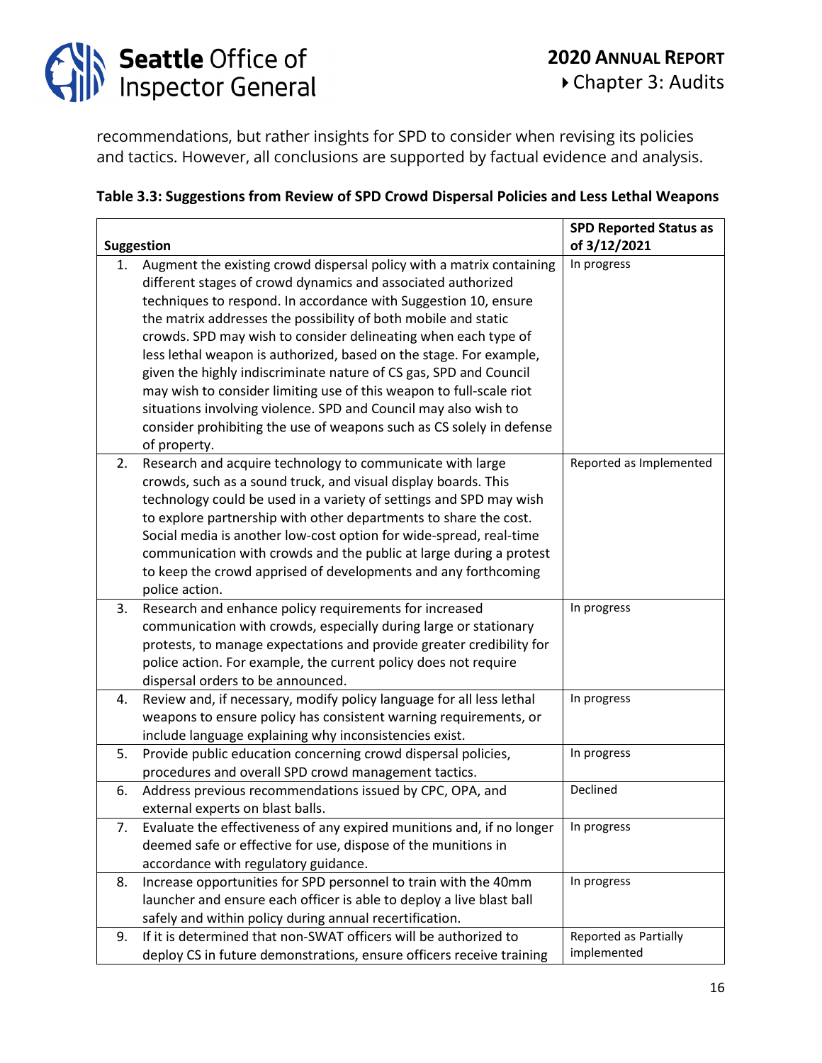recommendations, but rather insights for SPD to consider when revising its policies and tactics. However, all conclusions are supported by factual evidence and analysis.

**Table 3.3: Suggestions from Review of SPD Crowd Dispersal Policies and Less Lethal Weapons**

| Suggestion | SPD Reported Status as of 3/12/2021 |
|---|---|
| 1. Augment the existing crowd dispersal policy with a matrix containing different stages of crowd dynamics and associated authorized techniques to respond. In accordance with Suggestion 10, ensure the matrix addresses the possibility of both mobile and static crowds. SPD may wish to consider delineating when each type of less lethal weapon is authorized, based on the stage. For example, given the highly indiscriminate nature of CS gas, SPD and Council may wish to consider limiting use of this weapon to full-scale riot situations involving violence. SPD and Council may also wish to consider prohibiting the use of weapons such as CS solely in defense of property. | In progress |
| 2. Research and acquire technology to communicate with large crowds, such as a sound truck, and visual display boards. This technology could be used in a variety of settings and SPD may wish to explore partnership with other departments to share the cost. Social media is another low-cost option for wide-spread, real-time communication with crowds and the public at large during a protest to keep the crowd apprised of developments and any forthcoming police action. | Reported as Implemented |
| 3. Research and enhance policy requirements for increased communication with crowds, especially during large or stationary protests, to manage expectations and provide greater credibility for police action. For example, the current policy does not require dispersal orders to be announced. | In progress |
| 4. Review and, if necessary, modify policy language for all less lethal weapons to ensure policy has consistent warning requirements, or include language explaining why inconsistencies exist. | In progress |
| 5. Provide public education concerning crowd dispersal policies, procedures and overall SPD crowd management tactics. | In progress |
| 6. Address previous recommendations issued by CPC, OPA, and external experts on blast balls. | Declined |
| 7. Evaluate the effectiveness of any expired munitions and, if no longer deemed safe or effective for use, dispose of the munitions in accordance with regulatory guidance. | In progress |
| 8. Increase opportunities for SPD personnel to train with the 40mm launcher and ensure each officer is able to deploy a live blast ball safely and within policy during annual recertification. | In progress |
| 9. If it is determined that non-SWAT officers will be authorized to deploy CS in future demonstrations, ensure officers receive training | Reported as Partially implemented |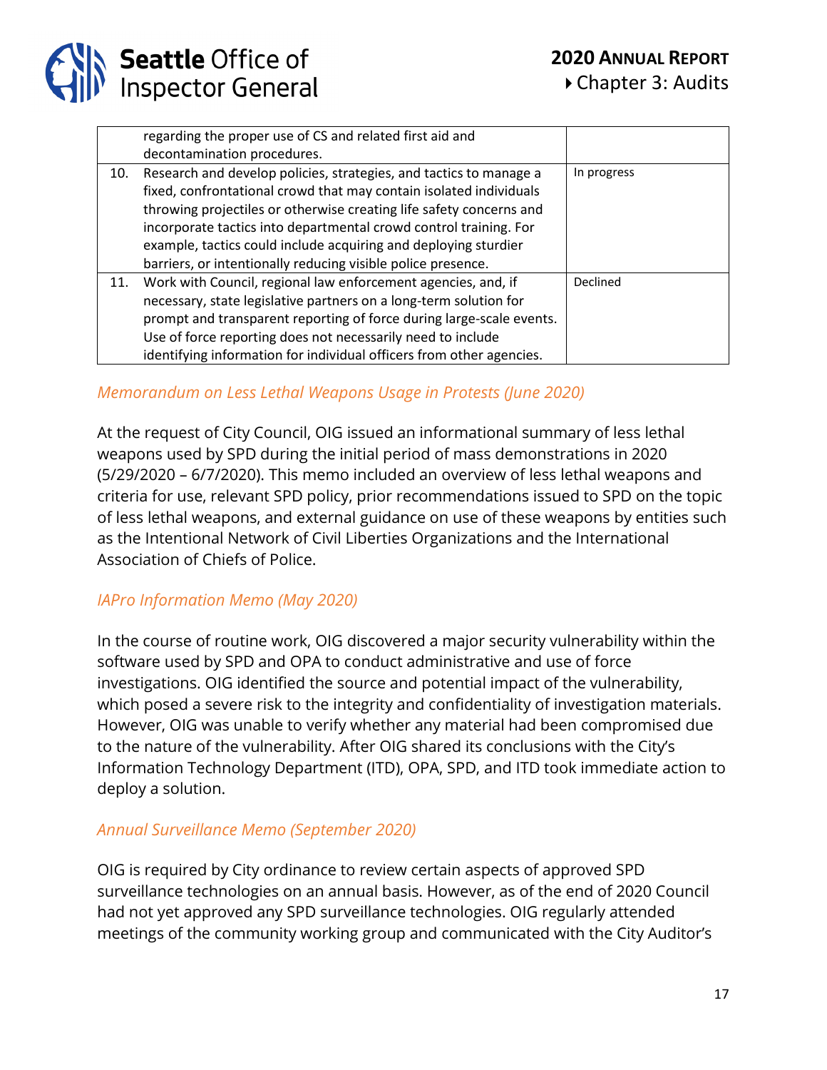| | | |
|---|---|---|
| | regarding the proper use of CS and related first aid and decontamination procedures. | |
| 10. | Research and develop policies, strategies, and tactics to manage a fixed, confrontational crowd that may contain isolated individuals throwing projectiles or otherwise creating life safety concerns and incorporate tactics into departmental crowd control training. For example, tactics could include acquiring and deploying sturdier barriers, or intentionally reducing visible police presence. | In progress |
| 11. | Work with Council, regional law enforcement agencies, and, if necessary, state legislative partners on a long-term solution for prompt and transparent reporting of force during large-scale events. Use of force reporting does not necessarily need to include identifying information for individual officers from other agencies. | Declined |

### *Memorandum on Less Lethal Weapons Usage in Protests (June 2020)*

At the request of City Council, OIG issued an informational summary of less lethal weapons used by SPD during the initial period of mass demonstrations in 2020 (5/29/2020 – 6/7/2020). This memo included an overview of less lethal weapons and criteria for use, relevant SPD policy, prior recommendations issued to SPD on the topic of less lethal weapons, and external guidance on use of these weapons by entities such as the Intentional Network of Civil Liberties Organizations and the International Association of Chiefs of Police.

### *IAPro Information Memo (May 2020)*

In the course of routine work, OIG discovered a major security vulnerability within the software used by SPD and OPA to conduct administrative and use of force investigations. OIG identified the source and potential impact of the vulnerability, which posed a severe risk to the integrity and confidentiality of investigation materials. However, OIG was unable to verify whether any material had been compromised due to the nature of the vulnerability. After OIG shared its conclusions with the City's Information Technology Department (ITD), OPA, SPD, and ITD took immediate action to deploy a solution.

### *Annual Surveillance Memo (September 2020)*

OIG is required by City ordinance to review certain aspects of approved SPD surveillance technologies on an annual basis. However, as of the end of 2020 Council had not yet approved any SPD surveillance technologies. OIG regularly attended meetings of the community working group and communicated with the City Auditor's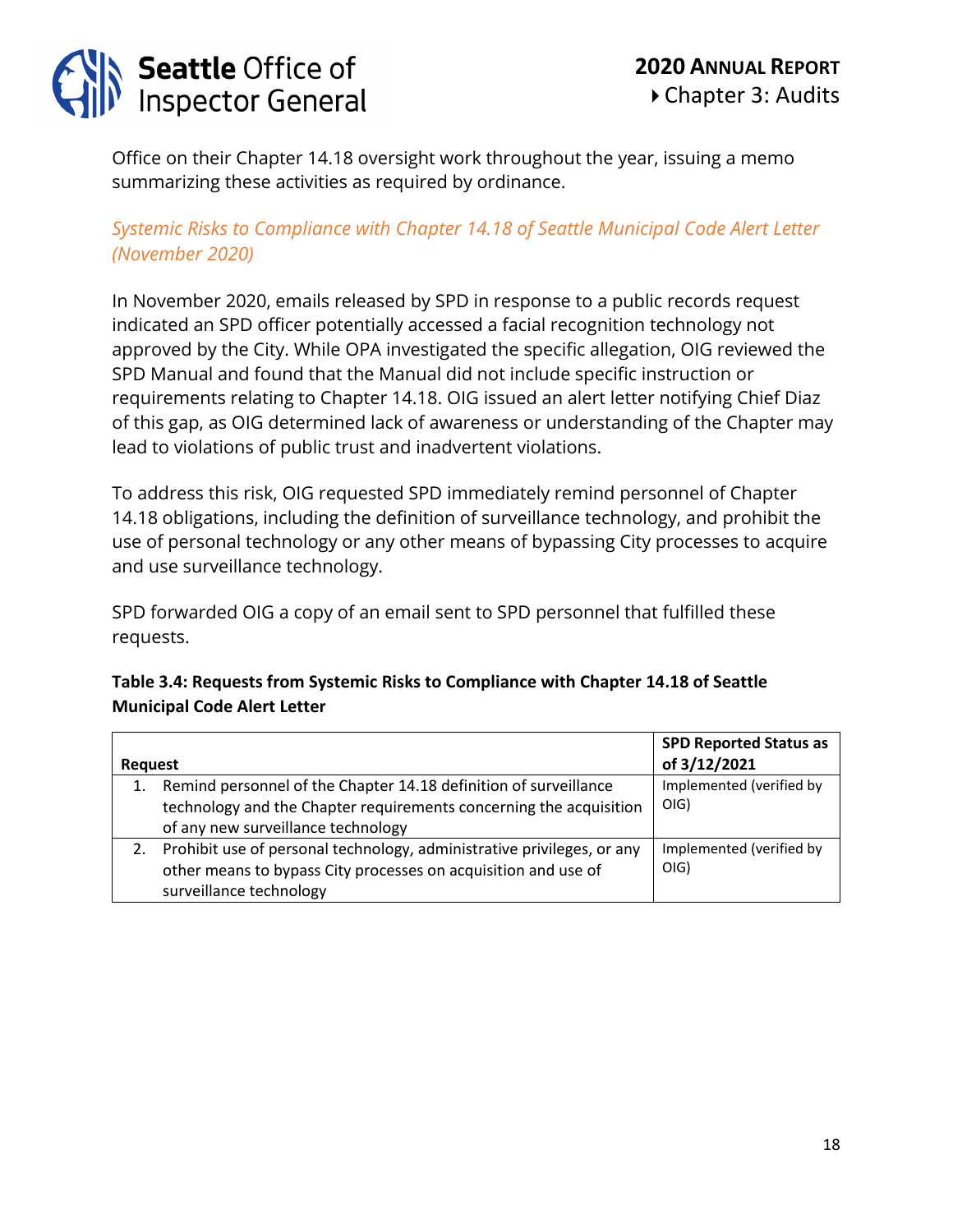Office on their Chapter 14.18 oversight work throughout the year, issuing a memo summarizing these activities as required by ordinance.

### *Systemic Risks to Compliance with Chapter 14.18 of Seattle Municipal Code Alert Letter (November 2020)*

In November 2020, emails released by SPD in response to a public records request indicated an SPD officer potentially accessed a facial recognition technology not approved by the City. While OPA investigated the specific allegation, OIG reviewed the SPD Manual and found that the Manual did not include specific instruction or requirements relating to Chapter 14.18. OIG issued an alert letter notifying Chief Diaz of this gap, as OIG determined lack of awareness or understanding of the Chapter may lead to violations of public trust and inadvertent violations.

To address this risk, OIG requested SPD immediately remind personnel of Chapter 14.18 obligations, including the definition of surveillance technology, and prohibit the use of personal technology or any other means of bypassing City processes to acquire and use surveillance technology.

SPD forwarded OIG a copy of an email sent to SPD personnel that fulfilled these requests.

**Table 3.4: Requests from Systemic Risks to Compliance with Chapter 14.18 of Seattle Municipal Code Alert Letter**

| Request | SPD Reported Status as of 3/12/2021 |
|---|---|
| 1. Remind personnel of the Chapter 14.18 definition of surveillance technology and the Chapter requirements concerning the acquisition of any new surveillance technology | Implemented (verified by OIG) |
| 2. Prohibit use of personal technology, administrative privileges, or any other means to bypass City processes on acquisition and use of surveillance technology | Implemented (verified by OIG) |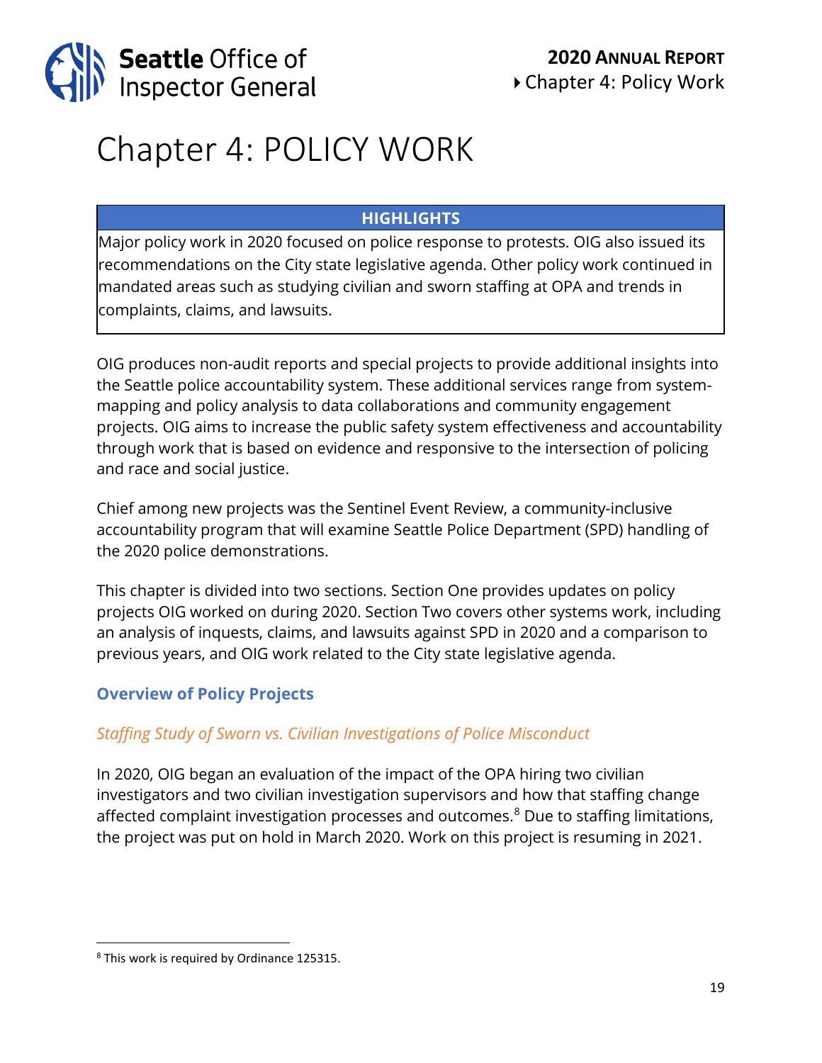# Chapter 4: POLICY WORK

| HIGHLIGHTS |
| --- |
| Major policy work in 2020 focused on police response to protests. OIG also issued its recommendations on the City state legislative agenda. Other policy work continued in mandated areas such as studying civilian and sworn staffing at OPA and trends in complaints, claims, and lawsuits. |

OIG produces non-audit reports and special projects to provide additional insights into the Seattle police accountability system. These additional services range from system-mapping and policy analysis to data collaborations and community engagement projects. OIG aims to increase the public safety system effectiveness and accountability through work that is based on evidence and responsive to the intersection of policing and race and social justice.

Chief among new projects was the Sentinel Event Review, a community-inclusive accountability program that will examine Seattle Police Department (SPD) handling of the 2020 police demonstrations.

This chapter is divided into two sections. Section One provides updates on policy projects OIG worked on during 2020. Section Two covers other systems work, including an analysis of inquests, claims, and lawsuits against SPD in 2020 and a comparison to previous years, and OIG work related to the City state legislative agenda.

## Overview of Policy Projects

### *Staffing Study of Sworn vs. Civilian Investigations of Police Misconduct*

In 2020, OIG began an evaluation of the impact of the OPA hiring two civilian investigators and two civilian investigation supervisors and how that staffing change affected complaint investigation processes and outcomes.[8] Due to staffing limitations, the project was put on hold in March 2020. Work on this project is resuming in 2021.

[8] This work is required by Ordinance 125315.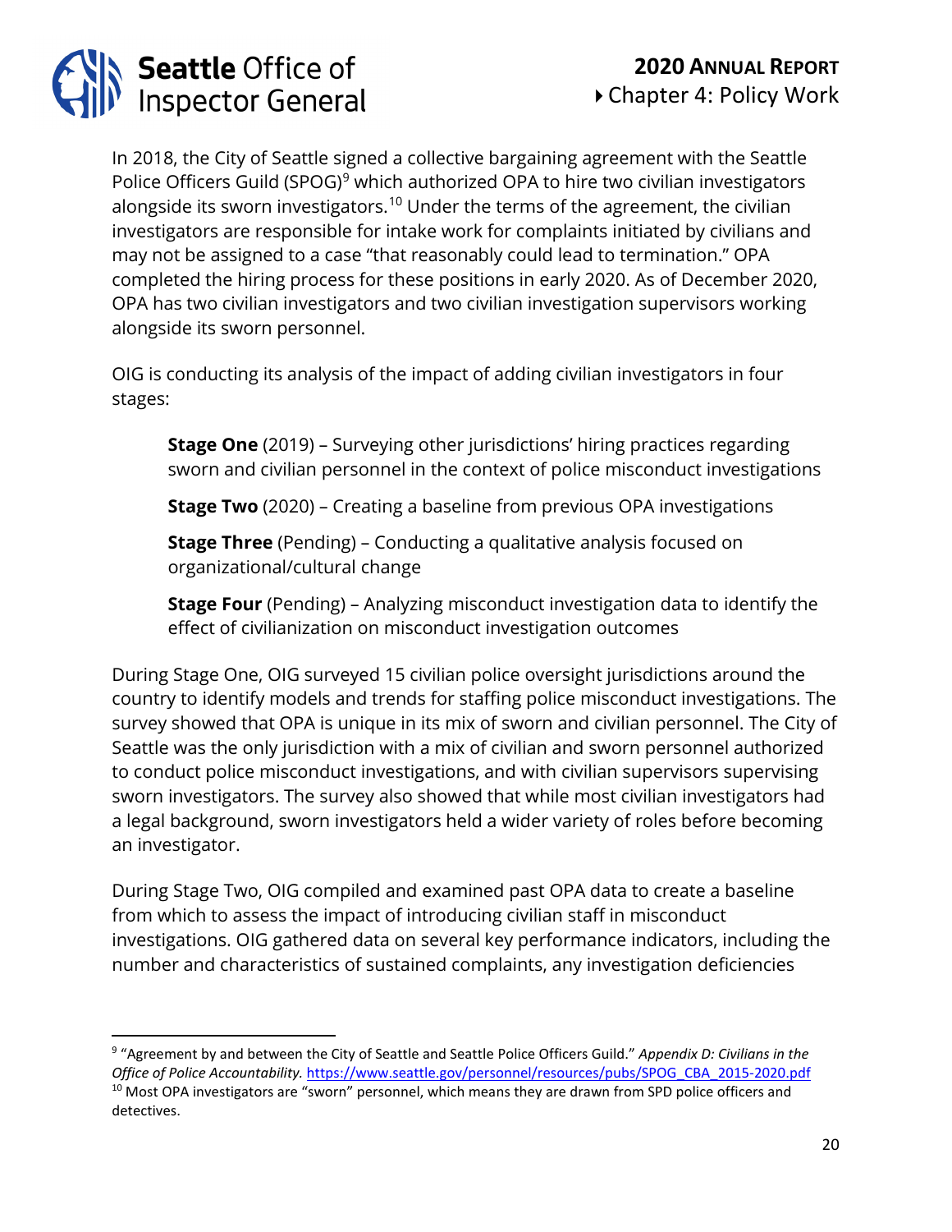In 2018, the City of Seattle signed a collective bargaining agreement with the Seattle Police Officers Guild (SPOG)[9] which authorized OPA to hire two civilian investigators alongside its sworn investigators.[10] Under the terms of the agreement, the civilian investigators are responsible for intake work for complaints initiated by civilians and may not be assigned to a case "that reasonably could lead to termination." OPA completed the hiring process for these positions in early 2020. As of December 2020, OPA has two civilian investigators and two civilian investigation supervisors working alongside its sworn personnel.

OIG is conducting its analysis of the impact of adding civilian investigators in four stages:

> **Stage One** (2019) – Surveying other jurisdictions' hiring practices regarding sworn and civilian personnel in the context of police misconduct investigations
>
> **Stage Two** (2020) – Creating a baseline from previous OPA investigations
>
> **Stage Three** (Pending) – Conducting a qualitative analysis focused on organizational/cultural change
>
> **Stage Four** (Pending) – Analyzing misconduct investigation data to identify the effect of civilianization on misconduct investigation outcomes

During Stage One, OIG surveyed 15 civilian police oversight jurisdictions around the country to identify models and trends for staffing police misconduct investigations. The survey showed that OPA is unique in its mix of sworn and civilian personnel. The City of Seattle was the only jurisdiction with a mix of civilian and sworn personnel authorized to conduct police misconduct investigations, and with civilian supervisors supervising sworn investigators. The survey also showed that while most civilian investigators had a legal background, sworn investigators held a wider variety of roles before becoming an investigator.

During Stage Two, OIG compiled and examined past OPA data to create a baseline from which to assess the impact of introducing civilian staff in misconduct investigations. OIG gathered data on several key performance indicators, including the number and characteristics of sustained complaints, any investigation deficiencies

---

[9] "Agreement by and between the City of Seattle and Seattle Police Officers Guild." *Appendix D: Civilians in the Office of Police Accountability.* https://www.seattle.gov/personnel/resources/pubs/SPOG_CBA_2015-2020.pdf

[10] Most OPA investigators are "sworn" personnel, which means they are drawn from SPD police officers and detectives.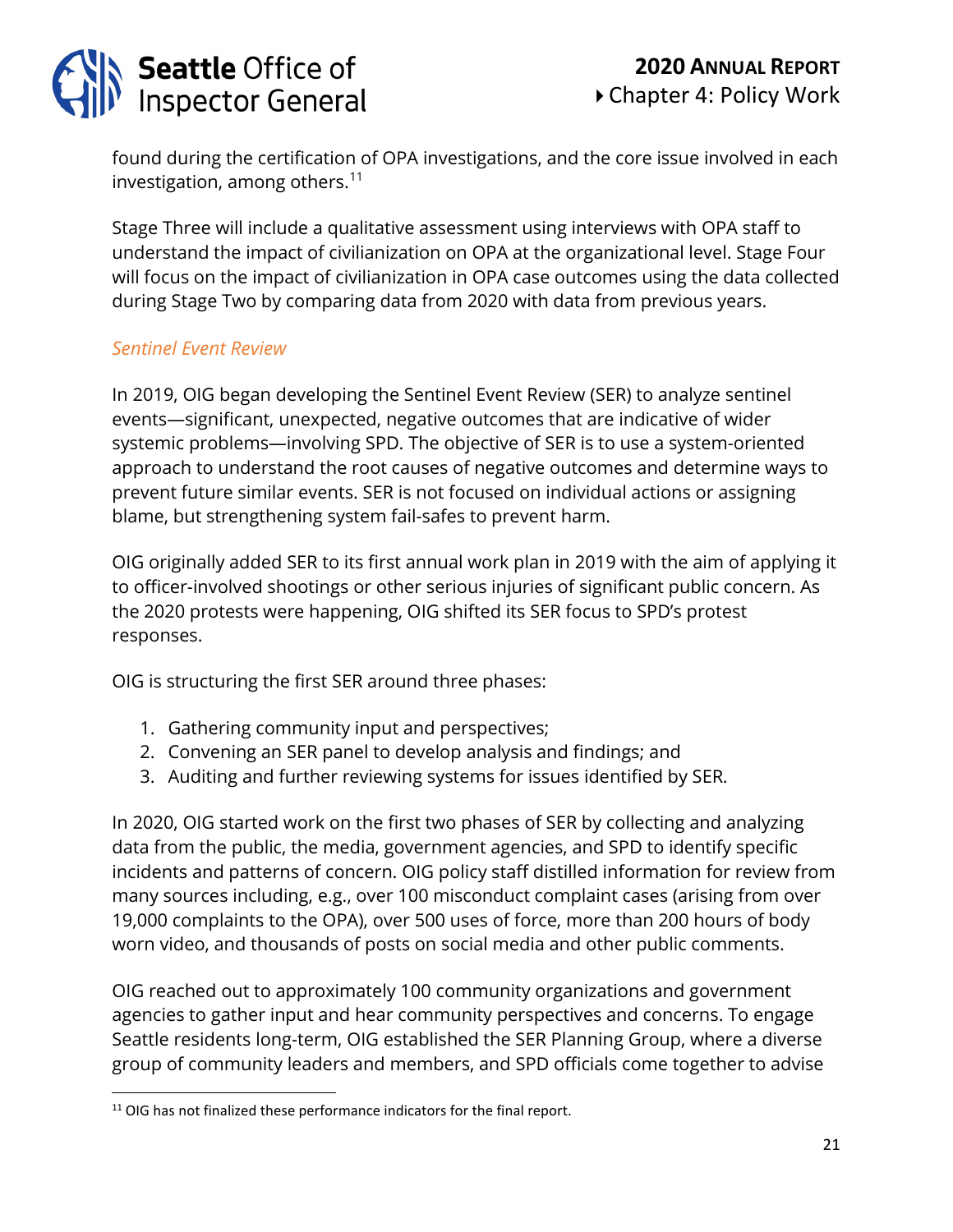found during the certification of OPA investigations, and the core issue involved in each investigation, among others.[11]

Stage Three will include a qualitative assessment using interviews with OPA staff to understand the impact of civilianization on OPA at the organizational level. Stage Four will focus on the impact of civilianization in OPA case outcomes using the data collected during Stage Two by comparing data from 2020 with data from previous years.

### *Sentinel Event Review*

In 2019, OIG began developing the Sentinel Event Review (SER) to analyze sentinel events—significant, unexpected, negative outcomes that are indicative of wider systemic problems—involving SPD. The objective of SER is to use a system-oriented approach to understand the root causes of negative outcomes and determine ways to prevent future similar events. SER is not focused on individual actions or assigning blame, but strengthening system fail-safes to prevent harm.

OIG originally added SER to its first annual work plan in 2019 with the aim of applying it to officer-involved shootings or other serious injuries of significant public concern. As the 2020 protests were happening, OIG shifted its SER focus to SPD's protest responses.

OIG is structuring the first SER around three phases:

1. Gathering community input and perspectives;
2. Convening an SER panel to develop analysis and findings; and
3. Auditing and further reviewing systems for issues identified by SER.

In 2020, OIG started work on the first two phases of SER by collecting and analyzing data from the public, the media, government agencies, and SPD to identify specific incidents and patterns of concern. OIG policy staff distilled information for review from many sources including, e.g., over 100 misconduct complaint cases (arising from over 19,000 complaints to the OPA), over 500 uses of force, more than 200 hours of body worn video, and thousands of posts on social media and other public comments.

OIG reached out to approximately 100 community organizations and government agencies to gather input and hear community perspectives and concerns. To engage Seattle residents long-term, OIG established the SER Planning Group, where a diverse group of community leaders and members, and SPD officials come together to advise

[11] OIG has not finalized these performance indicators for the final report.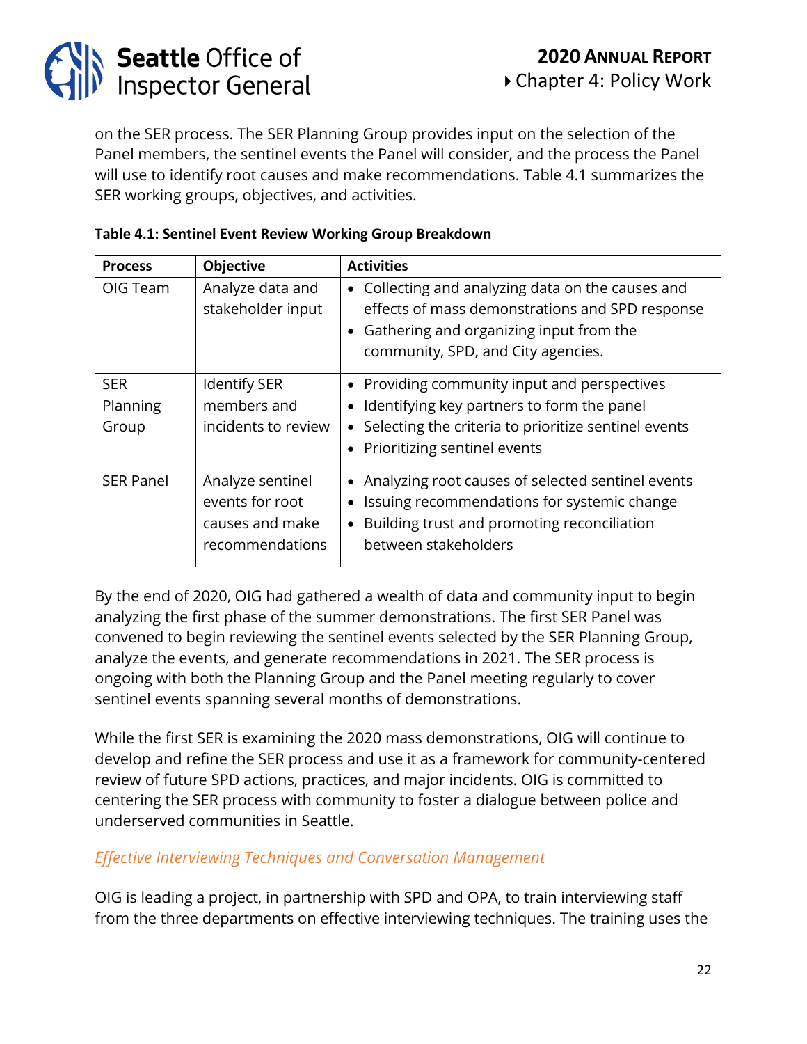on the SER process. The SER Planning Group provides input on the selection of the Panel members, the sentinel events the Panel will consider, and the process the Panel will use to identify root causes and make recommendations. Table 4.1 summarizes the SER working groups, objectives, and activities.

**Table 4.1: Sentinel Event Review Working Group Breakdown**

| Process | Objective | Activities |
|---|---|---|
| OIG Team | Analyze data and stakeholder input | • Collecting and analyzing data on the causes and effects of mass demonstrations and SPD response<br>• Gathering and organizing input from the community, SPD, and City agencies. |
| SER Planning Group | Identify SER members and incidents to review | • Providing community input and perspectives<br>• Identifying key partners to form the panel<br>• Selecting the criteria to prioritize sentinel events<br>• Prioritizing sentinel events |
| SER Panel | Analyze sentinel events for root causes and make recommendations | • Analyzing root causes of selected sentinel events<br>• Issuing recommendations for systemic change<br>• Building trust and promoting reconciliation between stakeholders |

By the end of 2020, OIG had gathered a wealth of data and community input to begin analyzing the first phase of the summer demonstrations. The first SER Panel was convened to begin reviewing the sentinel events selected by the SER Planning Group, analyze the events, and generate recommendations in 2021. The SER process is ongoing with both the Planning Group and the Panel meeting regularly to cover sentinel events spanning several months of demonstrations.

While the first SER is examining the 2020 mass demonstrations, OIG will continue to develop and refine the SER process and use it as a framework for community-centered review of future SPD actions, practices, and major incidents. OIG is committed to centering the SER process with community to foster a dialogue between police and underserved communities in Seattle.

### *Effective Interviewing Techniques and Conversation Management*

OIG is leading a project, in partnership with SPD and OPA, to train interviewing staff from the three departments on effective interviewing techniques. The training uses the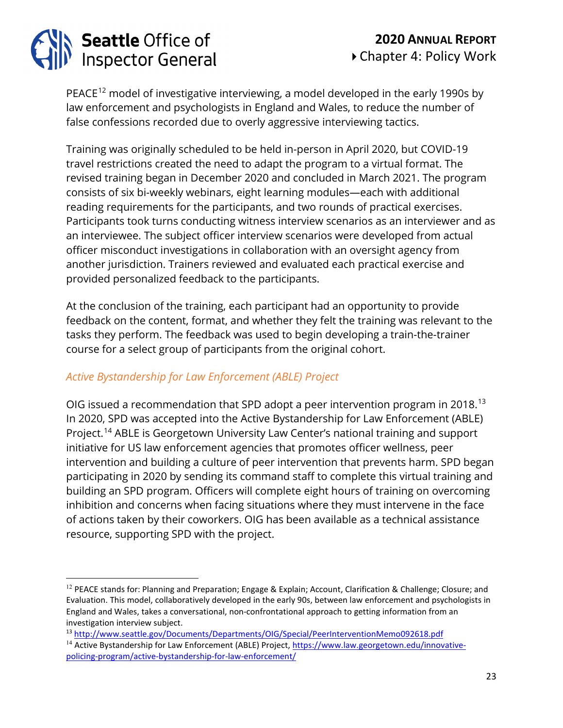PEACE[12] model of investigative interviewing, a model developed in the early 1990s by law enforcement and psychologists in England and Wales, to reduce the number of false confessions recorded due to overly aggressive interviewing tactics.

Training was originally scheduled to be held in-person in April 2020, but COVID-19 travel restrictions created the need to adapt the program to a virtual format. The revised training began in December 2020 and concluded in March 2021. The program consists of six bi-weekly webinars, eight learning modules—each with additional reading requirements for the participants, and two rounds of practical exercises. Participants took turns conducting witness interview scenarios as an interviewer and as an interviewee. The subject officer interview scenarios were developed from actual officer misconduct investigations in collaboration with an oversight agency from another jurisdiction. Trainers reviewed and evaluated each practical exercise and provided personalized feedback to the participants.

At the conclusion of the training, each participant had an opportunity to provide feedback on the content, format, and whether they felt the training was relevant to the tasks they perform. The feedback was used to begin developing a train-the-trainer course for a select group of participants from the original cohort.

### *Active Bystandership for Law Enforcement (ABLE) Project*

OIG issued a recommendation that SPD adopt a peer intervention program in 2018.[13] In 2020, SPD was accepted into the Active Bystandership for Law Enforcement (ABLE) Project.[14] ABLE is Georgetown University Law Center's national training and support initiative for US law enforcement agencies that promotes officer wellness, peer intervention and building a culture of peer intervention that prevents harm. SPD began participating in 2020 by sending its command staff to complete this virtual training and building an SPD program. Officers will complete eight hours of training on overcoming inhibition and concerns when facing situations where they must intervene in the face of actions taken by their coworkers. OIG has been available as a technical assistance resource, supporting SPD with the project.

---

[12] PEACE stands for: Planning and Preparation; Engage & Explain; Account, Clarification & Challenge; Closure; and Evaluation. This model, collaboratively developed in the early 90s, between law enforcement and psychologists in England and Wales, takes a conversational, non-confrontational approach to getting information from an investigation interview subject.

[13] http://www.seattle.gov/Documents/Departments/OIG/Special/PeerInterventionMemo092618.pdf

[14] Active Bystandership for Law Enforcement (ABLE) Project, https://www.law.georgetown.edu/innovative-policing-program/active-bystandership-for-law-enforcement/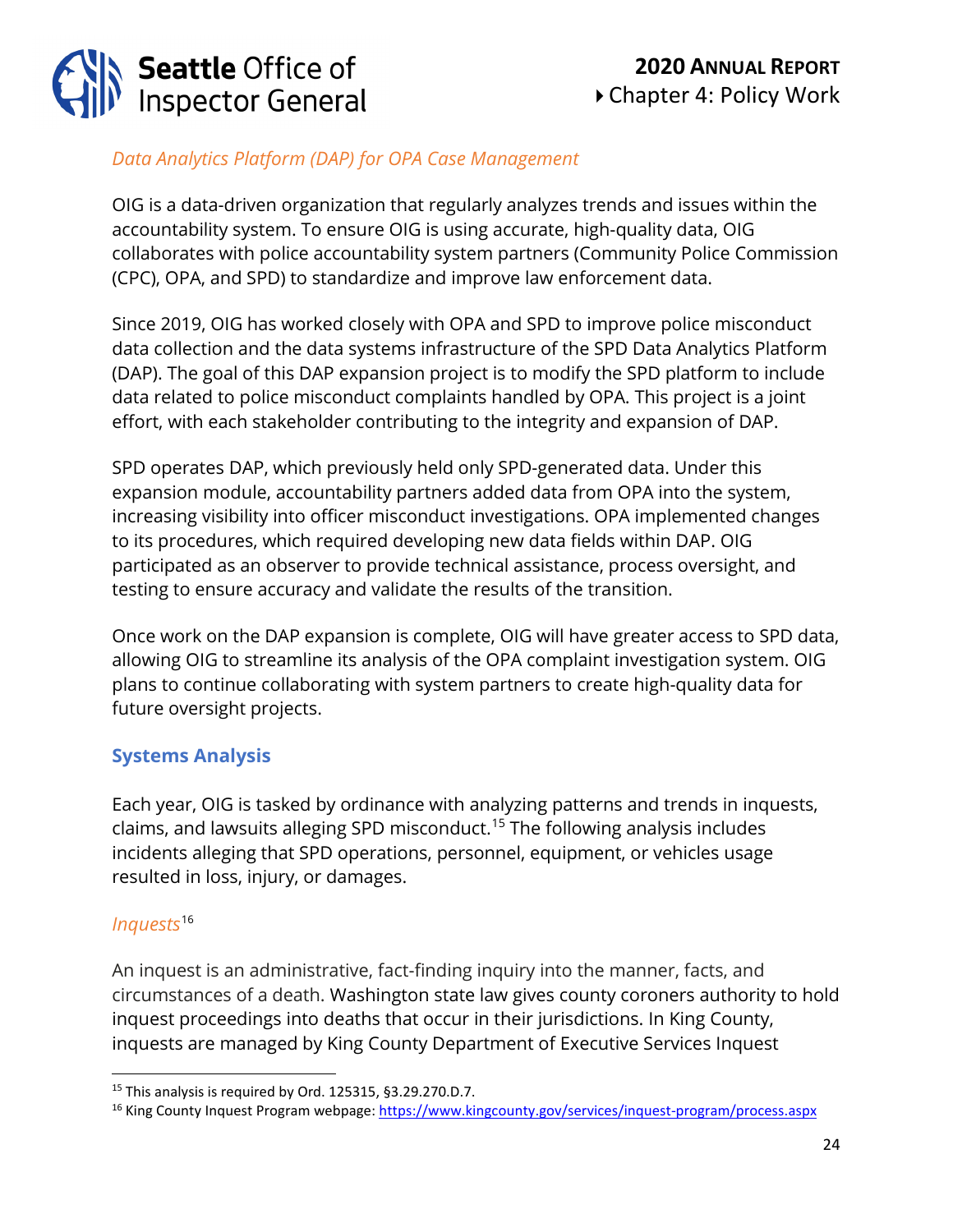*Data Analytics Platform (DAP) for OPA Case Management*

OIG is a data-driven organization that regularly analyzes trends and issues within the accountability system. To ensure OIG is using accurate, high-quality data, OIG collaborates with police accountability system partners (Community Police Commission (CPC), OPA, and SPD) to standardize and improve law enforcement data.

Since 2019, OIG has worked closely with OPA and SPD to improve police misconduct data collection and the data systems infrastructure of the SPD Data Analytics Platform (DAP). The goal of this DAP expansion project is to modify the SPD platform to include data related to police misconduct complaints handled by OPA. This project is a joint effort, with each stakeholder contributing to the integrity and expansion of DAP.

SPD operates DAP, which previously held only SPD-generated data. Under this expansion module, accountability partners added data from OPA into the system, increasing visibility into officer misconduct investigations. OPA implemented changes to its procedures, which required developing new data fields within DAP. OIG participated as an observer to provide technical assistance, process oversight, and testing to ensure accuracy and validate the results of the transition.

Once work on the DAP expansion is complete, OIG will have greater access to SPD data, allowing OIG to streamline its analysis of the OPA complaint investigation system. OIG plans to continue collaborating with system partners to create high-quality data for future oversight projects.

## Systems Analysis

Each year, OIG is tasked by ordinance with analyzing patterns and trends in inquests, claims, and lawsuits alleging SPD misconduct.[15] The following analysis includes incidents alleging that SPD operations, personnel, equipment, or vehicles usage resulted in loss, injury, or damages.

*Inquests*[16]

An inquest is an administrative, fact-finding inquiry into the manner, facts, and circumstances of a death. Washington state law gives county coroners authority to hold inquest proceedings into deaths that occur in their jurisdictions. In King County, inquests are managed by King County Department of Executive Services Inquest

---

[15] This analysis is required by Ord. 125315, §3.29.270.D.7.

[16] King County Inquest Program webpage: https://www.kingcounty.gov/services/inquest-program/process.aspx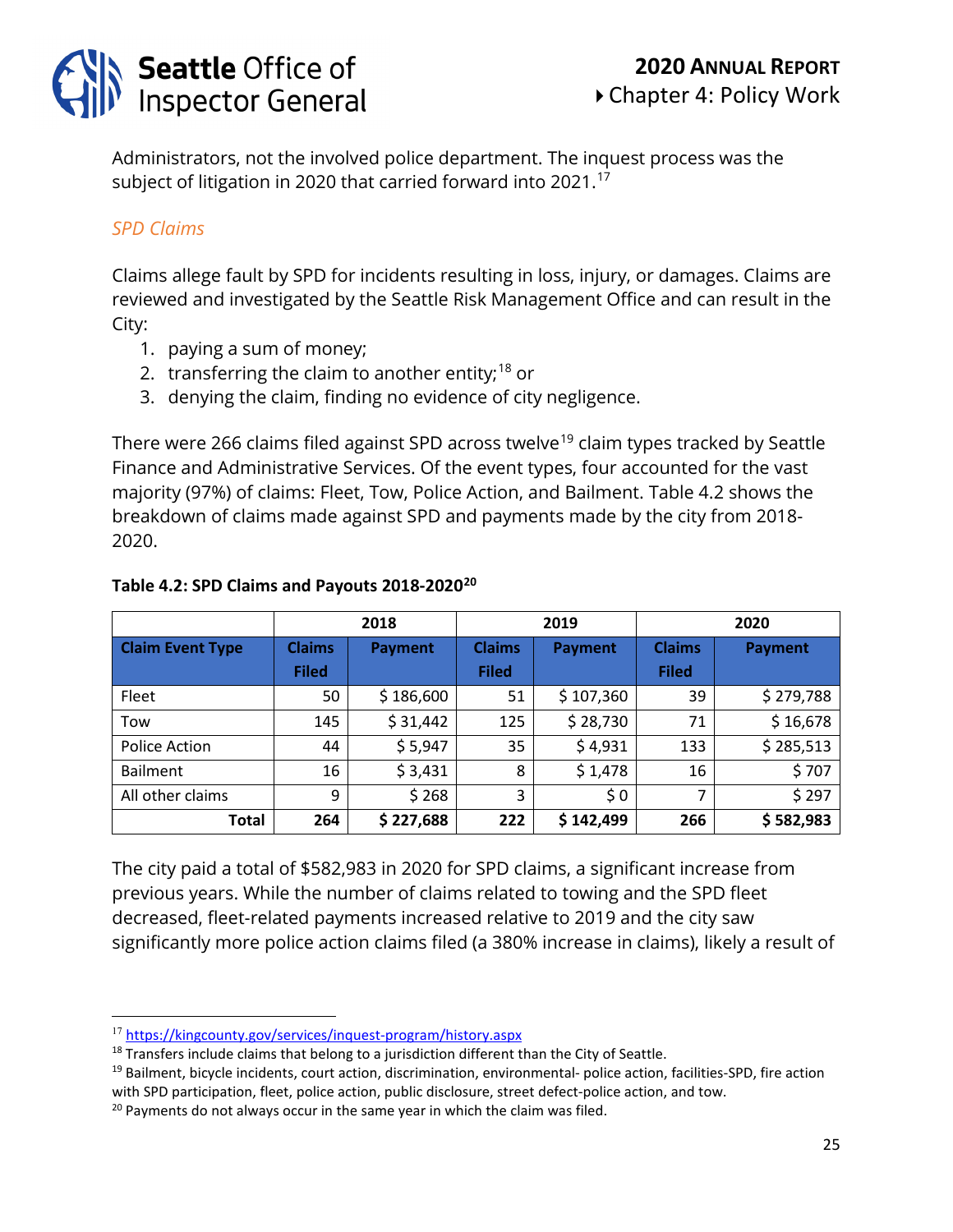Administrators, not the involved police department. The inquest process was the subject of litigation in 2020 that carried forward into 2021.[17]

### *SPD Claims*

Claims allege fault by SPD for incidents resulting in loss, injury, or damages. Claims are reviewed and investigated by the Seattle Risk Management Office and can result in the City:

1. paying a sum of money;
2. transferring the claim to another entity;[18] or
3. denying the claim, finding no evidence of city negligence.

There were 266 claims filed against SPD across twelve[19] claim types tracked by Seattle Finance and Administrative Services. Of the event types, four accounted for the vast majority (97%) of claims: Fleet, Tow, Police Action, and Bailment. Table 4.2 shows the breakdown of claims made against SPD and payments made by the city from 2018-2020.

**Table 4.2: SPD Claims and Payouts 2018-2020[20]**

| | 2018 | | 2019 | | 2020 | |
|---|---|---|---|---|---|---|
| **Claim Event Type** | **Claims Filed** | **Payment** | **Claims Filed** | **Payment** | **Claims Filed** | **Payment** |
| Fleet | 50 | $ 186,600 | 51 | $ 107,360 | 39 | $ 279,788 |
| Tow | 145 | $ 31,442 | 125 | $ 28,730 | 71 | $ 16,678 |
| Police Action | 44 | $ 5,947 | 35 | $ 4,931 | 133 | $ 285,513 |
| Bailment | 16 | $ 3,431 | 8 | $ 1,478 | 16 | $ 707 |
| All other claims | 9 | $ 268 | 3 | $ 0 | 7 | $ 297 |
| **Total** | **264** | **$ 227,688** | **222** | **$ 142,499** | **266** | **$ 582,983** |

The city paid a total of $582,983 in 2020 for SPD claims, a significant increase from previous years. While the number of claims related to towing and the SPD fleet decreased, fleet-related payments increased relative to 2019 and the city saw significantly more police action claims filed (a 380% increase in claims), likely a result of

---

[17] https://kingcounty.gov/services/inquest-program/history.aspx

[18] Transfers include claims that belong to a jurisdiction different than the City of Seattle.

[19] Bailment, bicycle incidents, court action, discrimination, environmental- police action, facilities-SPD, fire action with SPD participation, fleet, police action, public disclosure, street defect-police action, and tow.

[20] Payments do not always occur in the same year in which the claim was filed.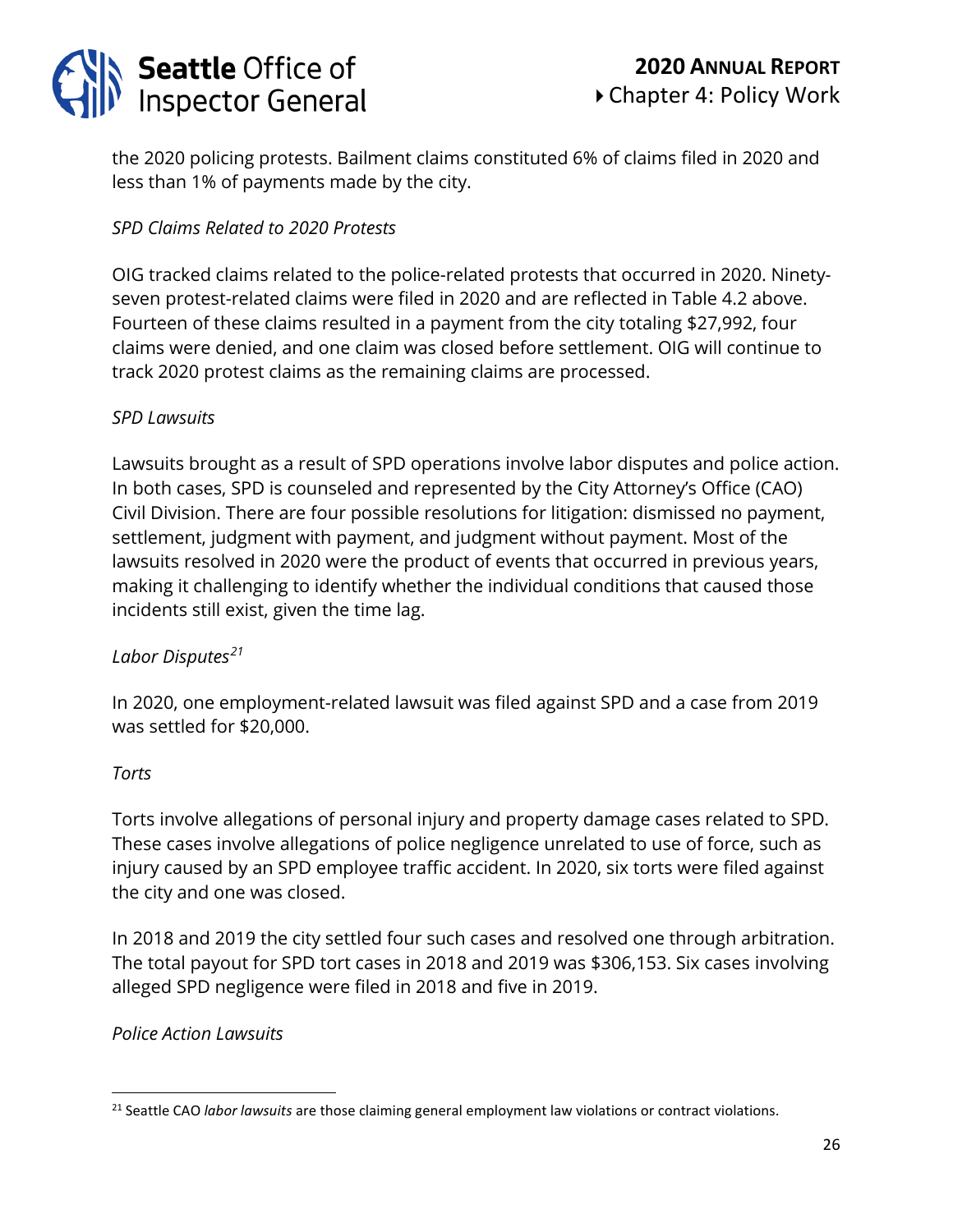the 2020 policing protests. Bailment claims constituted 6% of claims filed in 2020 and less than 1% of payments made by the city.

*SPD Claims Related to 2020 Protests*

OIG tracked claims related to the police-related protests that occurred in 2020. Ninety-seven protest-related claims were filed in 2020 and are reflected in Table 4.2 above. Fourteen of these claims resulted in a payment from the city totaling $27,992, four claims were denied, and one claim was closed before settlement. OIG will continue to track 2020 protest claims as the remaining claims are processed.

*SPD Lawsuits*

Lawsuits brought as a result of SPD operations involve labor disputes and police action. In both cases, SPD is counseled and represented by the City Attorney's Office (CAO) Civil Division. There are four possible resolutions for litigation: dismissed no payment, settlement, judgment with payment, and judgment without payment. Most of the lawsuits resolved in 2020 were the product of events that occurred in previous years, making it challenging to identify whether the individual conditions that caused those incidents still exist, given the time lag.

*Labor Disputes*[21]

In 2020, one employment-related lawsuit was filed against SPD and a case from 2019 was settled for $20,000.

*Torts*

Torts involve allegations of personal injury and property damage cases related to SPD. These cases involve allegations of police negligence unrelated to use of force, such as injury caused by an SPD employee traffic accident. In 2020, six torts were filed against the city and one was closed.

In 2018 and 2019 the city settled four such cases and resolved one through arbitration. The total payout for SPD tort cases in 2018 and 2019 was $306,153. Six cases involving alleged SPD negligence were filed in 2018 and five in 2019.

*Police Action Lawsuits*

[21] Seattle CAO *labor lawsuits* are those claiming general employment law violations or contract violations.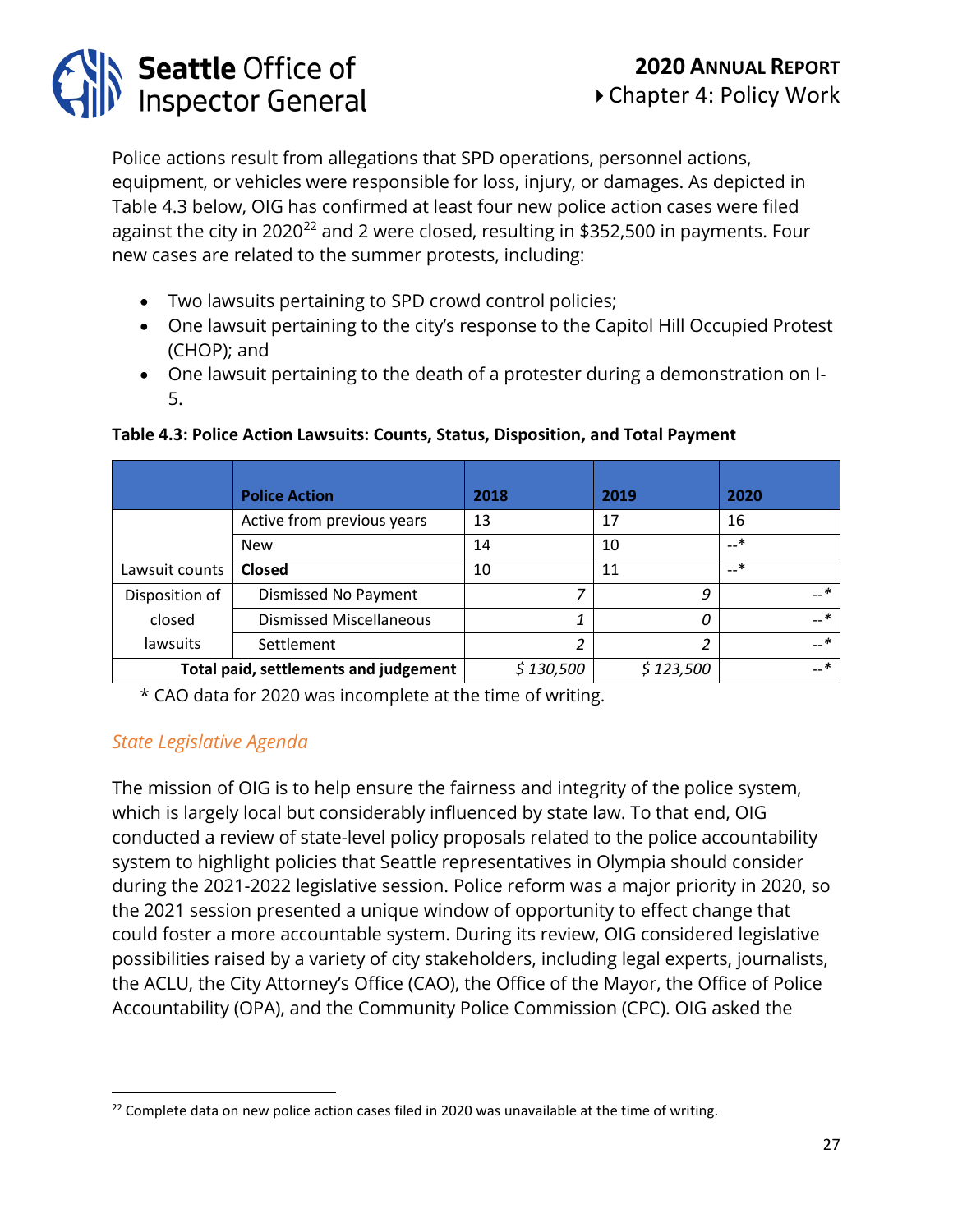Police actions result from allegations that SPD operations, personnel actions, equipment, or vehicles were responsible for loss, injury, or damages. As depicted in Table 4.3 below, OIG has confirmed at least four new police action cases were filed against the city in 2020[22] and 2 were closed, resulting in $352,500 in payments. Four new cases are related to the summer protests, including:

- Two lawsuits pertaining to SPD crowd control policies;
- One lawsuit pertaining to the city's response to the Capitol Hill Occupied Protest (CHOP); and
- One lawsuit pertaining to the death of a protester during a demonstration on I-5.

**Table 4.3: Police Action Lawsuits: Counts, Status, Disposition, and Total Payment**

| | **Police Action** | **2018** | **2019** | **2020** |
|---|---|---|---|---|
| Lawsuit counts | Active from previous years | 13 | 17 | 16 |
| | New | 14 | 10 | --* |
| | **Closed** | 10 | 11 | --* |
| Disposition of closed lawsuits | Dismissed No Payment | *7* | *9* | --* |
| | Dismissed Miscellaneous | *1* | *0* | --* |
| | Settlement | *2* | *2* | --* |
| **Total paid, settlements and judgement** | | *$ 130,500* | *$ 123,500* | --* |

\* CAO data for 2020 was incomplete at the time of writing.

### *State Legislative Agenda*

The mission of OIG is to help ensure the fairness and integrity of the police system, which is largely local but considerably influenced by state law. To that end, OIG conducted a review of state-level policy proposals related to the police accountability system to highlight policies that Seattle representatives in Olympia should consider during the 2021-2022 legislative session. Police reform was a major priority in 2020, so the 2021 session presented a unique window of opportunity to effect change that could foster a more accountable system. During its review, OIG considered legislative possibilities raised by a variety of city stakeholders, including legal experts, journalists, the ACLU, the City Attorney's Office (CAO), the Office of the Mayor, the Office of Police Accountability (OPA), and the Community Police Commission (CPC). OIG asked the

[22] Complete data on new police action cases filed in 2020 was unavailable at the time of writing.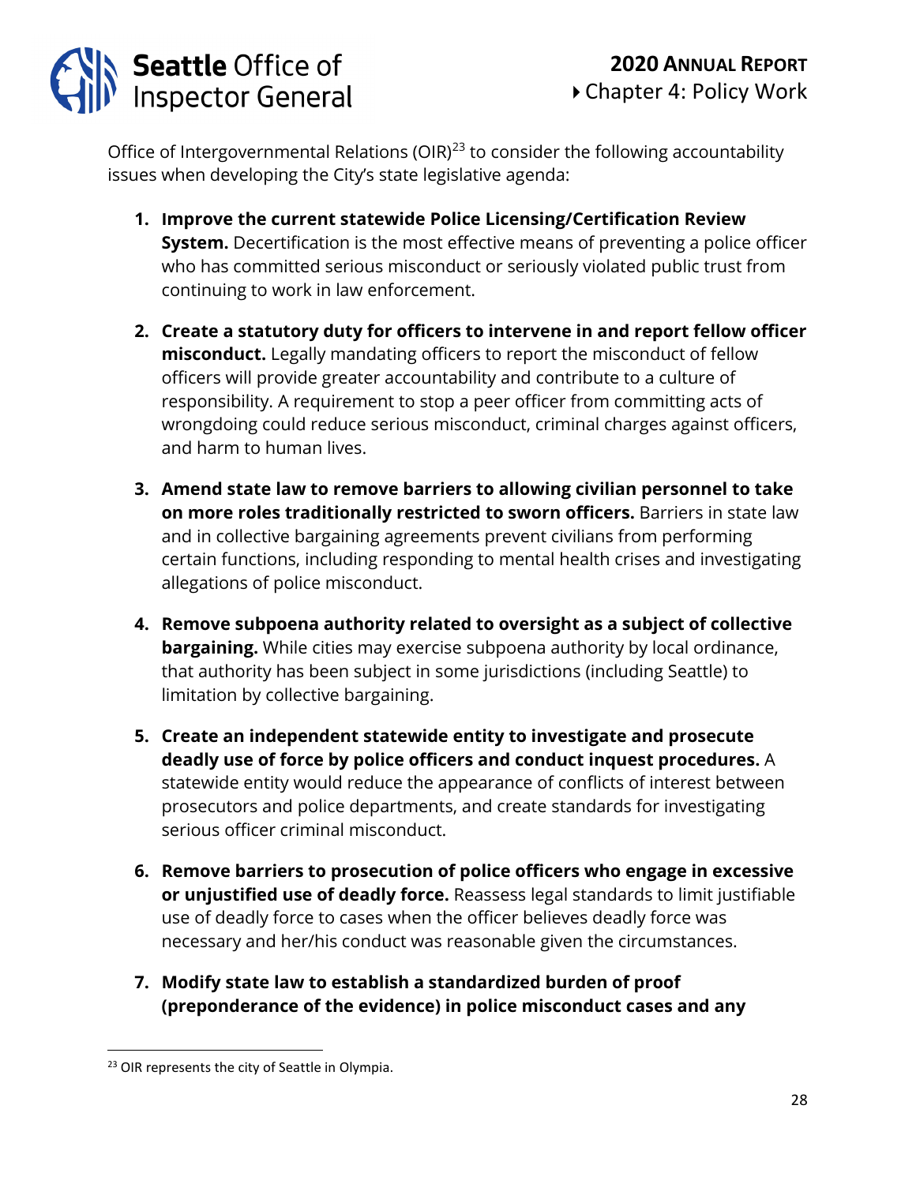Office of Intergovernmental Relations (OIR)[23] to consider the following accountability issues when developing the City's state legislative agenda:

1. **Improve the current statewide Police Licensing/Certification Review System.** Decertification is the most effective means of preventing a police officer who has committed serious misconduct or seriously violated public trust from continuing to work in law enforcement.

2. **Create a statutory duty for officers to intervene in and report fellow officer misconduct.** Legally mandating officers to report the misconduct of fellow officers will provide greater accountability and contribute to a culture of responsibility. A requirement to stop a peer officer from committing acts of wrongdoing could reduce serious misconduct, criminal charges against officers, and harm to human lives.

3. **Amend state law to remove barriers to allowing civilian personnel to take on more roles traditionally restricted to sworn officers.** Barriers in state law and in collective bargaining agreements prevent civilians from performing certain functions, including responding to mental health crises and investigating allegations of police misconduct.

4. **Remove subpoena authority related to oversight as a subject of collective bargaining.** While cities may exercise subpoena authority by local ordinance, that authority has been subject in some jurisdictions (including Seattle) to limitation by collective bargaining.

5. **Create an independent statewide entity to investigate and prosecute deadly use of force by police officers and conduct inquest procedures.** A statewide entity would reduce the appearance of conflicts of interest between prosecutors and police departments, and create standards for investigating serious officer criminal misconduct.

6. **Remove barriers to prosecution of police officers who engage in excessive or unjustified use of deadly force.** Reassess legal standards to limit justifiable use of deadly force to cases when the officer believes deadly force was necessary and her/his conduct was reasonable given the circumstances.

7. **Modify state law to establish a standardized burden of proof (preponderance of the evidence) in police misconduct cases and any**

[23] OIR represents the city of Seattle in Olympia.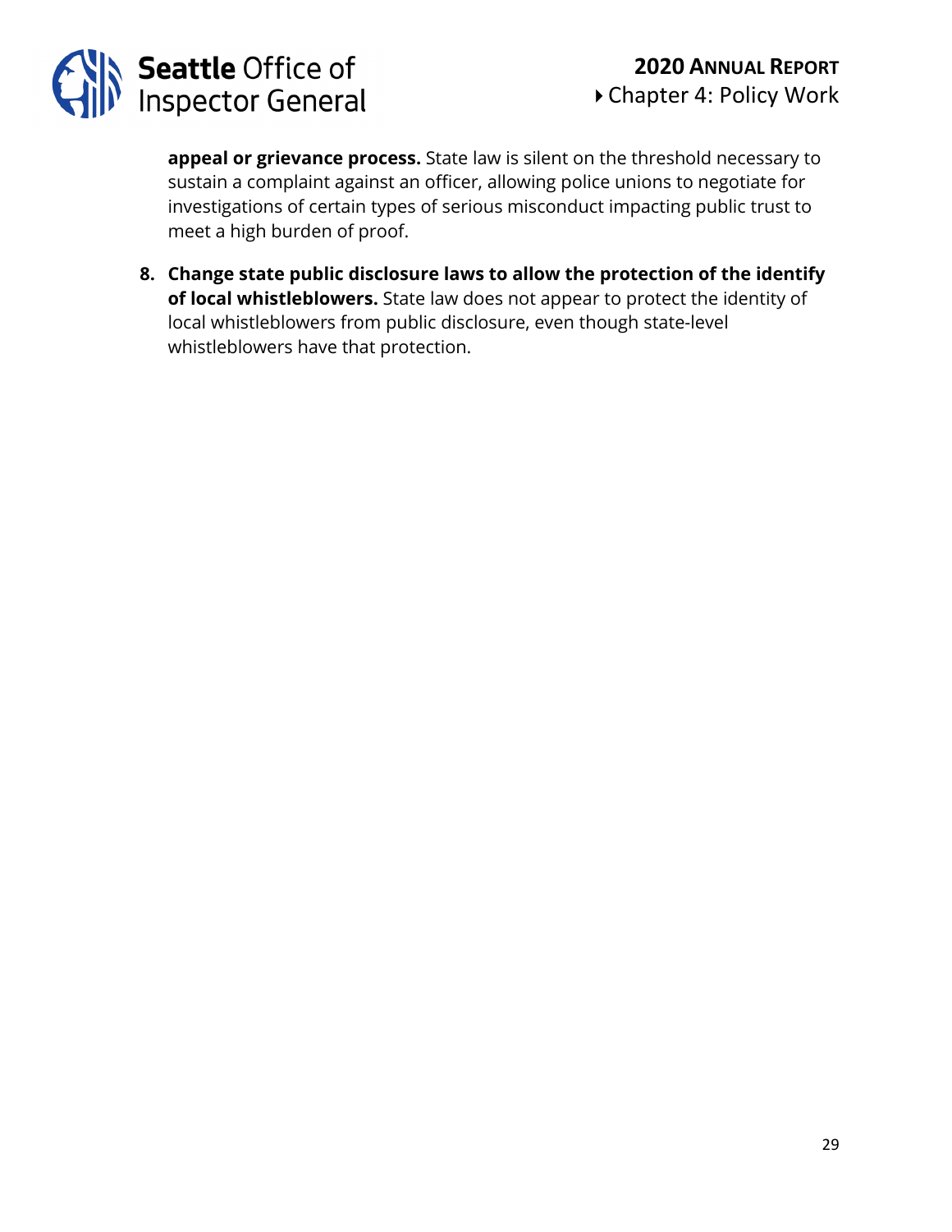**appeal or grievance process.** State law is silent on the threshold necessary to sustain a complaint against an officer, allowing police unions to negotiate for investigations of certain types of serious misconduct impacting public trust to meet a high burden of proof.

8. **Change state public disclosure laws to allow the protection of the identify of local whistleblowers.** State law does not appear to protect the identity of local whistleblowers from public disclosure, even though state-level whistleblowers have that protection.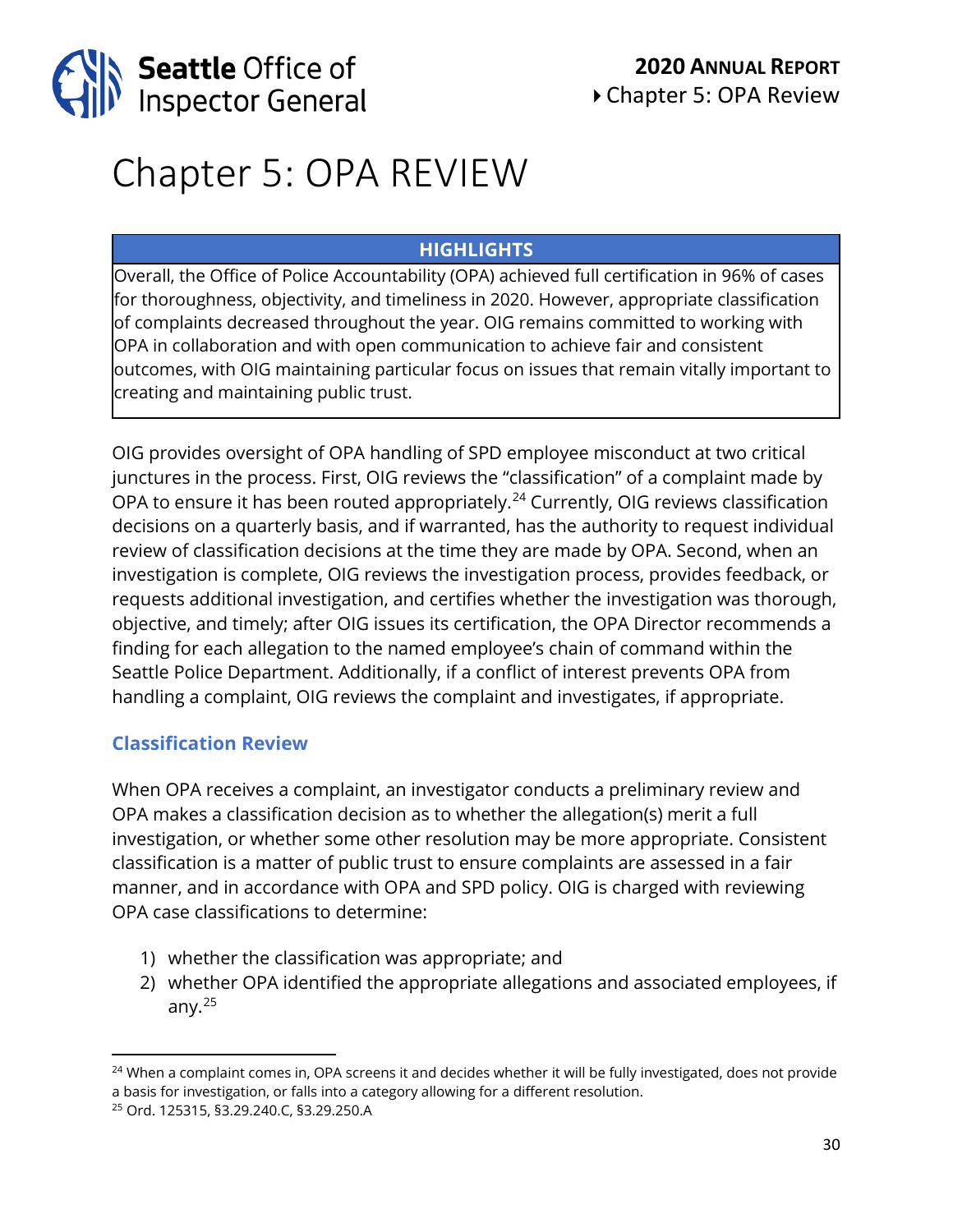# Chapter 5: OPA REVIEW

| HIGHLIGHTS |
| --- |
| Overall, the Office of Police Accountability (OPA) achieved full certification in 96% of cases for thoroughness, objectivity, and timeliness in 2020. However, appropriate classification of complaints decreased throughout the year. OIG remains committed to working with OPA in collaboration and with open communication to achieve fair and consistent outcomes, with OIG maintaining particular focus on issues that remain vitally important to creating and maintaining public trust. |

OIG provides oversight of OPA handling of SPD employee misconduct at two critical junctures in the process. First, OIG reviews the "classification" of a complaint made by OPA to ensure it has been routed appropriately.[24] Currently, OIG reviews classification decisions on a quarterly basis, and if warranted, has the authority to request individual review of classification decisions at the time they are made by OPA. Second, when an investigation is complete, OIG reviews the investigation process, provides feedback, or requests additional investigation, and certifies whether the investigation was thorough, objective, and timely; after OIG issues its certification, the OPA Director recommends a finding for each allegation to the named employee's chain of command within the Seattle Police Department. Additionally, if a conflict of interest prevents OPA from handling a complaint, OIG reviews the complaint and investigates, if appropriate.

## Classification Review

When OPA receives a complaint, an investigator conducts a preliminary review and OPA makes a classification decision as to whether the allegation(s) merit a full investigation, or whether some other resolution may be more appropriate. Consistent classification is a matter of public trust to ensure complaints are assessed in a fair manner, and in accordance with OPA and SPD policy. OIG is charged with reviewing OPA case classifications to determine:

1) whether the classification was appropriate; and
2) whether OPA identified the appropriate allegations and associated employees, if any.[25]

[24] When a complaint comes in, OPA screens it and decides whether it will be fully investigated, does not provide a basis for investigation, or falls into a category allowing for a different resolution.

[25] Ord. 125315, §3.29.240.C, §3.29.250.A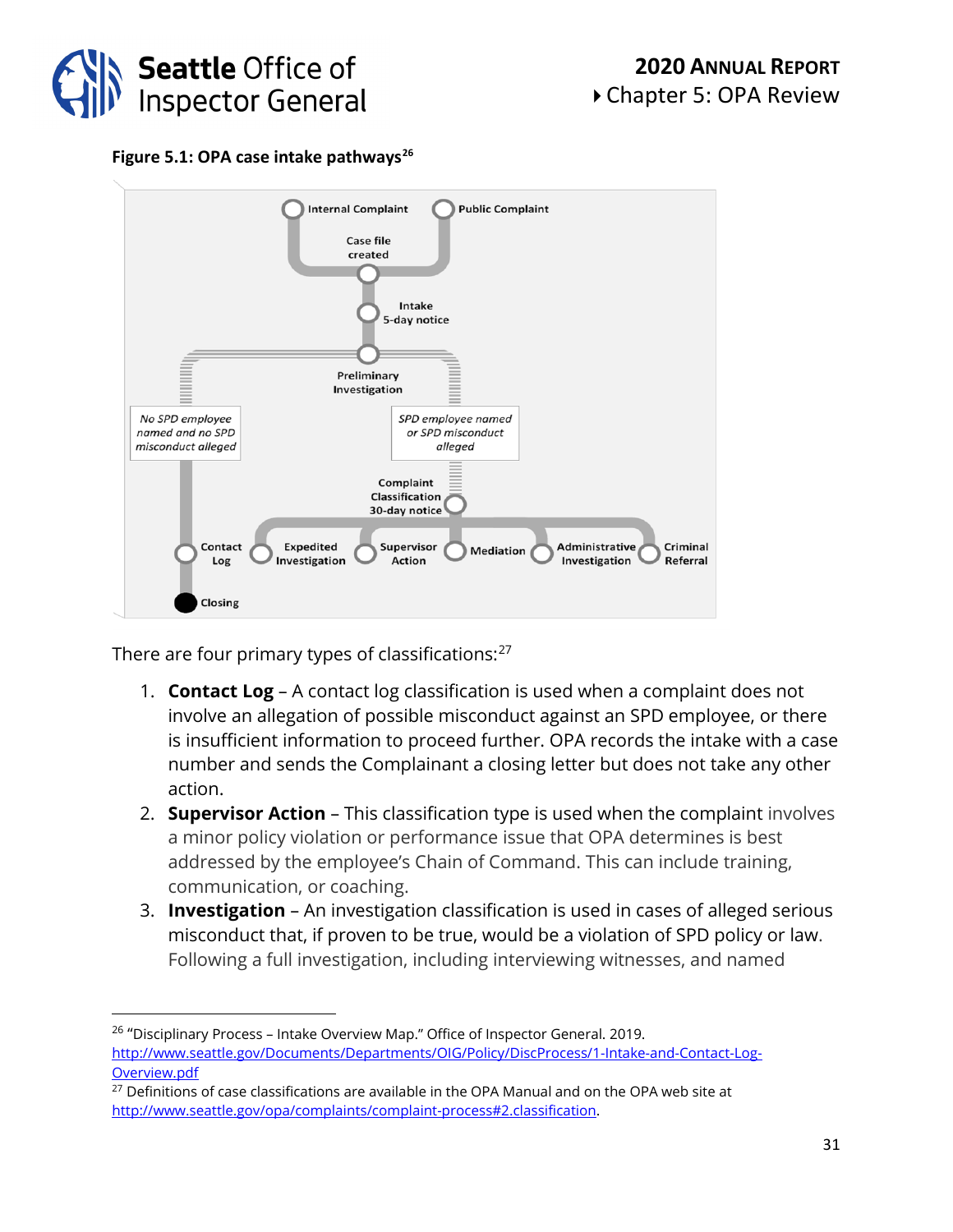**Figure 5.1: OPA case intake pathways**[26]

Internal Complaint

Public Complaint

Case file created

Intake 5-day notice

Preliminary Investigation

*No SPD employee named and no SPD misconduct alleged*

*SPD employee named or SPD misconduct alleged*

Complaint Classification 30-day notice

Contact Log

Expedited Investigation

Supervisor Action

Mediation

Administrative Investigation

Criminal Referral

Closing

There are four primary types of classifications:[27]

1. **Contact Log** – A contact log classification is used when a complaint does not involve an allegation of possible misconduct against an SPD employee, or there is insufficient information to proceed further. OPA records the intake with a case number and sends the Complainant a closing letter but does not take any other action.
2. **Supervisor Action** – This classification type is used when the complaint involves a minor policy violation or performance issue that OPA determines is best addressed by the employee's Chain of Command. This can include training, communication, or coaching.
3. **Investigation** – An investigation classification is used in cases of alleged serious misconduct that, if proven to be true, would be a violation of SPD policy or law. Following a full investigation, including interviewing witnesses, and named

---

[26] "Disciplinary Process – Intake Overview Map." Office of Inspector General. 2019. http://www.seattle.gov/Documents/Departments/OIG/Policy/DiscProcess/1-Intake-and-Contact-Log-Overview.pdf

[27] Definitions of case classifications are available in the OPA Manual and on the OPA web site at http://www.seattle.gov/opa/complaints/complaint-process#2.classification.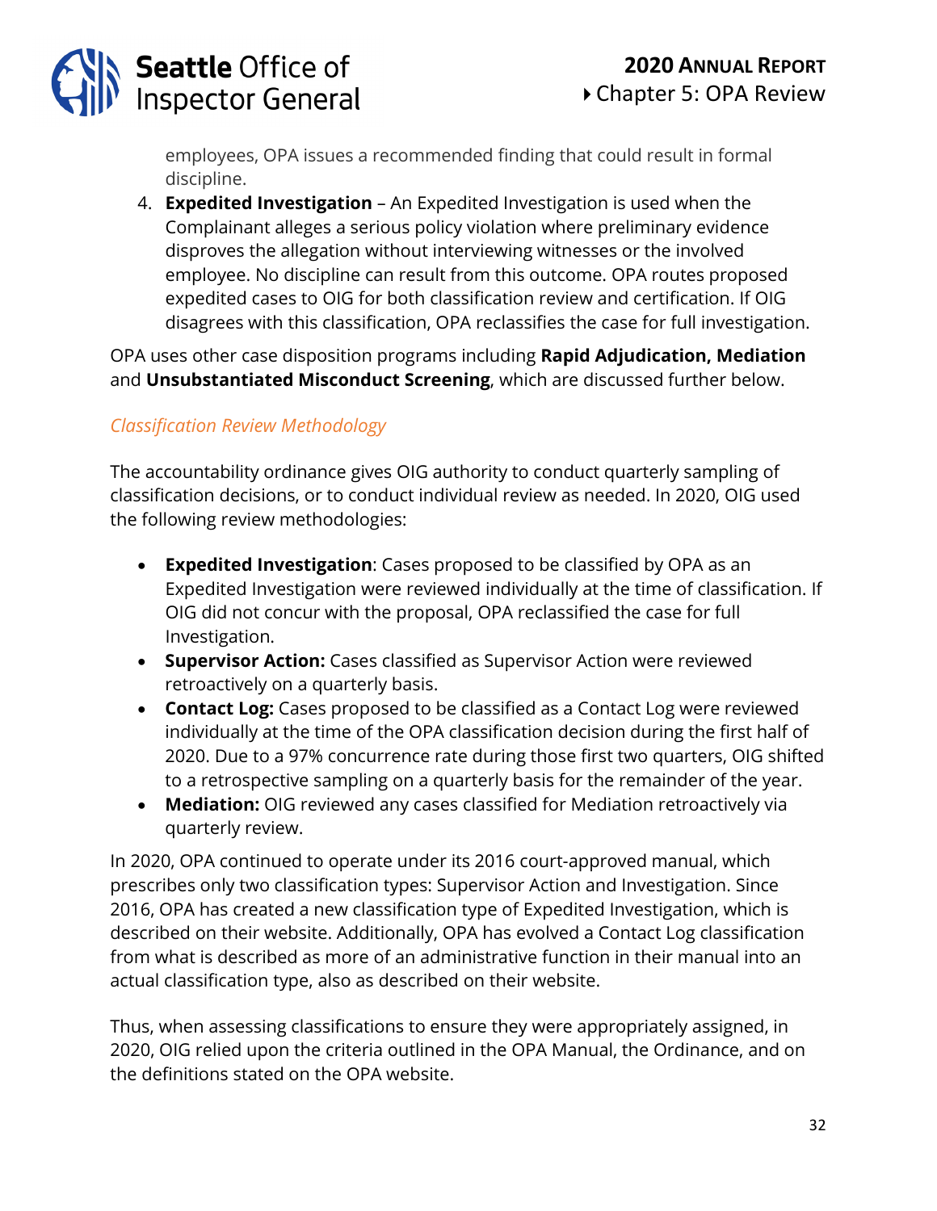employees, OPA issues a recommended finding that could result in formal discipline.

4. **Expedited Investigation** – An Expedited Investigation is used when the Complainant alleges a serious policy violation where preliminary evidence disproves the allegation without interviewing witnesses or the involved employee. No discipline can result from this outcome. OPA routes proposed expedited cases to OIG for both classification review and certification. If OIG disagrees with this classification, OPA reclassifies the case for full investigation.

OPA uses other case disposition programs including **Rapid Adjudication, Mediation** and **Unsubstantiated Misconduct Screening**, which are discussed further below.

### *Classification Review Methodology*

The accountability ordinance gives OIG authority to conduct quarterly sampling of classification decisions, or to conduct individual review as needed. In 2020, OIG used the following review methodologies:

- **Expedited Investigation**: Cases proposed to be classified by OPA as an Expedited Investigation were reviewed individually at the time of classification. If OIG did not concur with the proposal, OPA reclassified the case for full Investigation.
- **Supervisor Action:** Cases classified as Supervisor Action were reviewed retroactively on a quarterly basis.
- **Contact Log:** Cases proposed to be classified as a Contact Log were reviewed individually at the time of the OPA classification decision during the first half of 2020. Due to a 97% concurrence rate during those first two quarters, OIG shifted to a retrospective sampling on a quarterly basis for the remainder of the year.
- **Mediation:** OIG reviewed any cases classified for Mediation retroactively via quarterly review.

In 2020, OPA continued to operate under its 2016 court-approved manual, which prescribes only two classification types: Supervisor Action and Investigation. Since 2016, OPA has created a new classification type of Expedited Investigation, which is described on their website. Additionally, OPA has evolved a Contact Log classification from what is described as more of an administrative function in their manual into an actual classification type, also as described on their website.

Thus, when assessing classifications to ensure they were appropriately assigned, in 2020, OIG relied upon the criteria outlined in the OPA Manual, the Ordinance, and on the definitions stated on the OPA website.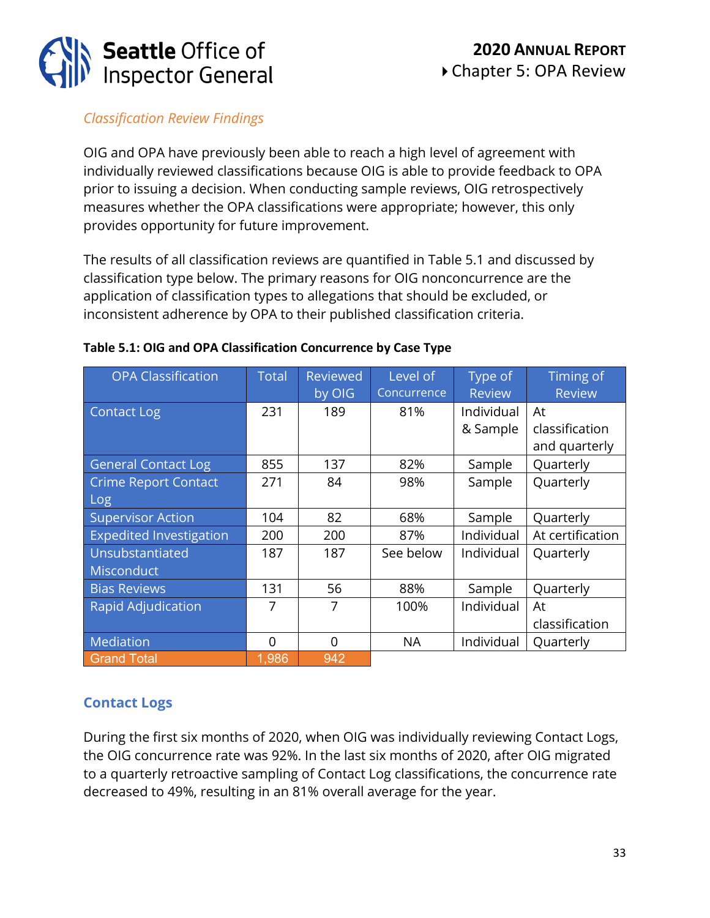### *Classification Review Findings*

OIG and OPA have previously been able to reach a high level of agreement with individually reviewed classifications because OIG is able to provide feedback to OPA prior to issuing a decision. When conducting sample reviews, OIG retrospectively measures whether the OPA classifications were appropriate; however, this only provides opportunity for future improvement.

The results of all classification reviews are quantified in Table 5.1 and discussed by classification type below. The primary reasons for OIG nonconcurrence are the application of classification types to allegations that should be excluded, or inconsistent adherence by OPA to their published classification criteria.

**Table 5.1: OIG and OPA Classification Concurrence by Case Type**

| OPA Classification | Total | Reviewed by OIG | Level of Concurrence | Type of Review | Timing of Review |
|---|---|---|---|---|---|
| Contact Log | 231 | 189 | 81% | Individual & Sample | At classification and quarterly |
| General Contact Log | 855 | 137 | 82% | Sample | Quarterly |
| Crime Report Contact Log | 271 | 84 | 98% | Sample | Quarterly |
| Supervisor Action | 104 | 82 | 68% | Sample | Quarterly |
| Expedited Investigation | 200 | 200 | 87% | Individual | At certification |
| Unsubstantiated Misconduct | 187 | 187 | See below | Individual | Quarterly |
| Bias Reviews | 131 | 56 | 88% | Sample | Quarterly |
| Rapid Adjudication | 7 | 7 | 100% | Individual | At classification |
| Mediation | 0 | 0 | NA | Individual | Quarterly |
| Grand Total | 1,986 | 942 | | | |

## Contact Logs

During the first six months of 2020, when OIG was individually reviewing Contact Logs, the OIG concurrence rate was 92%. In the last six months of 2020, after OIG migrated to a quarterly retroactive sampling of Contact Log classifications, the concurrence rate decreased to 49%, resulting in an 81% overall average for the year.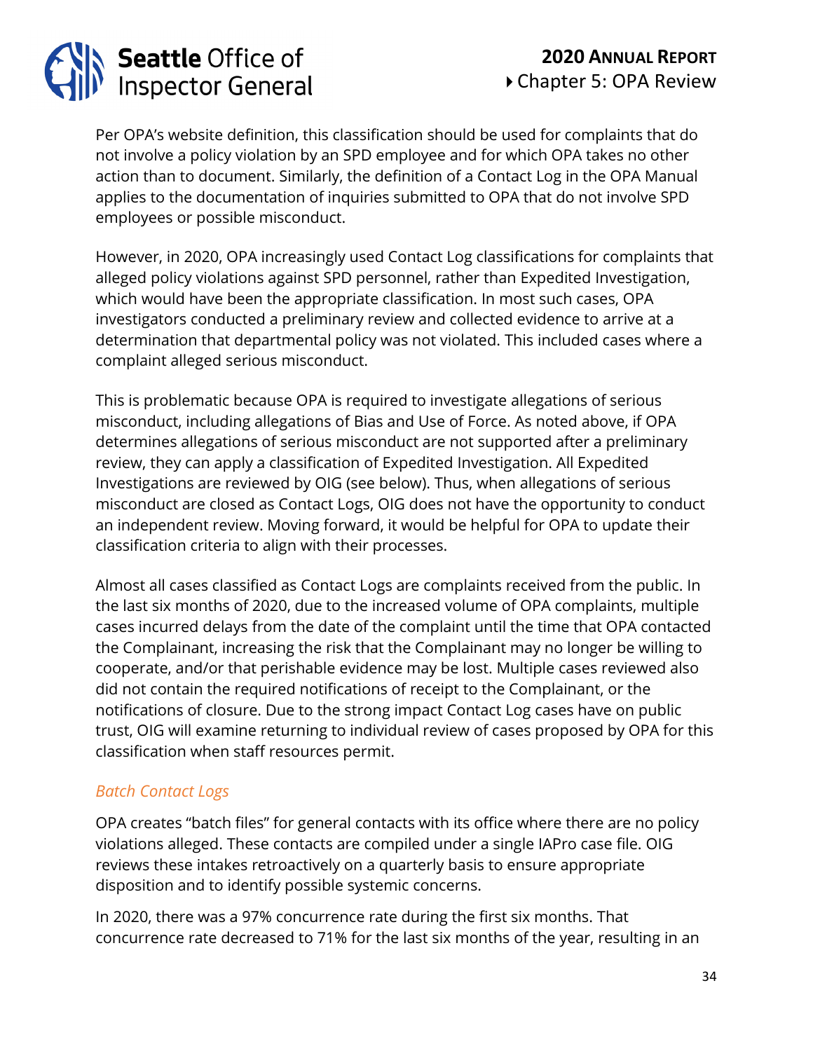Per OPA's website definition, this classification should be used for complaints that do not involve a policy violation by an SPD employee and for which OPA takes no other action than to document. Similarly, the definition of a Contact Log in the OPA Manual applies to the documentation of inquiries submitted to OPA that do not involve SPD employees or possible misconduct.

However, in 2020, OPA increasingly used Contact Log classifications for complaints that alleged policy violations against SPD personnel, rather than Expedited Investigation, which would have been the appropriate classification. In most such cases, OPA investigators conducted a preliminary review and collected evidence to arrive at a determination that departmental policy was not violated. This included cases where a complaint alleged serious misconduct.

This is problematic because OPA is required to investigate allegations of serious misconduct, including allegations of Bias and Use of Force. As noted above, if OPA determines allegations of serious misconduct are not supported after a preliminary review, they can apply a classification of Expedited Investigation. All Expedited Investigations are reviewed by OIG (see below). Thus, when allegations of serious misconduct are closed as Contact Logs, OIG does not have the opportunity to conduct an independent review. Moving forward, it would be helpful for OPA to update their classification criteria to align with their processes.

Almost all cases classified as Contact Logs are complaints received from the public. In the last six months of 2020, due to the increased volume of OPA complaints, multiple cases incurred delays from the date of the complaint until the time that OPA contacted the Complainant, increasing the risk that the Complainant may no longer be willing to cooperate, and/or that perishable evidence may be lost. Multiple cases reviewed also did not contain the required notifications of receipt to the Complainant, or the notifications of closure. Due to the strong impact Contact Log cases have on public trust, OIG will examine returning to individual review of cases proposed by OPA for this classification when staff resources permit.

### *Batch Contact Logs*

OPA creates "batch files" for general contacts with its office where there are no policy violations alleged. These contacts are compiled under a single IAPro case file. OIG reviews these intakes retroactively on a quarterly basis to ensure appropriate disposition and to identify possible systemic concerns.

In 2020, there was a 97% concurrence rate during the first six months. That concurrence rate decreased to 71% for the last six months of the year, resulting in an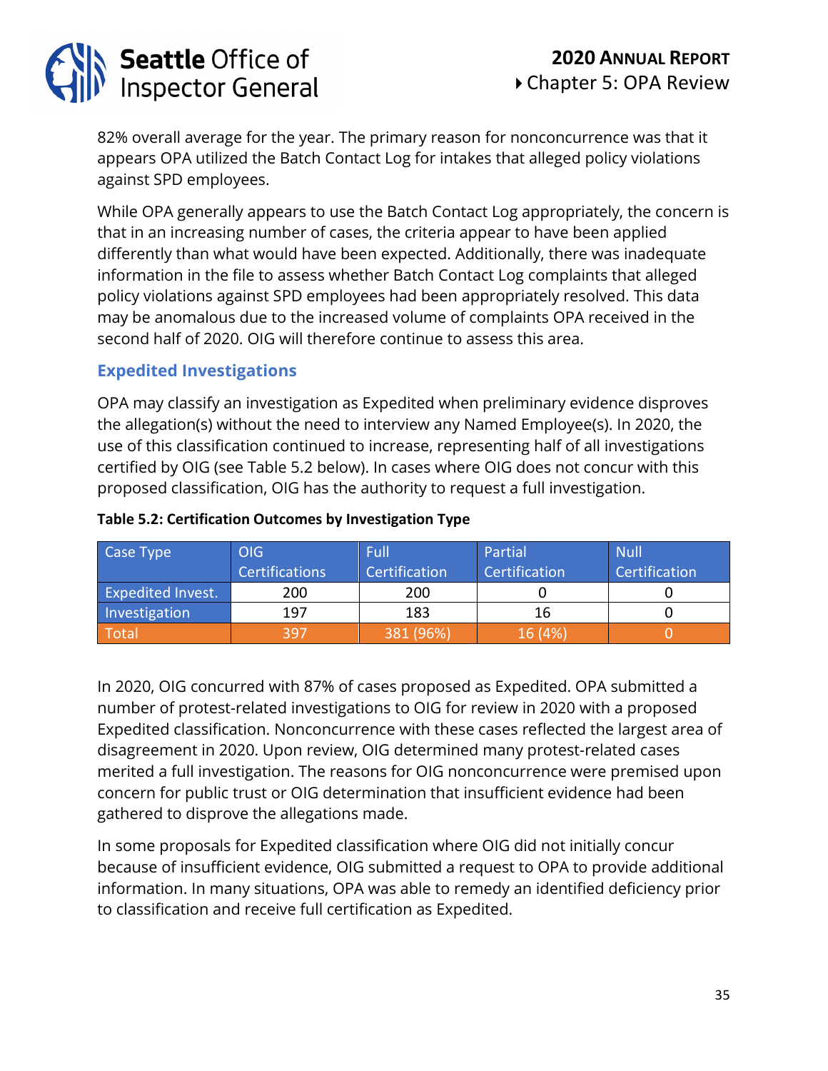82% overall average for the year. The primary reason for nonconcurrence was that it appears OPA utilized the Batch Contact Log for intakes that alleged policy violations against SPD employees.

While OPA generally appears to use the Batch Contact Log appropriately, the concern is that in an increasing number of cases, the criteria appear to have been applied differently than what would have been expected. Additionally, there was inadequate information in the file to assess whether Batch Contact Log complaints that alleged policy violations against SPD employees had been appropriately resolved. This data may be anomalous due to the increased volume of complaints OPA received in the second half of 2020. OIG will therefore continue to assess this area.

### Expedited Investigations

OPA may classify an investigation as Expedited when preliminary evidence disproves the allegation(s) without the need to interview any Named Employee(s). In 2020, the use of this classification continued to increase, representing half of all investigations certified by OIG (see Table 5.2 below). In cases where OIG does not concur with this proposed classification, OIG has the authority to request a full investigation.

**Table 5.2: Certification Outcomes by Investigation Type**

| Case Type | OIG Certifications | Full Certification | Partial Certification | Null Certification |
|---|---|---|---|---|
| Expedited Invest. | 200 | 200 | 0 | 0 |
| Investigation | 197 | 183 | 16 | 0 |
| Total | 397 | 381 (96%) | 16 (4%) | 0 |

In 2020, OIG concurred with 87% of cases proposed as Expedited. OPA submitted a number of protest-related investigations to OIG for review in 2020 with a proposed Expedited classification. Nonconcurrence with these cases reflected the largest area of disagreement in 2020. Upon review, OIG determined many protest-related cases merited a full investigation. The reasons for OIG nonconcurrence were premised upon concern for public trust or OIG determination that insufficient evidence had been gathered to disprove the allegations made.

In some proposals for Expedited classification where OIG did not initially concur because of insufficient evidence, OIG submitted a request to OPA to provide additional information. In many situations, OPA was able to remedy an identified deficiency prior to classification and receive full certification as Expedited.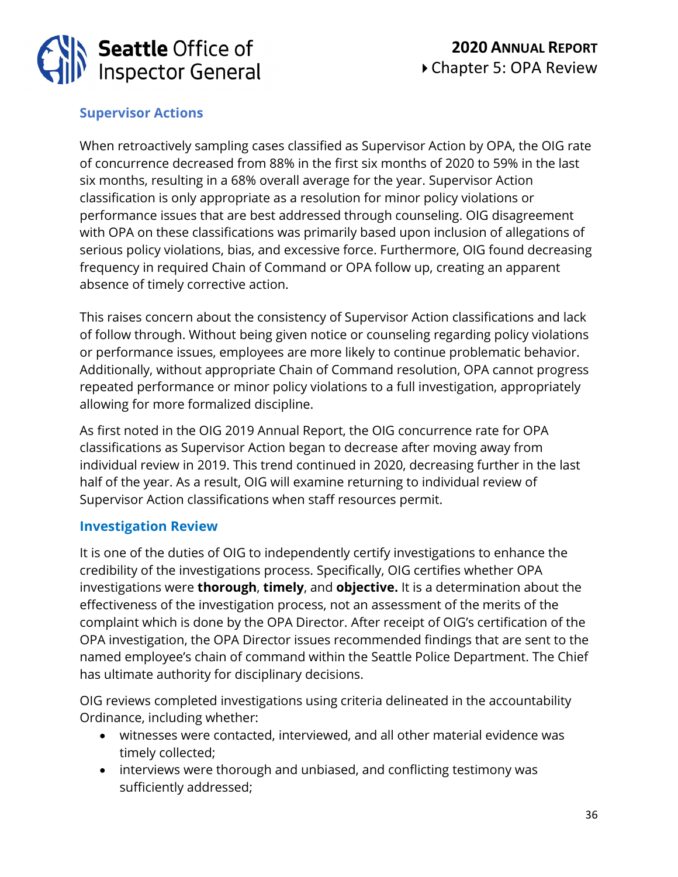### Supervisor Actions

When retroactively sampling cases classified as Supervisor Action by OPA, the OIG rate of concurrence decreased from 88% in the first six months of 2020 to 59% in the last six months, resulting in a 68% overall average for the year. Supervisor Action classification is only appropriate as a resolution for minor policy violations or performance issues that are best addressed through counseling. OIG disagreement with OPA on these classifications was primarily based upon inclusion of allegations of serious policy violations, bias, and excessive force. Furthermore, OIG found decreasing frequency in required Chain of Command or OPA follow up, creating an apparent absence of timely corrective action.

This raises concern about the consistency of Supervisor Action classifications and lack of follow through. Without being given notice or counseling regarding policy violations or performance issues, employees are more likely to continue problematic behavior. Additionally, without appropriate Chain of Command resolution, OPA cannot progress repeated performance or minor policy violations to a full investigation, appropriately allowing for more formalized discipline.

As first noted in the OIG 2019 Annual Report, the OIG concurrence rate for OPA classifications as Supervisor Action began to decrease after moving away from individual review in 2019. This trend continued in 2020, decreasing further in the last half of the year. As a result, OIG will examine returning to individual review of Supervisor Action classifications when staff resources permit.

### Investigation Review

It is one of the duties of OIG to independently certify investigations to enhance the credibility of the investigations process. Specifically, OIG certifies whether OPA investigations were **thorough**, **timely**, and **objective.** It is a determination about the effectiveness of the investigation process, not an assessment of the merits of the complaint which is done by the OPA Director. After receipt of OIG's certification of the OPA investigation, the OPA Director issues recommended findings that are sent to the named employee's chain of command within the Seattle Police Department. The Chief has ultimate authority for disciplinary decisions.

OIG reviews completed investigations using criteria delineated in the accountability Ordinance, including whether:

- witnesses were contacted, interviewed, and all other material evidence was timely collected;
- interviews were thorough and unbiased, and conflicting testimony was sufficiently addressed;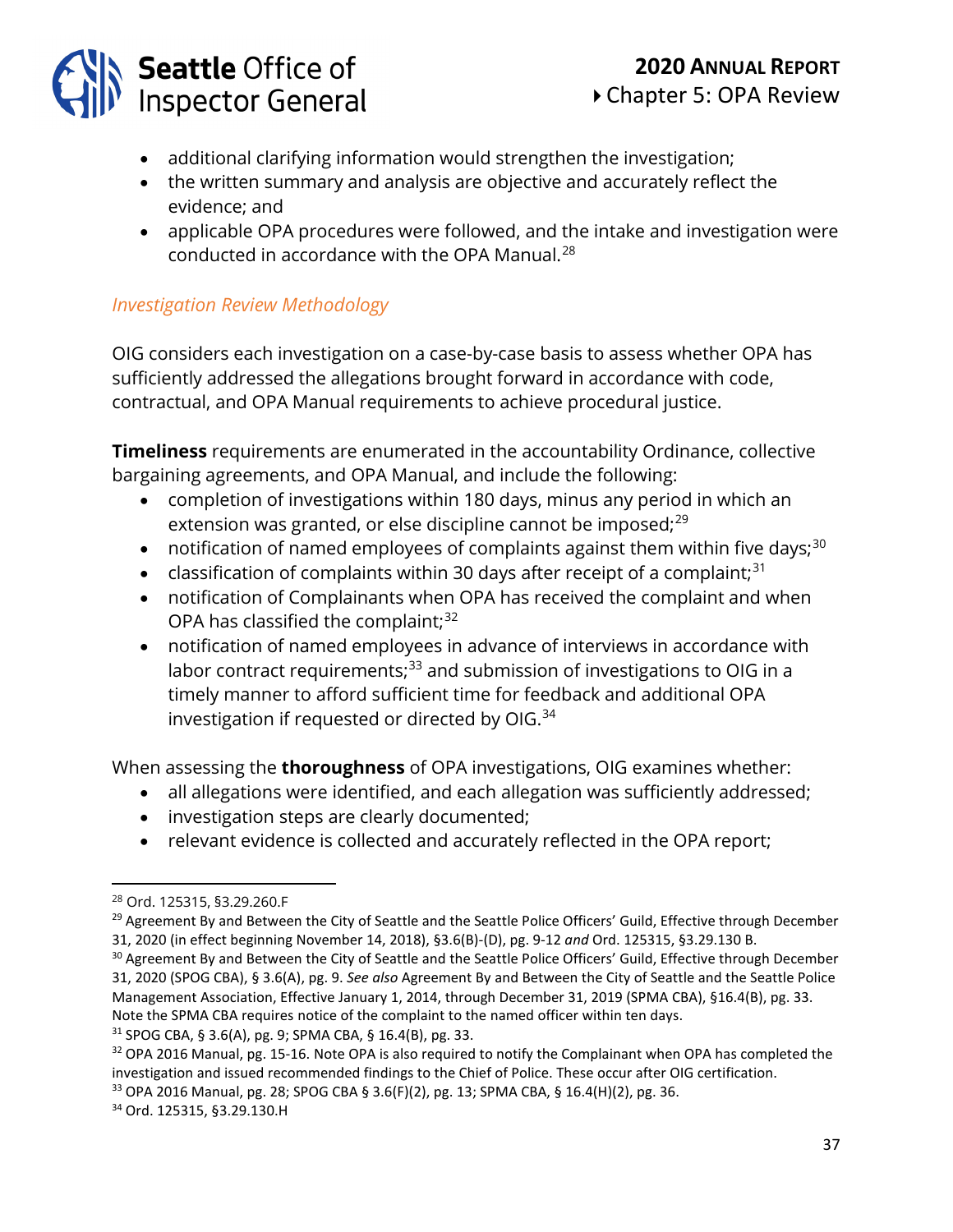- additional clarifying information would strengthen the investigation;
- the written summary and analysis are objective and accurately reflect the evidence; and
- applicable OPA procedures were followed, and the intake and investigation were conducted in accordance with the OPA Manual.[28]

### *Investigation Review Methodology*

OIG considers each investigation on a case-by-case basis to assess whether OPA has sufficiently addressed the allegations brought forward in accordance with code, contractual, and OPA Manual requirements to achieve procedural justice.

**Timeliness** requirements are enumerated in the accountability Ordinance, collective bargaining agreements, and OPA Manual, and include the following:

- completion of investigations within 180 days, minus any period in which an extension was granted, or else discipline cannot be imposed;[29]
- notification of named employees of complaints against them within five days;[30]
- classification of complaints within 30 days after receipt of a complaint;[31]
- notification of Complainants when OPA has received the complaint and when OPA has classified the complaint;[32]
- notification of named employees in advance of interviews in accordance with labor contract requirements;[33] and submission of investigations to OIG in a timely manner to afford sufficient time for feedback and additional OPA investigation if requested or directed by OIG.[34]

When assessing the **thoroughness** of OPA investigations, OIG examines whether:

- all allegations were identified, and each allegation was sufficiently addressed;
- investigation steps are clearly documented;
- relevant evidence is collected and accurately reflected in the OPA report;

---

[28] Ord. 125315, §3.29.260.F

[29] Agreement By and Between the City of Seattle and the Seattle Police Officers' Guild, Effective through December 31, 2020 (in effect beginning November 14, 2018), §3.6(B)-(D), pg. 9-12 *and* Ord. 125315, §3.29.130 B.

[30] Agreement By and Between the City of Seattle and the Seattle Police Officers' Guild, Effective through December 31, 2020 (SPOG CBA), § 3.6(A), pg. 9. *See also* Agreement By and Between the City of Seattle and the Seattle Police Management Association, Effective January 1, 2014, through December 31, 2019 (SPMA CBA), §16.4(B), pg. 33. Note the SPMA CBA requires notice of the complaint to the named officer within ten days.

[31] SPOG CBA, § 3.6(A), pg. 9; SPMA CBA, § 16.4(B), pg. 33.

[32] OPA 2016 Manual, pg. 15-16. Note OPA is also required to notify the Complainant when OPA has completed the investigation and issued recommended findings to the Chief of Police. These occur after OIG certification.

[33] OPA 2016 Manual, pg. 28; SPOG CBA § 3.6(F)(2), pg. 13; SPMA CBA, § 16.4(H)(2), pg. 36.

[34] Ord. 125315, §3.29.130.H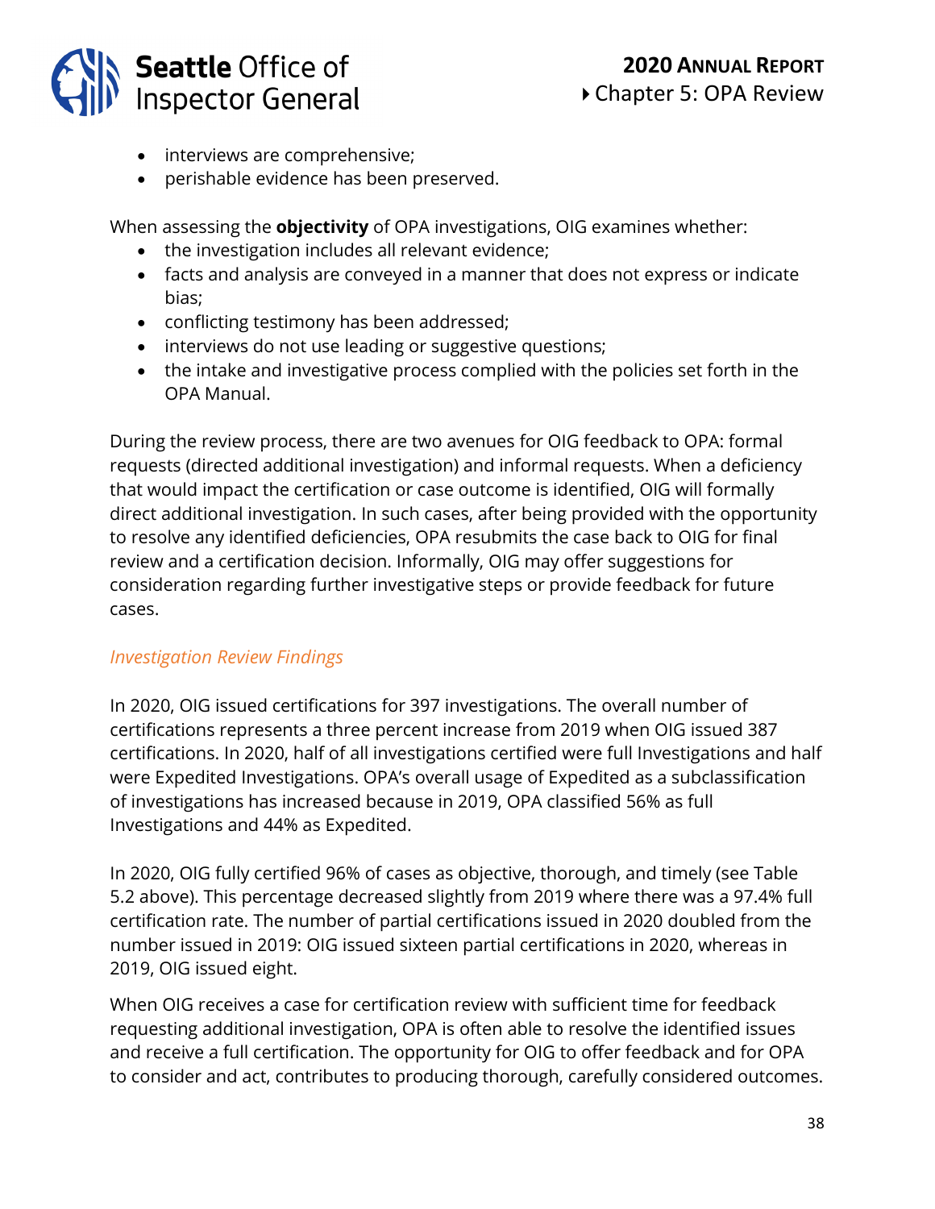- interviews are comprehensive;
- perishable evidence has been preserved.

When assessing the **objectivity** of OPA investigations, OIG examines whether:

- the investigation includes all relevant evidence;
- facts and analysis are conveyed in a manner that does not express or indicate bias;
- conflicting testimony has been addressed;
- interviews do not use leading or suggestive questions;
- the intake and investigative process complied with the policies set forth in the OPA Manual.

During the review process, there are two avenues for OIG feedback to OPA: formal requests (directed additional investigation) and informal requests. When a deficiency that would impact the certification or case outcome is identified, OIG will formally direct additional investigation. In such cases, after being provided with the opportunity to resolve any identified deficiencies, OPA resubmits the case back to OIG for final review and a certification decision. Informally, OIG may offer suggestions for consideration regarding further investigative steps or provide feedback for future cases.

### *Investigation Review Findings*

In 2020, OIG issued certifications for 397 investigations. The overall number of certifications represents a three percent increase from 2019 when OIG issued 387 certifications. In 2020, half of all investigations certified were full Investigations and half were Expedited Investigations. OPA's overall usage of Expedited as a subclassification of investigations has increased because in 2019, OPA classified 56% as full Investigations and 44% as Expedited.

In 2020, OIG fully certified 96% of cases as objective, thorough, and timely (see Table 5.2 above). This percentage decreased slightly from 2019 where there was a 97.4% full certification rate. The number of partial certifications issued in 2020 doubled from the number issued in 2019: OIG issued sixteen partial certifications in 2020, whereas in 2019, OIG issued eight.

When OIG receives a case for certification review with sufficient time for feedback requesting additional investigation, OPA is often able to resolve the identified issues and receive a full certification. The opportunity for OIG to offer feedback and for OPA to consider and act, contributes to producing thorough, carefully considered outcomes.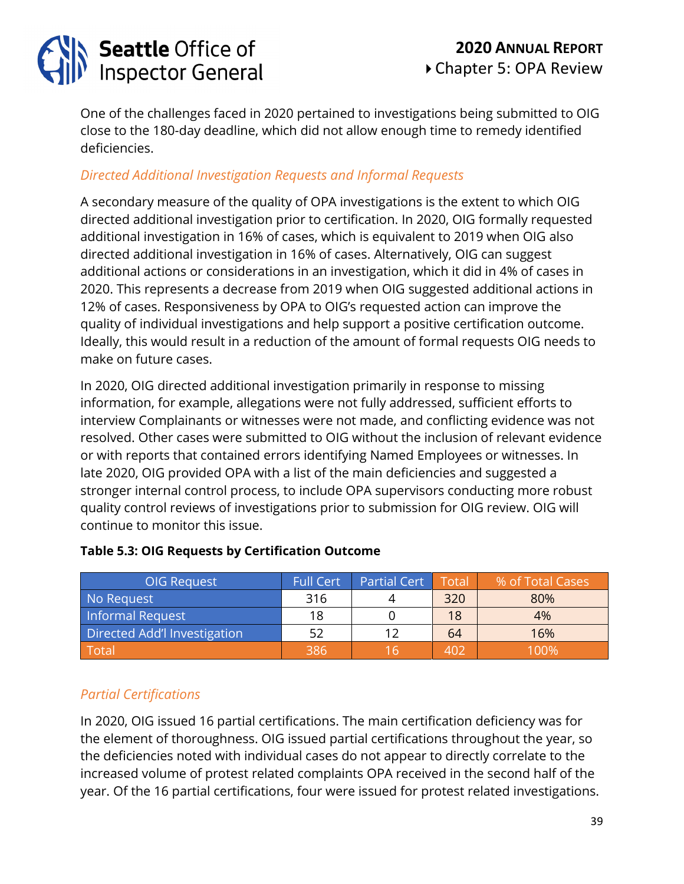One of the challenges faced in 2020 pertained to investigations being submitted to OIG close to the 180-day deadline, which did not allow enough time to remedy identified deficiencies.

### *Directed Additional Investigation Requests and Informal Requests*

A secondary measure of the quality of OPA investigations is the extent to which OIG directed additional investigation prior to certification. In 2020, OIG formally requested additional investigation in 16% of cases, which is equivalent to 2019 when OIG also directed additional investigation in 16% of cases. Alternatively, OIG can suggest additional actions or considerations in an investigation, which it did in 4% of cases in 2020. This represents a decrease from 2019 when OIG suggested additional actions in 12% of cases. Responsiveness by OPA to OIG's requested action can improve the quality of individual investigations and help support a positive certification outcome. Ideally, this would result in a reduction of the amount of formal requests OIG needs to make on future cases.

In 2020, OIG directed additional investigation primarily in response to missing information, for example, allegations were not fully addressed, sufficient efforts to interview Complainants or witnesses were not made, and conflicting evidence was not resolved. Other cases were submitted to OIG without the inclusion of relevant evidence or with reports that contained errors identifying Named Employees or witnesses. In late 2020, OIG provided OPA with a list of the main deficiencies and suggested a stronger internal control process, to include OPA supervisors conducting more robust quality control reviews of investigations prior to submission for OIG review. OIG will continue to monitor this issue.

**Table 5.3: OIG Requests by Certification Outcome**

| OIG Request | Full Cert | Partial Cert | Total | % of Total Cases |
|---|---|---|---|---|
| No Request | 316 | 4 | 320 | 80% |
| Informal Request | 18 | 0 | 18 | 4% |
| Directed Add'l Investigation | 52 | 12 | 64 | 16% |
| Total | 386 | 16 | 402 | 100% |

### *Partial Certifications*

In 2020, OIG issued 16 partial certifications. The main certification deficiency was for the element of thoroughness. OIG issued partial certifications throughout the year, so the deficiencies noted with individual cases do not appear to directly correlate to the increased volume of protest related complaints OPA received in the second half of the year. Of the 16 partial certifications, four were issued for protest related investigations.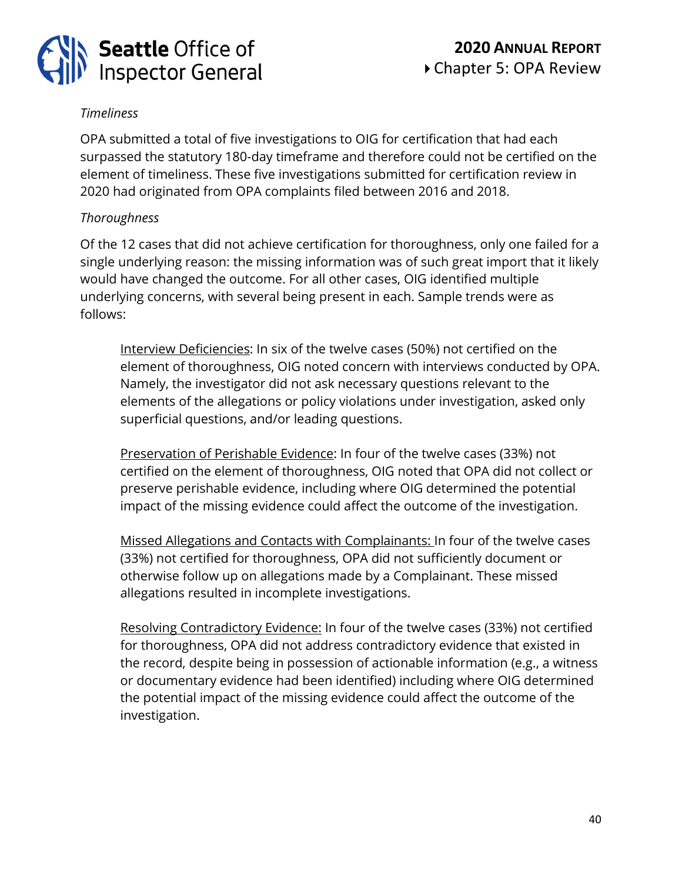*Timeliness*

OPA submitted a total of five investigations to OIG for certification that had each surpassed the statutory 180-day timeframe and therefore could not be certified on the element of timeliness. These five investigations submitted for certification review in 2020 had originated from OPA complaints filed between 2016 and 2018.

*Thoroughness*

Of the 12 cases that did not achieve certification for thoroughness, only one failed for a single underlying reason: the missing information was of such great import that it likely would have changed the outcome. For all other cases, OIG identified multiple underlying concerns, with several being present in each. Sample trends were as follows:

> <u>Interview Deficiencies</u>: In six of the twelve cases (50%) not certified on the element of thoroughness, OIG noted concern with interviews conducted by OPA. Namely, the investigator did not ask necessary questions relevant to the elements of the allegations or policy violations under investigation, asked only superficial questions, and/or leading questions.
>
> <u>Preservation of Perishable Evidence</u>: In four of the twelve cases (33%) not certified on the element of thoroughness, OIG noted that OPA did not collect or preserve perishable evidence, including where OIG determined the potential impact of the missing evidence could affect the outcome of the investigation.
>
> <u>Missed Allegations and Contacts with Complainants:</u> In four of the twelve cases (33%) not certified for thoroughness, OPA did not sufficiently document or otherwise follow up on allegations made by a Complainant. These missed allegations resulted in incomplete investigations.
>
> <u>Resolving Contradictory Evidence:</u> In four of the twelve cases (33%) not certified for thoroughness, OPA did not address contradictory evidence that existed in the record, despite being in possession of actionable information (e.g., a witness or documentary evidence had been identified) including where OIG determined the potential impact of the missing evidence could affect the outcome of the investigation.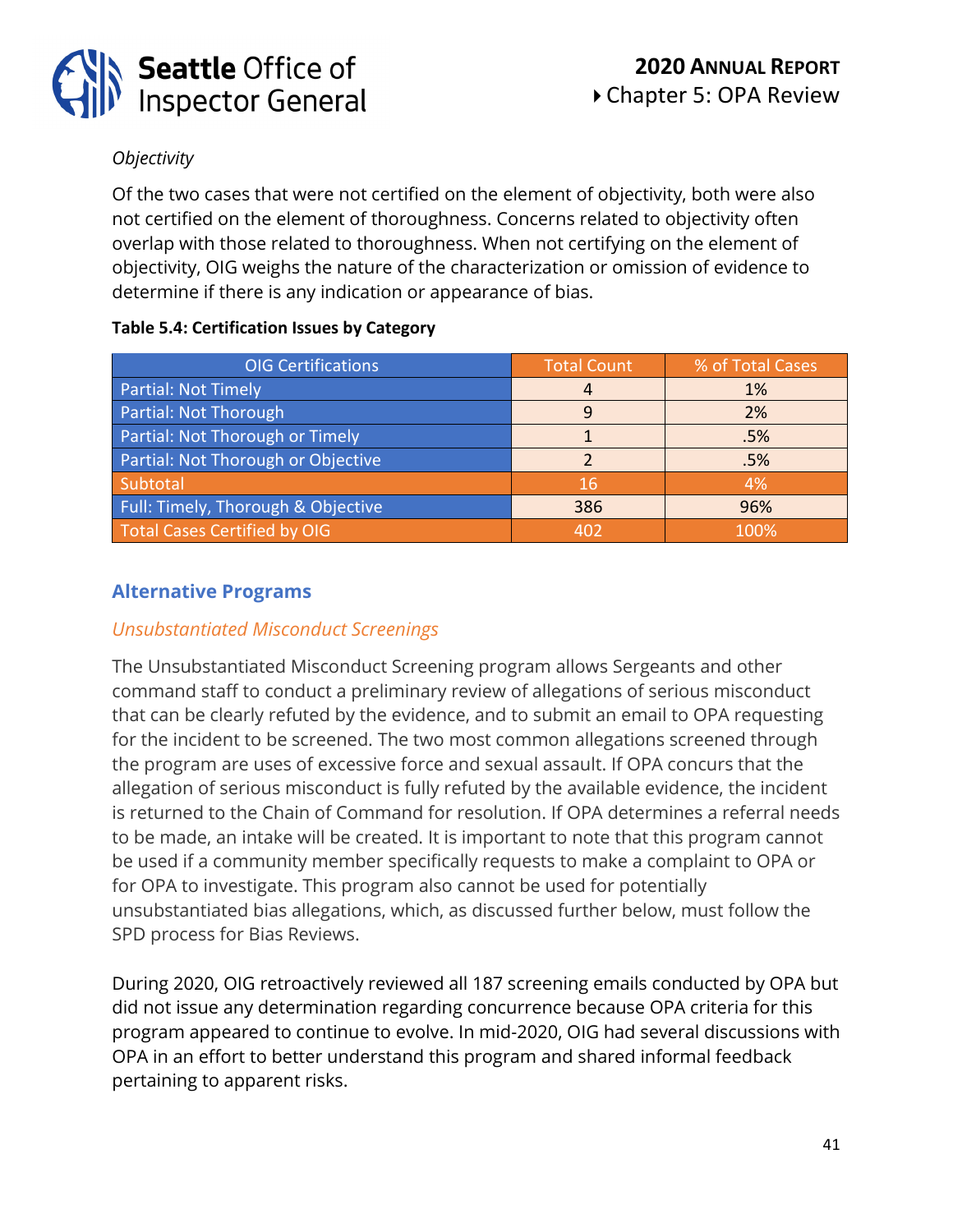*Objectivity*

Of the two cases that were not certified on the element of objectivity, both were also not certified on the element of thoroughness. Concerns related to objectivity often overlap with those related to thoroughness. When not certifying on the element of objectivity, OIG weighs the nature of the characterization or omission of evidence to determine if there is any indication or appearance of bias.

**Table 5.4: Certification Issues by Category**

| OIG Certifications | Total Count | % of Total Cases |
|---|---|---|
| Partial: Not Timely | 4 | 1% |
| Partial: Not Thorough | 9 | 2% |
| Partial: Not Thorough or Timely | 1 | .5% |
| Partial: Not Thorough or Objective | 2 | .5% |
| Subtotal | 16 | 4% |
| Full: Timely, Thorough & Objective | 386 | 96% |
| Total Cases Certified by OIG | 402 | 100% |

## Alternative Programs

### *Unsubstantiated Misconduct Screenings*

The Unsubstantiated Misconduct Screening program allows Sergeants and other command staff to conduct a preliminary review of allegations of serious misconduct that can be clearly refuted by the evidence, and to submit an email to OPA requesting for the incident to be screened. The two most common allegations screened through the program are uses of excessive force and sexual assault. If OPA concurs that the allegation of serious misconduct is fully refuted by the available evidence, the incident is returned to the Chain of Command for resolution. If OPA determines a referral needs to be made, an intake will be created. It is important to note that this program cannot be used if a community member specifically requests to make a complaint to OPA or for OPA to investigate. This program also cannot be used for potentially unsubstantiated bias allegations, which, as discussed further below, must follow the SPD process for Bias Reviews.

During 2020, OIG retroactively reviewed all 187 screening emails conducted by OPA but did not issue any determination regarding concurrence because OPA criteria for this program appeared to continue to evolve. In mid-2020, OIG had several discussions with OPA in an effort to better understand this program and shared informal feedback pertaining to apparent risks.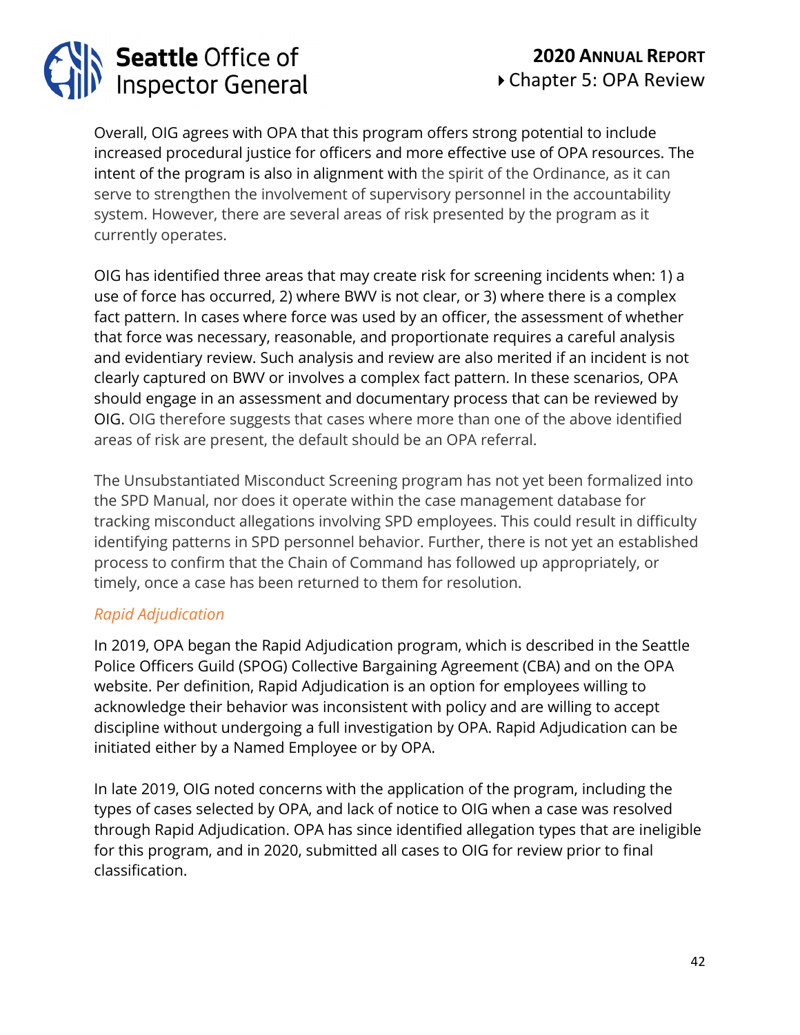Overall, OIG agrees with OPA that this program offers strong potential to include increased procedural justice for officers and more effective use of OPA resources. The intent of the program is also in alignment with the spirit of the Ordinance, as it can serve to strengthen the involvement of supervisory personnel in the accountability system. However, there are several areas of risk presented by the program as it currently operates.

OIG has identified three areas that may create risk for screening incidents when: 1) a use of force has occurred, 2) where BWV is not clear, or 3) where there is a complex fact pattern. In cases where force was used by an officer, the assessment of whether that force was necessary, reasonable, and proportionate requires a careful analysis and evidentiary review. Such analysis and review are also merited if an incident is not clearly captured on BWV or involves a complex fact pattern. In these scenarios, OPA should engage in an assessment and documentary process that can be reviewed by OIG. OIG therefore suggests that cases where more than one of the above identified areas of risk are present, the default should be an OPA referral.

The Unsubstantiated Misconduct Screening program has not yet been formalized into the SPD Manual, nor does it operate within the case management database for tracking misconduct allegations involving SPD employees. This could result in difficulty identifying patterns in SPD personnel behavior. Further, there is not yet an established process to confirm that the Chain of Command has followed up appropriately, or timely, once a case has been returned to them for resolution.

### *Rapid Adjudication*

In 2019, OPA began the Rapid Adjudication program, which is described in the Seattle Police Officers Guild (SPOG) Collective Bargaining Agreement (CBA) and on the OPA website. Per definition, Rapid Adjudication is an option for employees willing to acknowledge their behavior was inconsistent with policy and are willing to accept discipline without undergoing a full investigation by OPA. Rapid Adjudication can be initiated either by a Named Employee or by OPA.

In late 2019, OIG noted concerns with the application of the program, including the types of cases selected by OPA, and lack of notice to OIG when a case was resolved through Rapid Adjudication. OPA has since identified allegation types that are ineligible for this program, and in 2020, submitted all cases to OIG for review prior to final classification.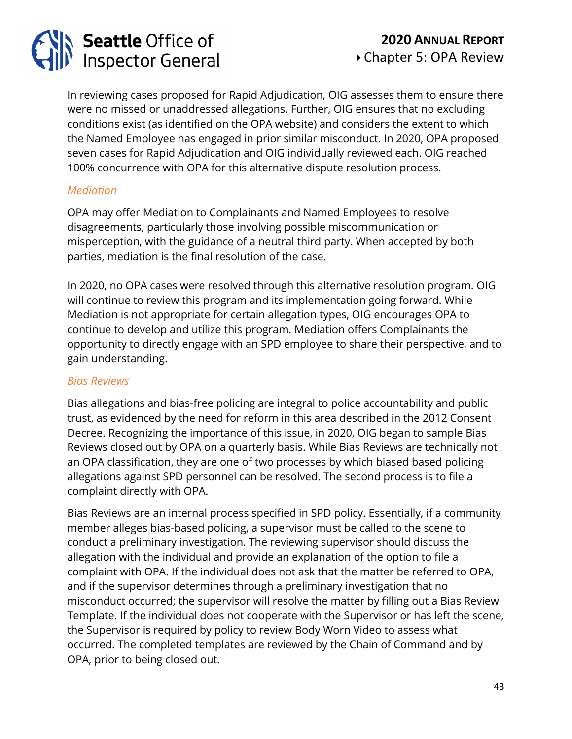In reviewing cases proposed for Rapid Adjudication, OIG assesses them to ensure there were no missed or unaddressed allegations. Further, OIG ensures that no excluding conditions exist (as identified on the OPA website) and considers the extent to which the Named Employee has engaged in prior similar misconduct. In 2020, OPA proposed seven cases for Rapid Adjudication and OIG individually reviewed each. OIG reached 100% concurrence with OPA for this alternative dispute resolution process.

### *Mediation*

OPA may offer Mediation to Complainants and Named Employees to resolve disagreements, particularly those involving possible miscommunication or misperception, with the guidance of a neutral third party. When accepted by both parties, mediation is the final resolution of the case.

In 2020, no OPA cases were resolved through this alternative resolution program. OIG will continue to review this program and its implementation going forward. While Mediation is not appropriate for certain allegation types, OIG encourages OPA to continue to develop and utilize this program. Mediation offers Complainants the opportunity to directly engage with an SPD employee to share their perspective, and to gain understanding.

### *Bias Reviews*

Bias allegations and bias-free policing are integral to police accountability and public trust, as evidenced by the need for reform in this area described in the 2012 Consent Decree. Recognizing the importance of this issue, in 2020, OIG began to sample Bias Reviews closed out by OPA on a quarterly basis. While Bias Reviews are technically not an OPA classification, they are one of two processes by which biased based policing allegations against SPD personnel can be resolved. The second process is to file a complaint directly with OPA.

Bias Reviews are an internal process specified in SPD policy. Essentially, if a community member alleges bias-based policing, a supervisor must be called to the scene to conduct a preliminary investigation. The reviewing supervisor should discuss the allegation with the individual and provide an explanation of the option to file a complaint with OPA. If the individual does not ask that the matter be referred to OPA, and if the supervisor determines through a preliminary investigation that no misconduct occurred; the supervisor will resolve the matter by filling out a Bias Review Template. If the individual does not cooperate with the Supervisor or has left the scene, the Supervisor is required by policy to review Body Worn Video to assess what occurred. The completed templates are reviewed by the Chain of Command and by OPA, prior to being closed out.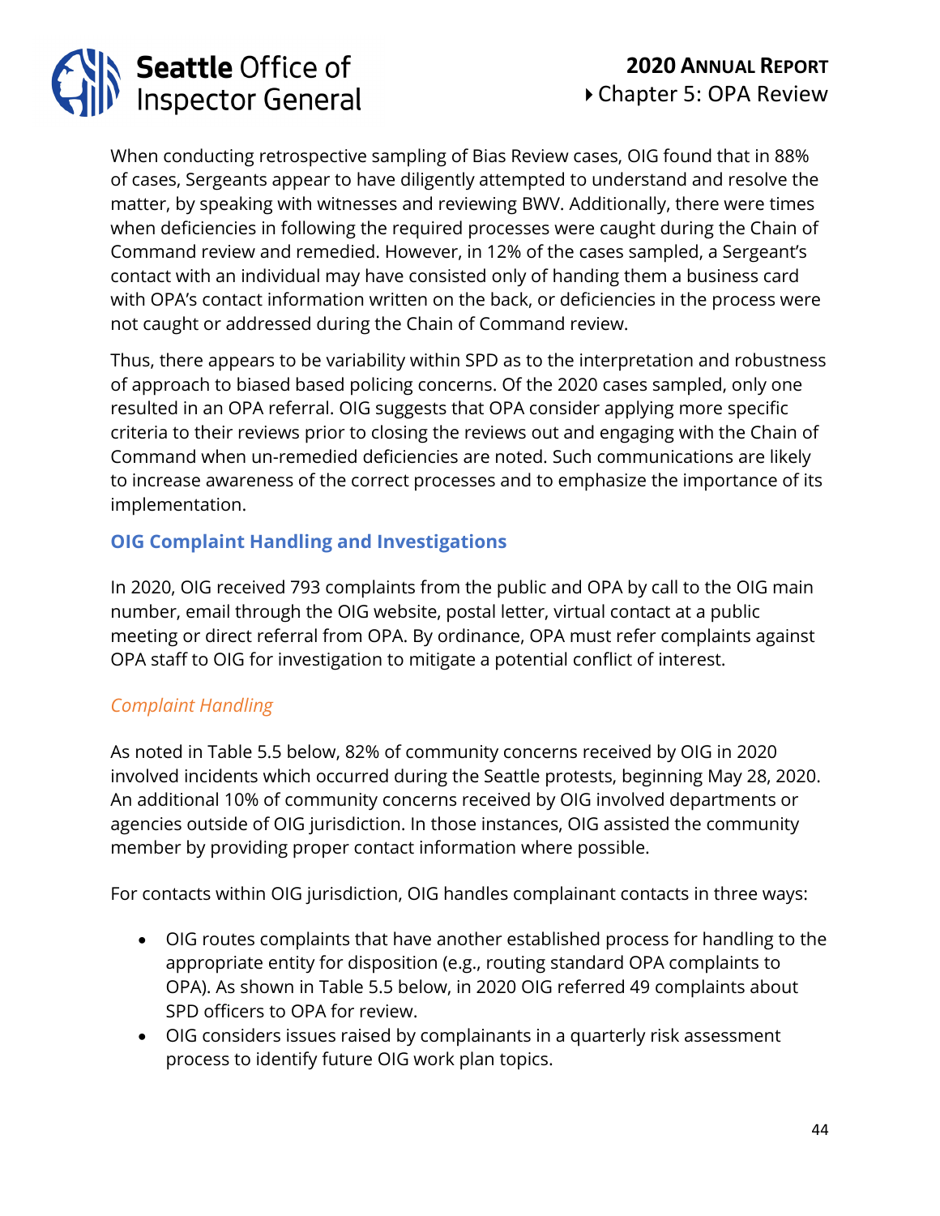When conducting retrospective sampling of Bias Review cases, OIG found that in 88% of cases, Sergeants appear to have diligently attempted to understand and resolve the matter, by speaking with witnesses and reviewing BWV. Additionally, there were times when deficiencies in following the required processes were caught during the Chain of Command review and remedied. However, in 12% of the cases sampled, a Sergeant's contact with an individual may have consisted only of handing them a business card with OPA's contact information written on the back, or deficiencies in the process were not caught or addressed during the Chain of Command review.

Thus, there appears to be variability within SPD as to the interpretation and robustness of approach to biased based policing concerns. Of the 2020 cases sampled, only one resulted in an OPA referral. OIG suggests that OPA consider applying more specific criteria to their reviews prior to closing the reviews out and engaging with the Chain of Command when un-remedied deficiencies are noted. Such communications are likely to increase awareness of the correct processes and to emphasize the importance of its implementation.

## OIG Complaint Handling and Investigations

In 2020, OIG received 793 complaints from the public and OPA by call to the OIG main number, email through the OIG website, postal letter, virtual contact at a public meeting or direct referral from OPA. By ordinance, OPA must refer complaints against OPA staff to OIG for investigation to mitigate a potential conflict of interest.

### *Complaint Handling*

As noted in Table 5.5 below, 82% of community concerns received by OIG in 2020 involved incidents which occurred during the Seattle protests, beginning May 28, 2020. An additional 10% of community concerns received by OIG involved departments or agencies outside of OIG jurisdiction. In those instances, OIG assisted the community member by providing proper contact information where possible.

For contacts within OIG jurisdiction, OIG handles complainant contacts in three ways:

- OIG routes complaints that have another established process for handling to the appropriate entity for disposition (e.g., routing standard OPA complaints to OPA). As shown in Table 5.5 below, in 2020 OIG referred 49 complaints about SPD officers to OPA for review.
- OIG considers issues raised by complainants in a quarterly risk assessment process to identify future OIG work plan topics.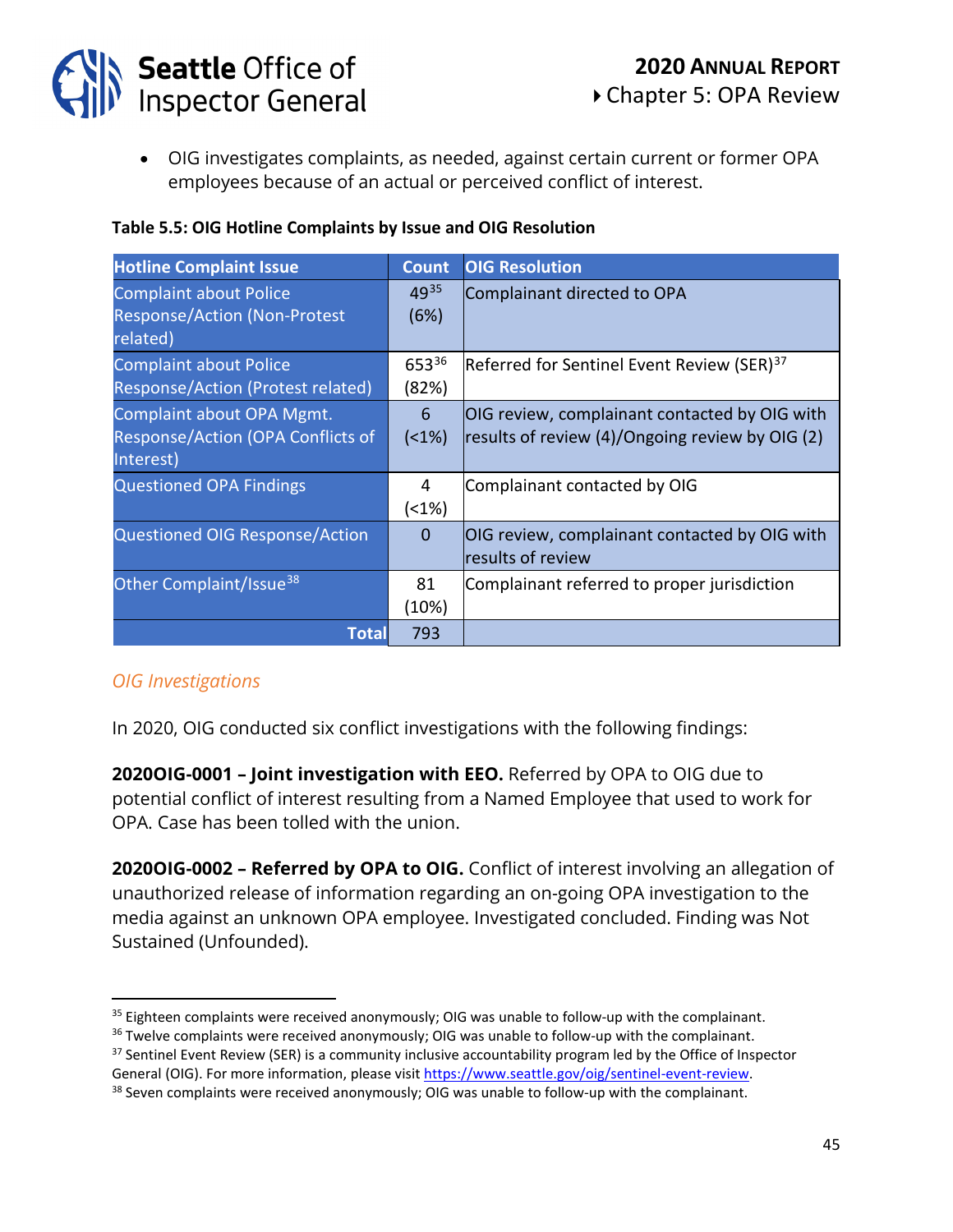- OIG investigates complaints, as needed, against certain current or former OPA employees because of an actual or perceived conflict of interest.

**Table 5.5: OIG Hotline Complaints by Issue and OIG Resolution**

| Hotline Complaint Issue | Count | OIG Resolution |
|---|---|---|
| Complaint about Police Response/Action (Non-Protest related) | 49[35] (6%) | Complainant directed to OPA |
| Complaint about Police Response/Action (Protest related) | 653[36] (82%) | Referred for Sentinel Event Review (SER)[37] |
| Complaint about OPA Mgmt. Response/Action (OPA Conflicts of Interest) | 6 (<1%) | OIG review, complainant contacted by OIG with results of review (4)/Ongoing review by OIG (2) |
| Questioned OPA Findings | 4 (<1%) | Complainant contacted by OIG |
| Questioned OIG Response/Action | 0 | OIG review, complainant contacted by OIG with results of review |
| Other Complaint/Issue[38] | 81 (10%) | Complainant referred to proper jurisdiction |
| **Total** | 793 | |

### *OIG Investigations*

In 2020, OIG conducted six conflict investigations with the following findings:

**2020OIG-0001 – Joint investigation with EEO.** Referred by OPA to OIG due to potential conflict of interest resulting from a Named Employee that used to work for OPA. Case has been tolled with the union.

**2020OIG-0002 – Referred by OPA to OIG.** Conflict of interest involving an allegation of unauthorized release of information regarding an on-going OPA investigation to the media against an unknown OPA employee. Investigated concluded. Finding was Not Sustained (Unfounded).

---

[35] Eighteen complaints were received anonymously; OIG was unable to follow-up with the complainant.

[36] Twelve complaints were received anonymously; OIG was unable to follow-up with the complainant.

[37] Sentinel Event Review (SER) is a community inclusive accountability program led by the Office of Inspector General (OIG). For more information, please visit https://www.seattle.gov/oig/sentinel-event-review.

[38] Seven complaints were received anonymously; OIG was unable to follow-up with the complainant.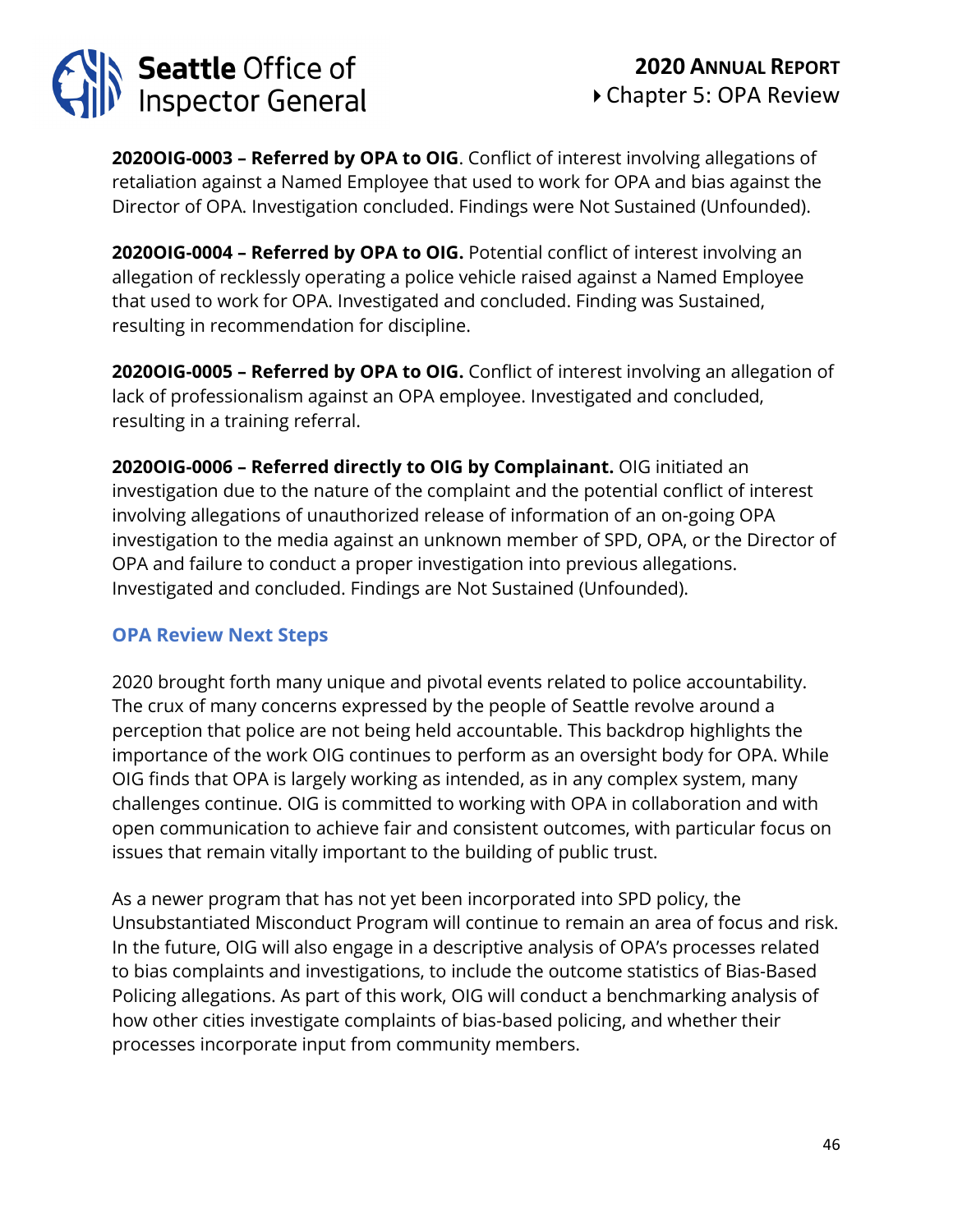**2020OIG-0003 – Referred by OPA to OIG**. Conflict of interest involving allegations of retaliation against a Named Employee that used to work for OPA and bias against the Director of OPA. Investigation concluded. Findings were Not Sustained (Unfounded).

**2020OIG-0004 – Referred by OPA to OIG.** Potential conflict of interest involving an allegation of recklessly operating a police vehicle raised against a Named Employee that used to work for OPA. Investigated and concluded. Finding was Sustained, resulting in recommendation for discipline.

**2020OIG-0005 – Referred by OPA to OIG.** Conflict of interest involving an allegation of lack of professionalism against an OPA employee. Investigated and concluded, resulting in a training referral.

**2020OIG-0006 – Referred directly to OIG by Complainant.** OIG initiated an investigation due to the nature of the complaint and the potential conflict of interest involving allegations of unauthorized release of information of an on-going OPA investigation to the media against an unknown member of SPD, OPA, or the Director of OPA and failure to conduct a proper investigation into previous allegations. Investigated and concluded. Findings are Not Sustained (Unfounded).

### OPA Review Next Steps

2020 brought forth many unique and pivotal events related to police accountability. The crux of many concerns expressed by the people of Seattle revolve around a perception that police are not being held accountable. This backdrop highlights the importance of the work OIG continues to perform as an oversight body for OPA. While OIG finds that OPA is largely working as intended, as in any complex system, many challenges continue. OIG is committed to working with OPA in collaboration and with open communication to achieve fair and consistent outcomes, with particular focus on issues that remain vitally important to the building of public trust.

As a newer program that has not yet been incorporated into SPD policy, the Unsubstantiated Misconduct Program will continue to remain an area of focus and risk. In the future, OIG will also engage in a descriptive analysis of OPA's processes related to bias complaints and investigations, to include the outcome statistics of Bias-Based Policing allegations. As part of this work, OIG will conduct a benchmarking analysis of how other cities investigate complaints of bias-based policing, and whether their processes incorporate input from community members.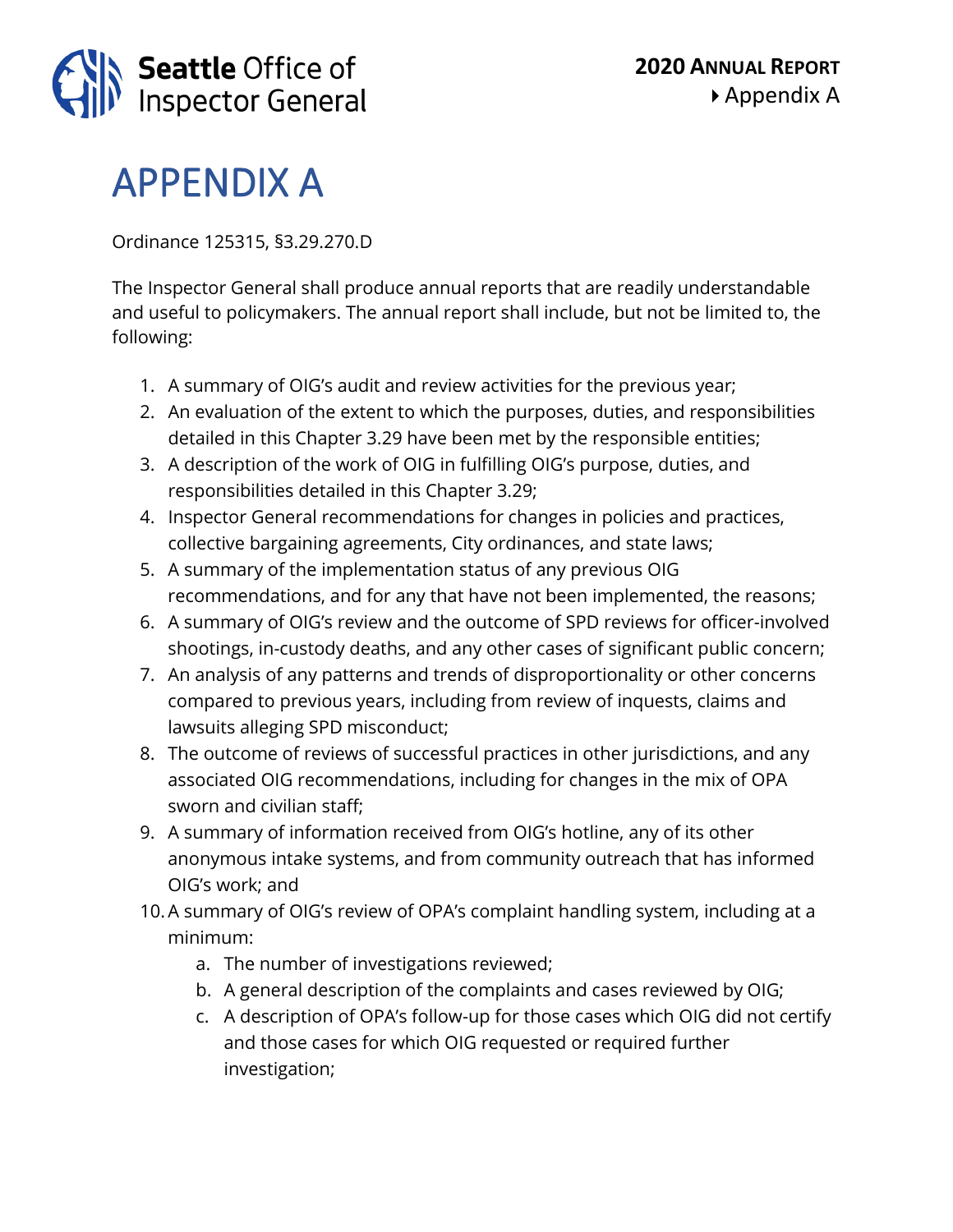# APPENDIX A

Ordinance 125315, §3.29.270.D

The Inspector General shall produce annual reports that are readily understandable and useful to policymakers. The annual report shall include, but not be limited to, the following:

1. A summary of OIG's audit and review activities for the previous year;
2. An evaluation of the extent to which the purposes, duties, and responsibilities detailed in this Chapter 3.29 have been met by the responsible entities;
3. A description of the work of OIG in fulfilling OIG's purpose, duties, and responsibilities detailed in this Chapter 3.29;
4. Inspector General recommendations for changes in policies and practices, collective bargaining agreements, City ordinances, and state laws;
5. A summary of the implementation status of any previous OIG recommendations, and for any that have not been implemented, the reasons;
6. A summary of OIG's review and the outcome of SPD reviews for officer-involved shootings, in-custody deaths, and any other cases of significant public concern;
7. An analysis of any patterns and trends of disproportionality or other concerns compared to previous years, including from review of inquests, claims and lawsuits alleging SPD misconduct;
8. The outcome of reviews of successful practices in other jurisdictions, and any associated OIG recommendations, including for changes in the mix of OPA sworn and civilian staff;
9. A summary of information received from OIG's hotline, any of its other anonymous intake systems, and from community outreach that has informed OIG's work; and
10. A summary of OIG's review of OPA's complaint handling system, including at a minimum:
    a. The number of investigations reviewed;
    b. A general description of the complaints and cases reviewed by OIG;
    c. A description of OPA's follow-up for those cases which OIG did not certify and those cases for which OIG requested or required further investigation;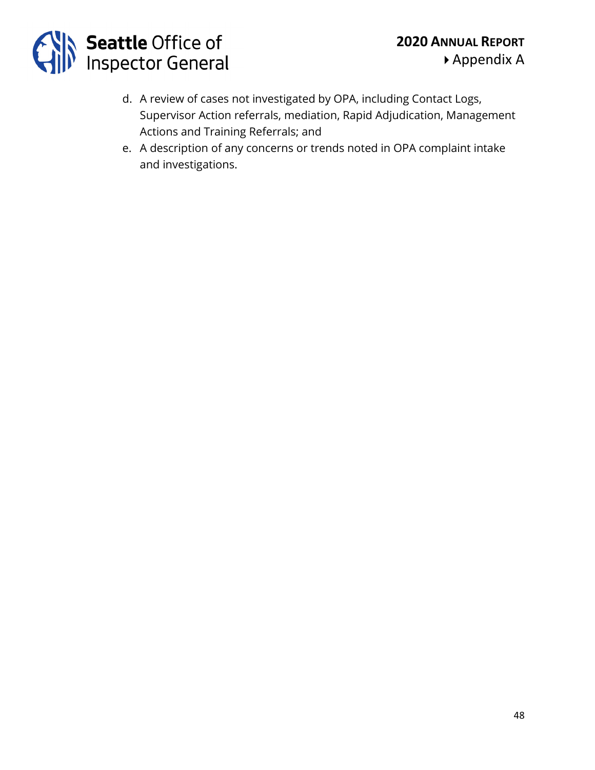d. A review of cases not investigated by OPA, including Contact Logs, Supervisor Action referrals, mediation, Rapid Adjudication, Management Actions and Training Referrals; and
e. A description of any concerns or trends noted in OPA complaint intake and investigations.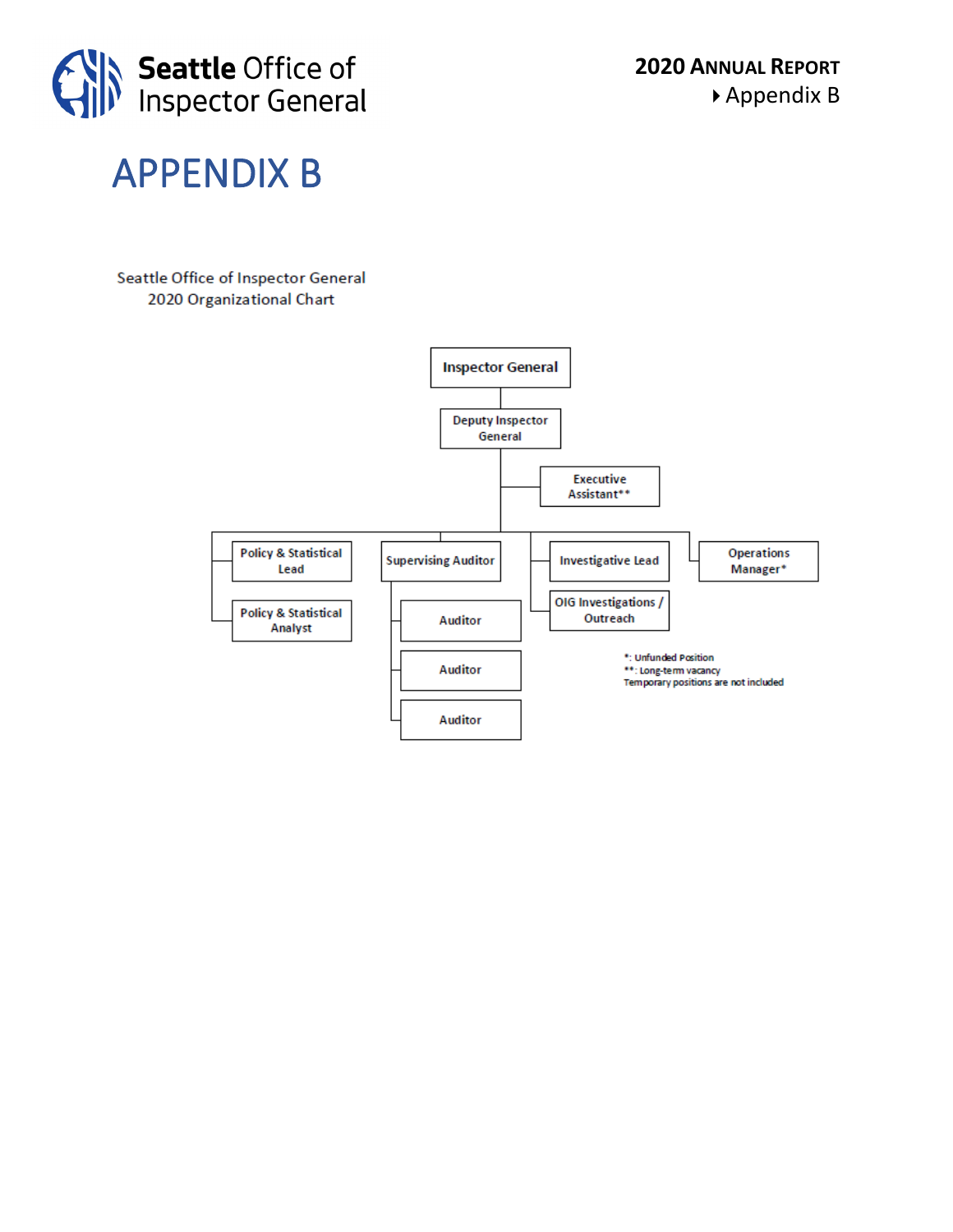# APPENDIX B

Seattle Office of Inspector General
2020 Organizational Chart

Inspector General

Deputy Inspector General

Executive Assistant**

Policy & Statistical Lead

Policy & Statistical Analyst

Supervising Auditor

Auditor

Auditor

Auditor

Investigative Lead

OIG Investigations / Outreach

Operations Manager*

*: Unfunded Position
**: Long-term vacancy
Temporary positions are not included